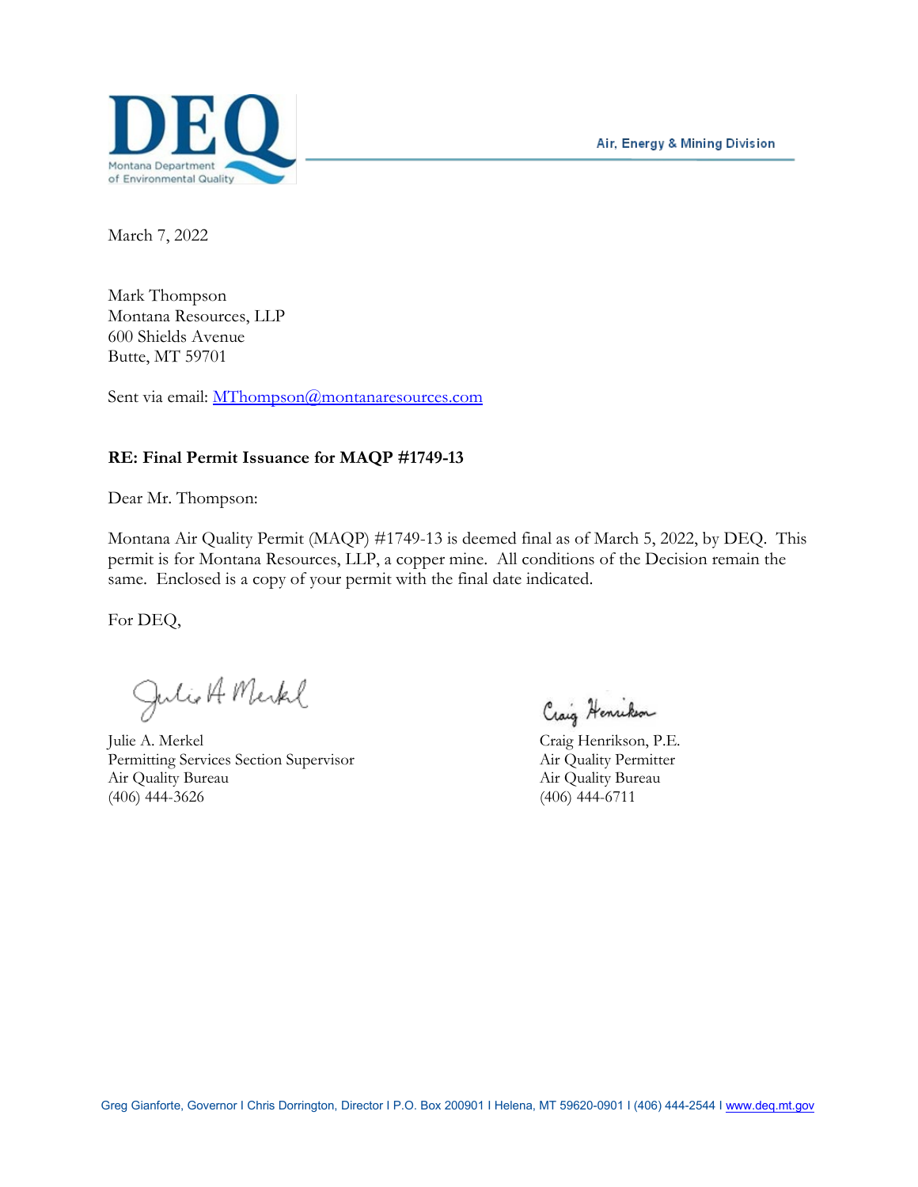DEQ

Montana Department of Environmental Quality

Air, Energy & Mining Division

March 7, 2022

Mark Thompson
Montana Resources, LLP
600 Shields Avenue
Butte, MT 59701

Sent via email: MThompson@montanaresources.com

**RE: Final Permit Issuance for MAQP #1749-13**

Dear Mr. Thompson:

Montana Air Quality Permit (MAQP) #1749-13 is deemed final as of March 5, 2022, by DEQ. This permit is for Montana Resources, LLP, a copper mine. All conditions of the Decision remain the same. Enclosed is a copy of your permit with the final date indicated.

For DEQ,

Julie A. Merkel
Permitting Services Section Supervisor
Air Quality Bureau
(406) 444-3626

Craig Henrikson, P.E.
Air Quality Permitter
Air Quality Bureau
(406) 444-6711

Greg Gianforte, Governor I Chris Dorrington, Director I P.O. Box 200901 I Helena, MT 59620-0901 I (406) 444-2544 I www.deq.mt.gov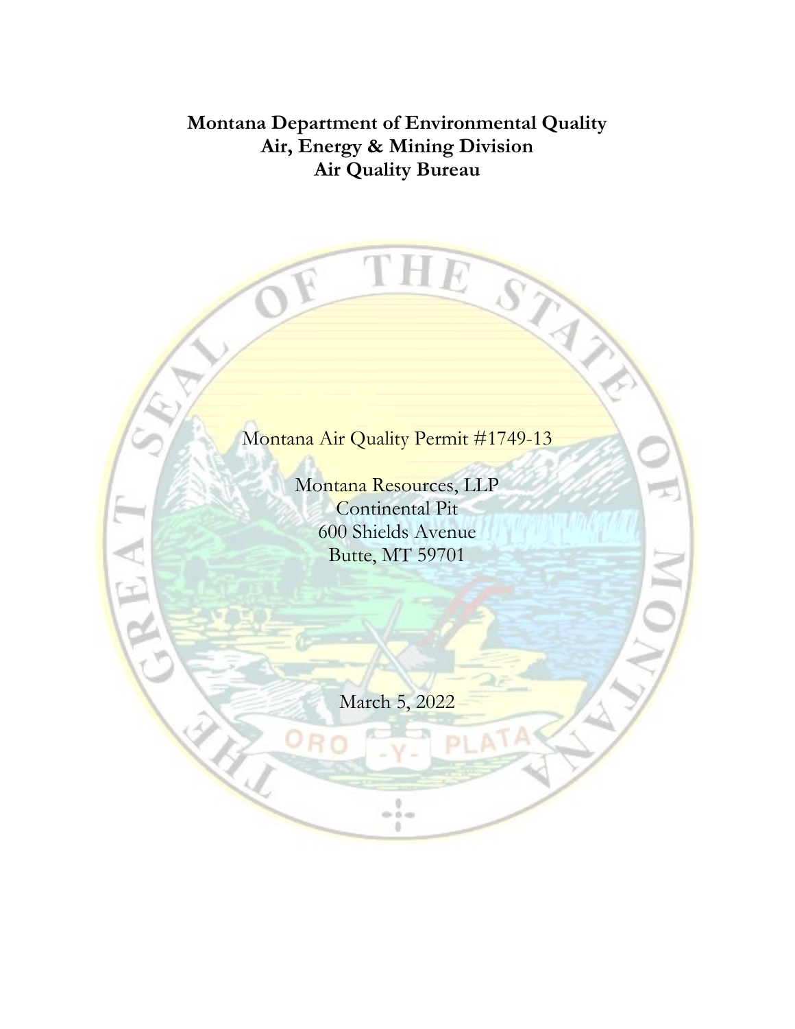**Montana Department of Environmental Quality**
**Air, Energy & Mining Division**
**Air Quality Bureau**

Montana Air Quality Permit #1749-13

Montana Resources, LLP
Continental Pit
600 Shields Avenue
Butte, MT 59701

March 5, 2022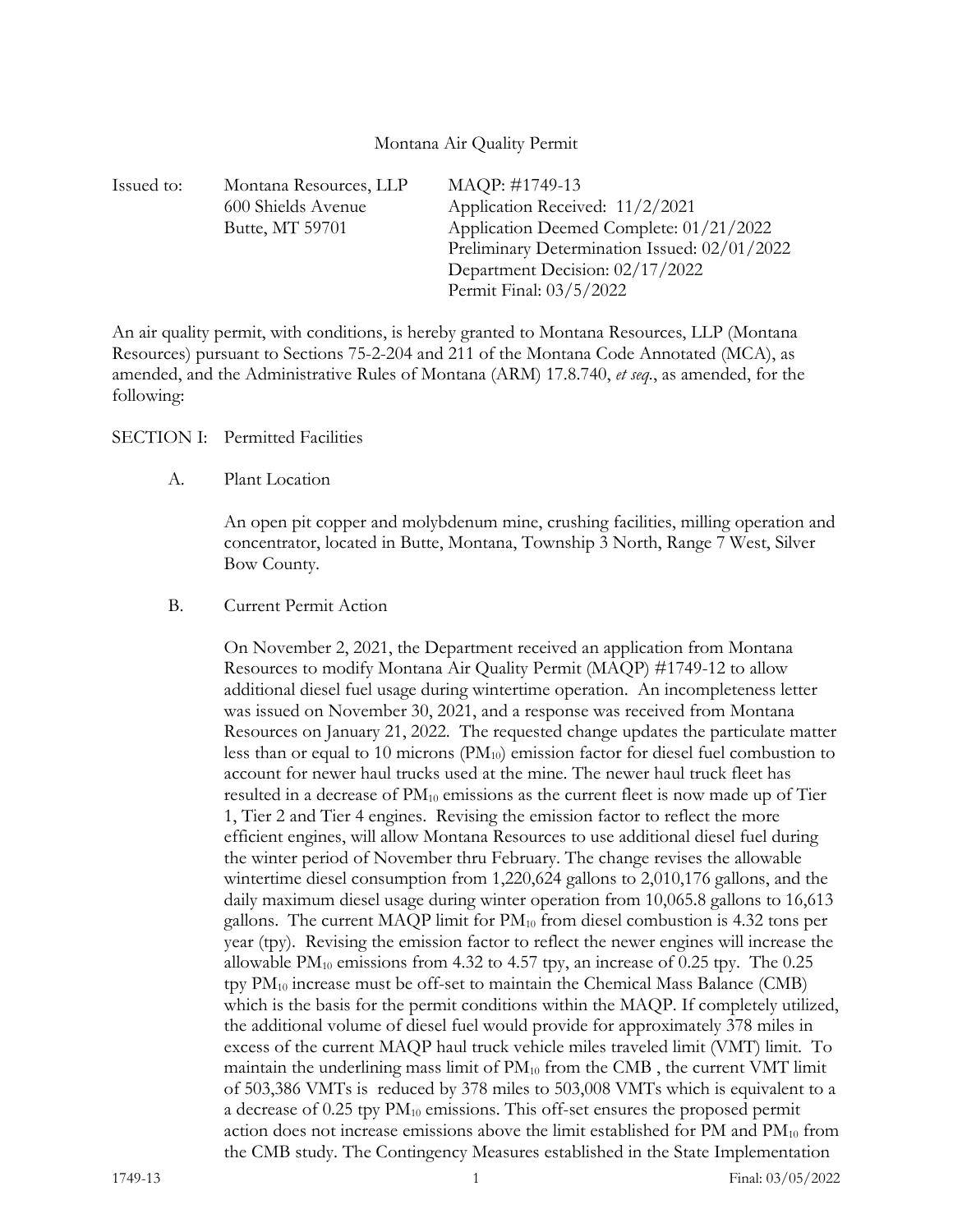Montana Air Quality Permit

Issued to: Montana Resources, LLP
600 Shields Avenue
Butte, MT 59701

MAQP: #1749-13
Application Received: 11/2/2021
Application Deemed Complete: 01/21/2022
Preliminary Determination Issued: 02/01/2022
Department Decision: 02/17/2022
Permit Final: 03/5/2022

An air quality permit, with conditions, is hereby granted to Montana Resources, LLP (Montana Resources) pursuant to Sections 75-2-204 and 211 of the Montana Code Annotated (MCA), as amended, and the Administrative Rules of Montana (ARM) 17.8.740, *et seq.*, as amended, for the following:

SECTION I: Permitted Facilities

A. Plant Location

An open pit copper and molybdenum mine, crushing facilities, milling operation and concentrator, located in Butte, Montana, Township 3 North, Range 7 West, Silver Bow County.

B. Current Permit Action

On November 2, 2021, the Department received an application from Montana Resources to modify Montana Air Quality Permit (MAQP) #1749-12 to allow additional diesel fuel usage during wintertime operation. An incompleteness letter was issued on November 30, 2021, and a response was received from Montana Resources on January 21, 2022. The requested change updates the particulate matter less than or equal to 10 microns ($PM_{10}$) emission factor for diesel fuel combustion to account for newer haul trucks used at the mine. The newer haul truck fleet has resulted in a decrease of $PM_{10}$ emissions as the current fleet is now made up of Tier 1, Tier 2 and Tier 4 engines. Revising the emission factor to reflect the more efficient engines, will allow Montana Resources to use additional diesel fuel during the winter period of November thru February. The change revises the allowable wintertime diesel consumption from 1,220,624 gallons to 2,010,176 gallons, and the daily maximum diesel usage during winter operation from 10,065.8 gallons to 16,613 gallons. The current MAQP limit for $PM_{10}$ from diesel combustion is 4.32 tons per year (tpy). Revising the emission factor to reflect the newer engines will increase the allowable $PM_{10}$ emissions from 4.32 to 4.57 tpy, an increase of 0.25 tpy. The 0.25 tpy $PM_{10}$ increase must be off-set to maintain the Chemical Mass Balance (CMB) which is the basis for the permit conditions within the MAQP. If completely utilized, the additional volume of diesel fuel would provide for approximately 378 miles in excess of the current MAQP haul truck vehicle miles traveled limit (VMT) limit. To maintain the underlining mass limit of $PM_{10}$ from the CMB , the current VMT limit of 503,386 VMTs is reduced by 378 miles to 503,008 VMTs which is equivalent to a a decrease of 0.25 tpy $PM_{10}$ emissions. This off-set ensures the proposed permit action does not increase emissions above the limit established for PM and $PM_{10}$ from the CMB study. The Contingency Measures established in the State Implementation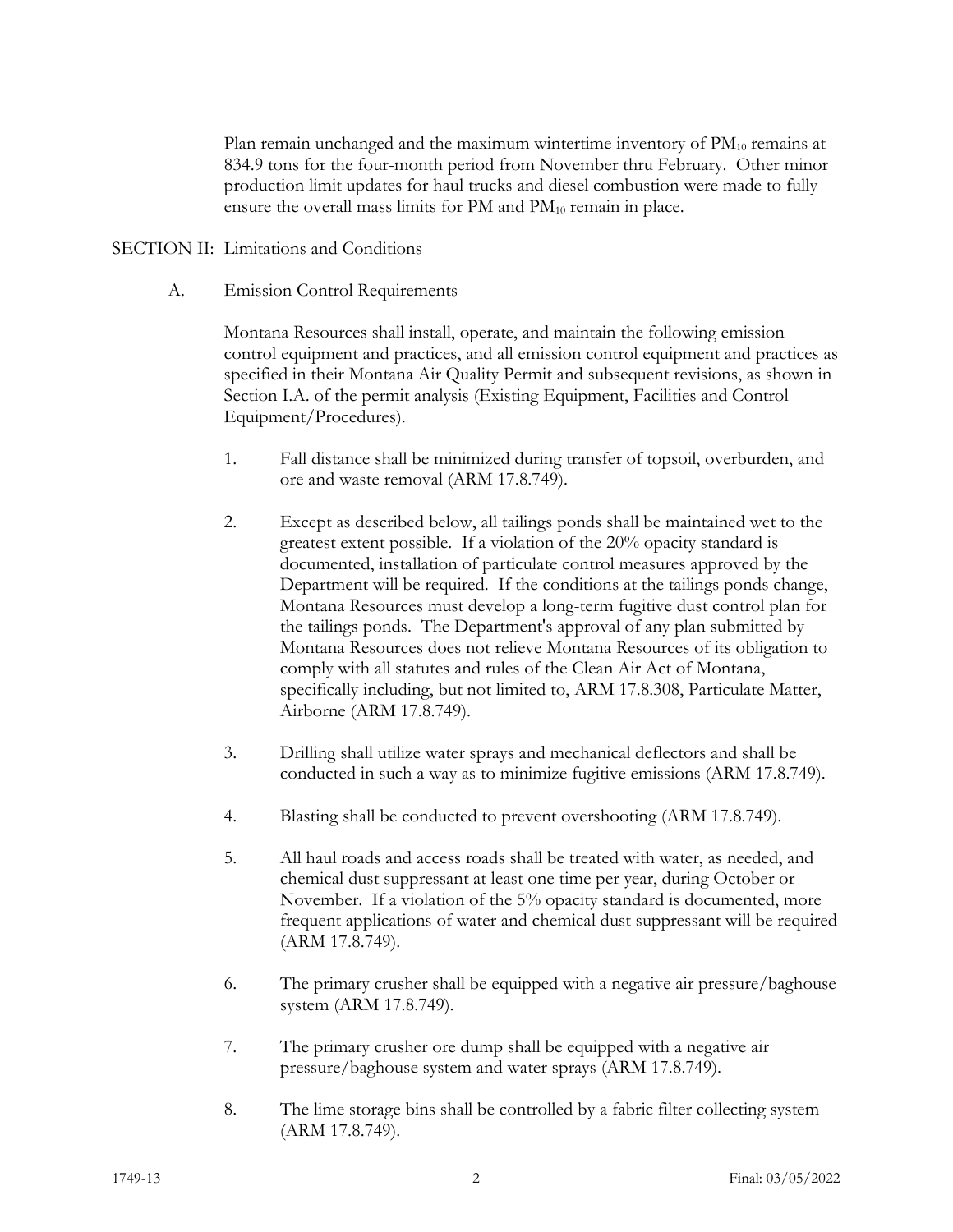Plan remain unchanged and the maximum wintertime inventory of $PM_{10}$ remains at 834.9 tons for the four-month period from November thru February. Other minor production limit updates for haul trucks and diesel combustion were made to fully ensure the overall mass limits for PM and $PM_{10}$ remain in place.

## SECTION II: Limitations and Conditions

### A. Emission Control Requirements

Montana Resources shall install, operate, and maintain the following emission control equipment and practices, and all emission control equipment and practices as specified in their Montana Air Quality Permit and subsequent revisions, as shown in Section I.A. of the permit analysis (Existing Equipment, Facilities and Control Equipment/Procedures).

1. Fall distance shall be minimized during transfer of topsoil, overburden, and ore and waste removal (ARM 17.8.749).

2. Except as described below, all tailings ponds shall be maintained wet to the greatest extent possible. If a violation of the 20% opacity standard is documented, installation of particulate control measures approved by the Department will be required. If the conditions at the tailings ponds change, Montana Resources must develop a long-term fugitive dust control plan for the tailings ponds. The Department's approval of any plan submitted by Montana Resources does not relieve Montana Resources of its obligation to comply with all statutes and rules of the Clean Air Act of Montana, specifically including, but not limited to, ARM 17.8.308, Particulate Matter, Airborne (ARM 17.8.749).

3. Drilling shall utilize water sprays and mechanical deflectors and shall be conducted in such a way as to minimize fugitive emissions (ARM 17.8.749).

4. Blasting shall be conducted to prevent overshooting (ARM 17.8.749).

5. All haul roads and access roads shall be treated with water, as needed, and chemical dust suppressant at least one time per year, during October or November. If a violation of the 5% opacity standard is documented, more frequent applications of water and chemical dust suppressant will be required (ARM 17.8.749).

6. The primary crusher shall be equipped with a negative air pressure/baghouse system (ARM 17.8.749).

7. The primary crusher ore dump shall be equipped with a negative air pressure/baghouse system and water sprays (ARM 17.8.749).

8. The lime storage bins shall be controlled by a fabric filter collecting system (ARM 17.8.749).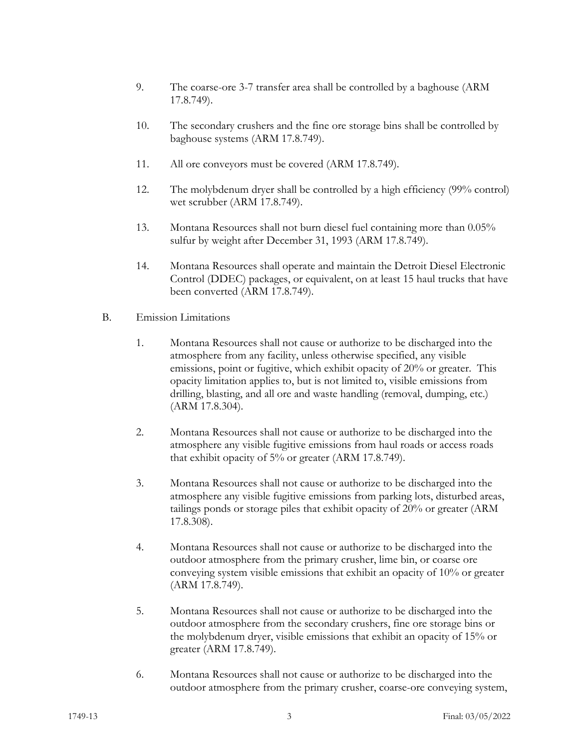9. The coarse-ore 3-7 transfer area shall be controlled by a baghouse (ARM 17.8.749).

10. The secondary crushers and the fine ore storage bins shall be controlled by baghouse systems (ARM 17.8.749).

11. All ore conveyors must be covered (ARM 17.8.749).

12. The molybdenum dryer shall be controlled by a high efficiency (99% control) wet scrubber (ARM 17.8.749).

13. Montana Resources shall not burn diesel fuel containing more than 0.05% sulfur by weight after December 31, 1993 (ARM 17.8.749).

14. Montana Resources shall operate and maintain the Detroit Diesel Electronic Control (DDEC) packages, or equivalent, on at least 15 haul trucks that have been converted (ARM 17.8.749).

B. Emission Limitations

1. Montana Resources shall not cause or authorize to be discharged into the atmosphere from any facility, unless otherwise specified, any visible emissions, point or fugitive, which exhibit opacity of 20% or greater. This opacity limitation applies to, but is not limited to, visible emissions from drilling, blasting, and all ore and waste handling (removal, dumping, etc.) (ARM 17.8.304).

2. Montana Resources shall not cause or authorize to be discharged into the atmosphere any visible fugitive emissions from haul roads or access roads that exhibit opacity of 5% or greater (ARM 17.8.749).

3. Montana Resources shall not cause or authorize to be discharged into the atmosphere any visible fugitive emissions from parking lots, disturbed areas, tailings ponds or storage piles that exhibit opacity of 20% or greater (ARM 17.8.308).

4. Montana Resources shall not cause or authorize to be discharged into the outdoor atmosphere from the primary crusher, lime bin, or coarse ore conveying system visible emissions that exhibit an opacity of 10% or greater (ARM 17.8.749).

5. Montana Resources shall not cause or authorize to be discharged into the outdoor atmosphere from the secondary crushers, fine ore storage bins or the molybdenum dryer, visible emissions that exhibit an opacity of 15% or greater (ARM 17.8.749).

6. Montana Resources shall not cause or authorize to be discharged into the outdoor atmosphere from the primary crusher, coarse-ore conveying system,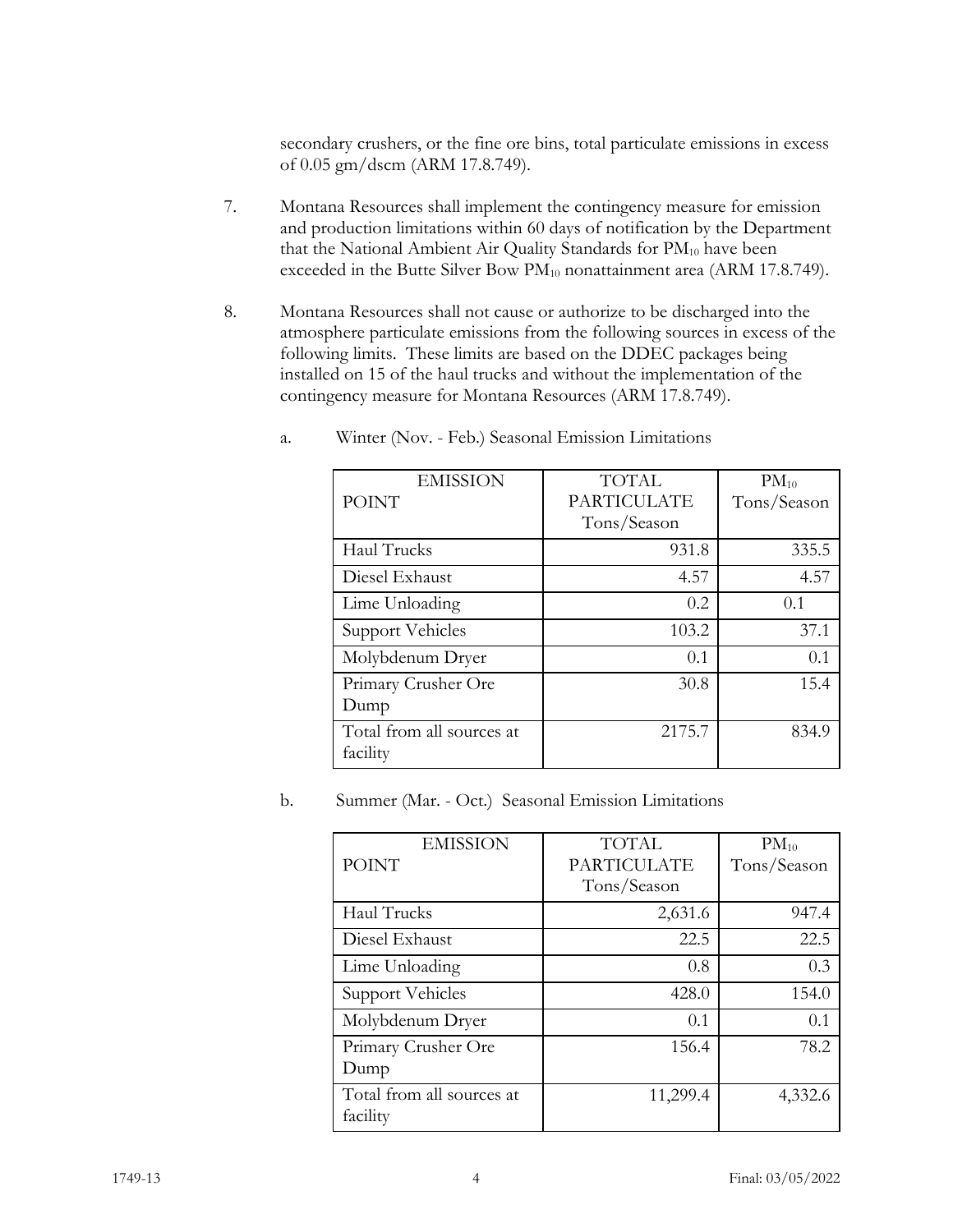secondary crushers, or the fine ore bins, total particulate emissions in excess of 0.05 gm/dscm (ARM 17.8.749).

7. Montana Resources shall implement the contingency measure for emission and production limitations within 60 days of notification by the Department that the National Ambient Air Quality Standards for $PM_{10}$ have been exceeded in the Butte Silver Bow $PM_{10}$ nonattainment area (ARM 17.8.749).

8. Montana Resources shall not cause or authorize to be discharged into the atmosphere particulate emissions from the following sources in excess of the following limits. These limits are based on the DDEC packages being installed on 15 of the haul trucks and without the implementation of the contingency measure for Montana Resources (ARM 17.8.749).

   a. Winter (Nov. - Feb.) Seasonal Emission Limitations

| EMISSION POINT | TOTAL PARTICULATE Tons/Season | $PM_{10}$ Tons/Season |
|---|---|---|
| Haul Trucks | 931.8 | 335.5 |
| Diesel Exhaust | 4.57 | 4.57 |
| Lime Unloading | 0.2 | 0.1 |
| Support Vehicles | 103.2 | 37.1 |
| Molybdenum Dryer | 0.1 | 0.1 |
| Primary Crusher Ore Dump | 30.8 | 15.4 |
| Total from all sources at facility | 2175.7 | 834.9 |

   b. Summer (Mar. - Oct.) Seasonal Emission Limitations

| EMISSION POINT | TOTAL PARTICULATE Tons/Season | $PM_{10}$ Tons/Season |
|---|---|---|
| Haul Trucks | 2,631.6 | 947.4 |
| Diesel Exhaust | 22.5 | 22.5 |
| Lime Unloading | 0.8 | 0.3 |
| Support Vehicles | 428.0 | 154.0 |
| Molybdenum Dryer | 0.1 | 0.1 |
| Primary Crusher Ore Dump | 156.4 | 78.2 |
| Total from all sources at facility | 11,299.4 | 4,332.6 |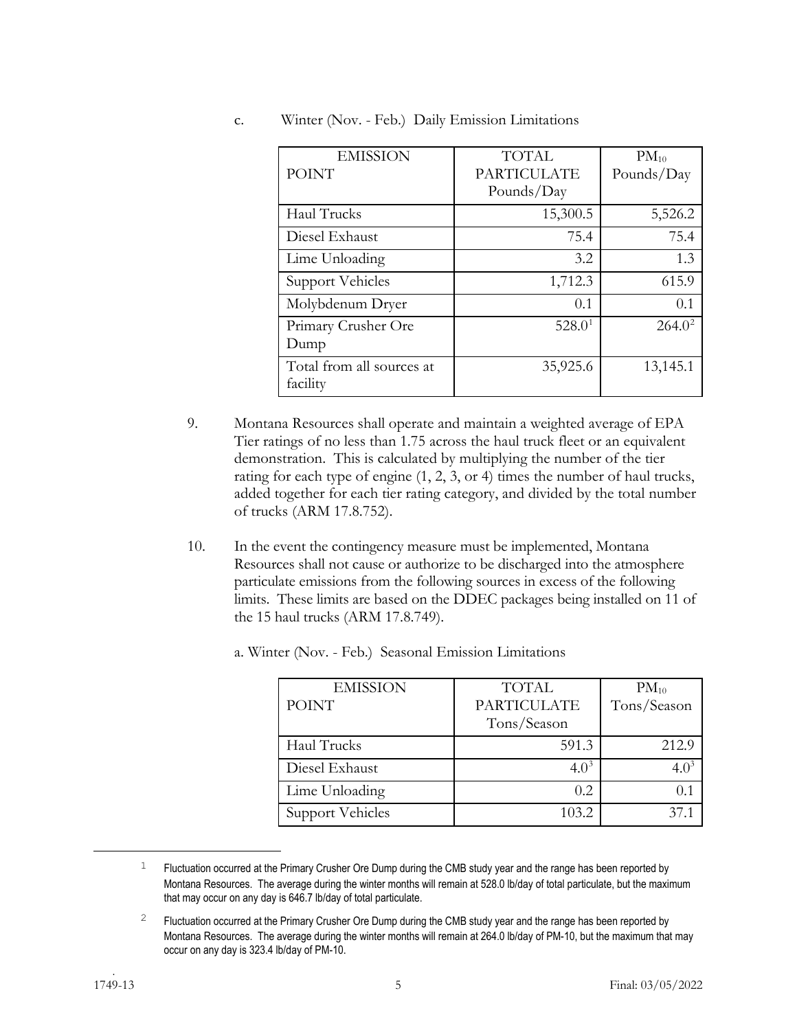c. Winter (Nov. - Feb.) Daily Emission Limitations

| EMISSION POINT | TOTAL PARTICULATE Pounds/Day | $PM_{10}$ Pounds/Day |
|---|---|---|
| Haul Trucks | 15,300.5 | 5,526.2 |
| Diesel Exhaust | 75.4 | 75.4 |
| Lime Unloading | 3.2 | 1.3 |
| Support Vehicles | 1,712.3 | 615.9 |
| Molybdenum Dryer | 0.1 | 0.1 |
| Primary Crusher Ore Dump | 528.0[1] | 264.0[2] |
| Total from all sources at facility | 35,925.6 | 13,145.1 |

9. Montana Resources shall operate and maintain a weighted average of EPA Tier ratings of no less than 1.75 across the haul truck fleet or an equivalent demonstration. This is calculated by multiplying the number of the tier rating for each type of engine (1, 2, 3, or 4) times the number of haul trucks, added together for each tier rating category, and divided by the total number of trucks (ARM 17.8.752).

10. In the event the contingency measure must be implemented, Montana Resources shall not cause or authorize to be discharged into the atmosphere particulate emissions from the following sources in excess of the following limits. These limits are based on the DDEC packages being installed on 11 of the 15 haul trucks (ARM 17.8.749).

a. Winter (Nov. - Feb.) Seasonal Emission Limitations

| EMISSION POINT | TOTAL PARTICULATE Tons/Season | $PM_{10}$ Tons/Season |
|---|---|---|
| Haul Trucks | 591.3 | 212.9 |
| Diesel Exhaust | 4.0[3] | 4.0[3] |
| Lime Unloading | 0.2 | 0.1 |
| Support Vehicles | 103.2 | 37.1 |

[1] Fluctuation occurred at the Primary Crusher Ore Dump during the CMB study year and the range has been reported by Montana Resources. The average during the winter months will remain at 528.0 lb/day of total particulate, but the maximum that may occur on any day is 646.7 lb/day of total particulate.

[2] Fluctuation occurred at the Primary Crusher Ore Dump during the CMB study year and the range has been reported by Montana Resources. The average during the winter months will remain at 264.0 lb/day of PM-10, but the maximum that may occur on any day is 323.4 lb/day of PM-10.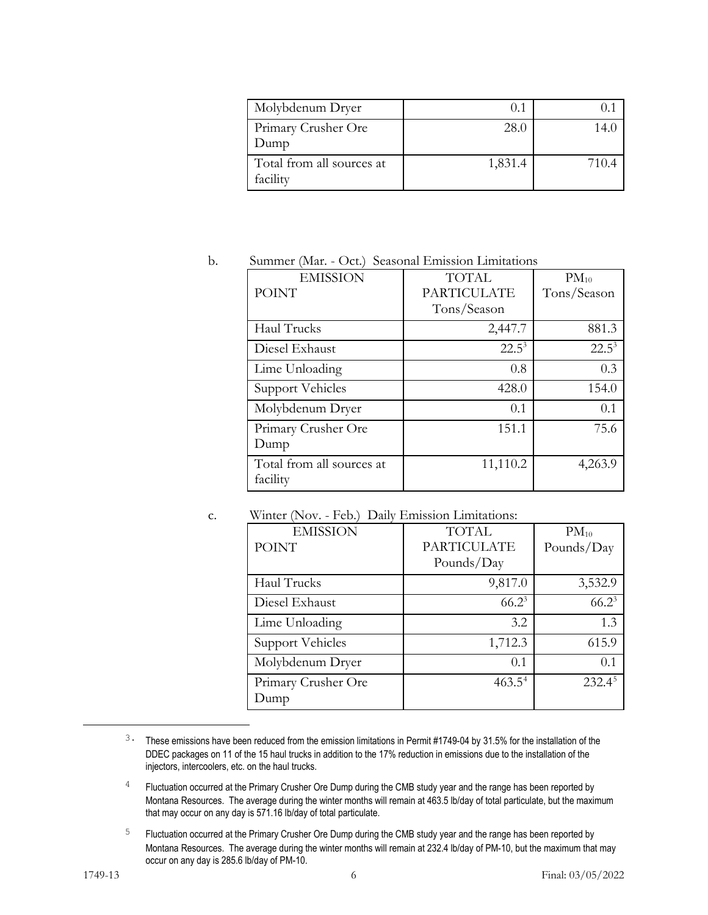| Molybdenum Dryer | 0.1 | 0.1 |
|---|---|---|
| Primary Crusher Ore Dump | 28.0 | 14.0 |
| Total from all sources at facility | 1,831.4 | 710.4 |

b. Summer (Mar. - Oct.) Seasonal Emission Limitations

| EMISSION POINT | TOTAL PARTICULATE Tons/Season | $PM_{10}$ Tons/Season |
|---|---|---|
| Haul Trucks | 2,447.7 | 881.3 |
| Diesel Exhaust | 22.5[3] | 22.5[3] |
| Lime Unloading | 0.8 | 0.3 |
| Support Vehicles | 428.0 | 154.0 |
| Molybdenum Dryer | 0.1 | 0.1 |
| Primary Crusher Ore Dump | 151.1 | 75.6 |
| Total from all sources at facility | 11,110.2 | 4,263.9 |

c. Winter (Nov. - Feb.) Daily Emission Limitations:

| EMISSION POINT | TOTAL PARTICULATE Pounds/Day | $PM_{10}$ Pounds/Day |
|---|---|---|
| Haul Trucks | 9,817.0 | 3,532.9 |
| Diesel Exhaust | 66.2[3] | 66.2[3] |
| Lime Unloading | 3.2 | 1.3 |
| Support Vehicles | 1,712.3 | 615.9 |
| Molybdenum Dryer | 0.1 | 0.1 |
| Primary Crusher Ore Dump | 463.5[4] | 232.4[5] |

[3] These emissions have been reduced from the emission limitations in Permit #1749-04 by 31.5% for the installation of the DDEC packages on 11 of the 15 haul trucks in addition to the 17% reduction in emissions due to the installation of the injectors, intercoolers, etc. on the haul trucks.

[4] Fluctuation occurred at the Primary Crusher Ore Dump during the CMB study year and the range has been reported by Montana Resources. The average during the winter months will remain at 463.5 lb/day of total particulate, but the maximum that may occur on any day is 571.16 lb/day of total particulate.

[5] Fluctuation occurred at the Primary Crusher Ore Dump during the CMB study year and the range has been reported by Montana Resources. The average during the winter months will remain at 232.4 lb/day of PM-10, but the maximum that may occur on any day is 285.6 lb/day of PM-10.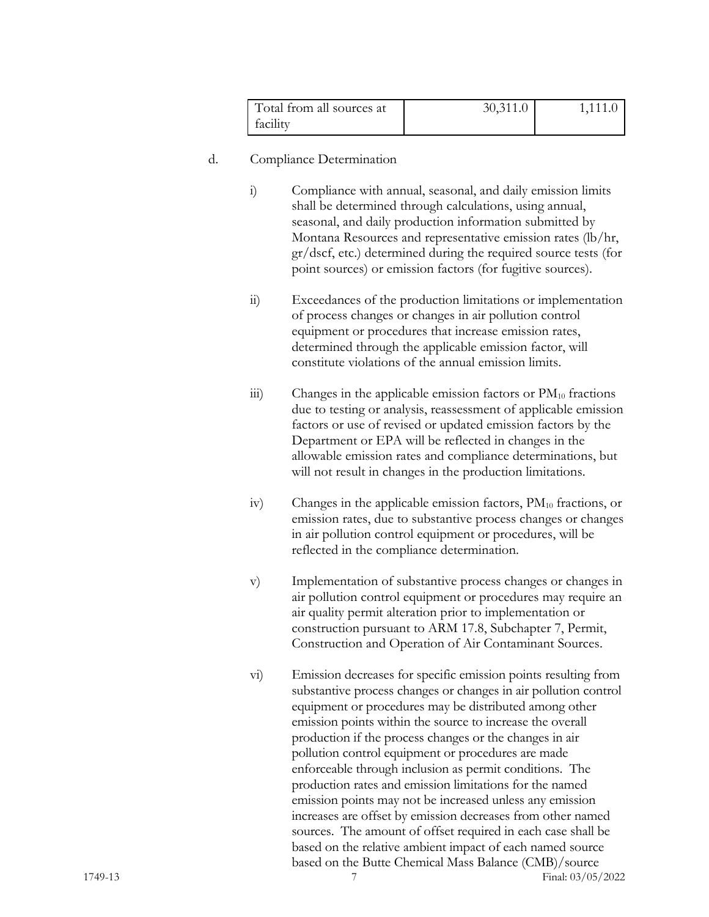| Total from all sources at facility | 30,311.0 | 1,111.0 |
|---|---|---|

d. Compliance Determination

i) Compliance with annual, seasonal, and daily emission limits shall be determined through calculations, using annual, seasonal, and daily production information submitted by Montana Resources and representative emission rates (lb/hr, gr/dscf, etc.) determined during the required source tests (for point sources) or emission factors (for fugitive sources).

ii) Exceedances of the production limitations or implementation of process changes or changes in air pollution control equipment or procedures that increase emission rates, determined through the applicable emission factor, will constitute violations of the annual emission limits.

iii) Changes in the applicable emission factors or $PM_{10}$ fractions due to testing or analysis, reassessment of applicable emission factors or use of revised or updated emission factors by the Department or EPA will be reflected in changes in the allowable emission rates and compliance determinations, but will not result in changes in the production limitations.

iv) Changes in the applicable emission factors, $PM_{10}$ fractions, or emission rates, due to substantive process changes or changes in air pollution control equipment or procedures, will be reflected in the compliance determination.

v) Implementation of substantive process changes or changes in air pollution control equipment or procedures may require an air quality permit alteration prior to implementation or construction pursuant to ARM 17.8, Subchapter 7, Permit, Construction and Operation of Air Contaminant Sources.

vi) Emission decreases for specific emission points resulting from substantive process changes or changes in air pollution control equipment or procedures may be distributed among other emission points within the source to increase the overall production if the process changes or the changes in air pollution control equipment or procedures are made enforceable through inclusion as permit conditions. The production rates and emission limitations for the named emission points may not be increased unless any emission increases are offset by emission decreases from other named sources. The amount of offset required in each case shall be based on the relative ambient impact of each named source based on the Butte Chemical Mass Balance (CMB)/source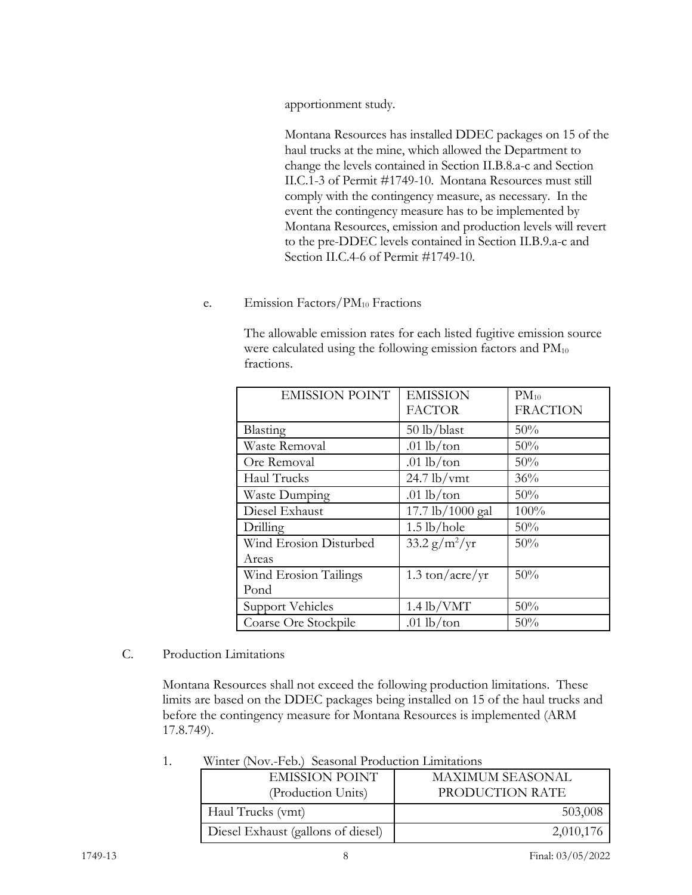apportionment study.

Montana Resources has installed DDEC packages on 15 of the haul trucks at the mine, which allowed the Department to change the levels contained in Section II.B.8.a-c and Section II.C.1-3 of Permit #1749-10. Montana Resources must still comply with the contingency measure, as necessary. In the event the contingency measure has to be implemented by Montana Resources, emission and production levels will revert to the pre-DDEC levels contained in Section II.B.9.a-c and Section II.C.4-6 of Permit #1749-10.

e. Emission Factors/$PM_{10}$ Fractions

The allowable emission rates for each listed fugitive emission source were calculated using the following emission factors and $PM_{10}$ fractions.

| EMISSION POINT | EMISSION FACTOR | $PM_{10}$ FRACTION |
|---|---|---|
| Blasting | 50 lb/blast | 50% |
| Waste Removal | .01 lb/ton | 50% |
| Ore Removal | .01 lb/ton | 50% |
| Haul Trucks | 24.7 lb/vmt | 36% |
| Waste Dumping | .01 lb/ton | 50% |
| Diesel Exhaust | 17.7 lb/1000 gal | 100% |
| Drilling | 1.5 lb/hole | 50% |
| Wind Erosion Disturbed Areas | 33.2 $g/m^2/yr$ | 50% |
| Wind Erosion Tailings Pond | 1.3 ton/acre/yr | 50% |
| Support Vehicles | 1.4 lb/VMT | 50% |
| Coarse Ore Stockpile | .01 lb/ton | 50% |

C. Production Limitations

Montana Resources shall not exceed the following production limitations. These limits are based on the DDEC packages being installed on 15 of the haul trucks and before the contingency measure for Montana Resources is implemented (ARM 17.8.749).

1. Winter (Nov.-Feb.) Seasonal Production Limitations

| EMISSION POINT (Production Units) | MAXIMUM SEASONAL PRODUCTION RATE |
|---|---|
| Haul Trucks (vmt) | 503,008 |
| Diesel Exhaust (gallons of diesel) | 2,010,176 |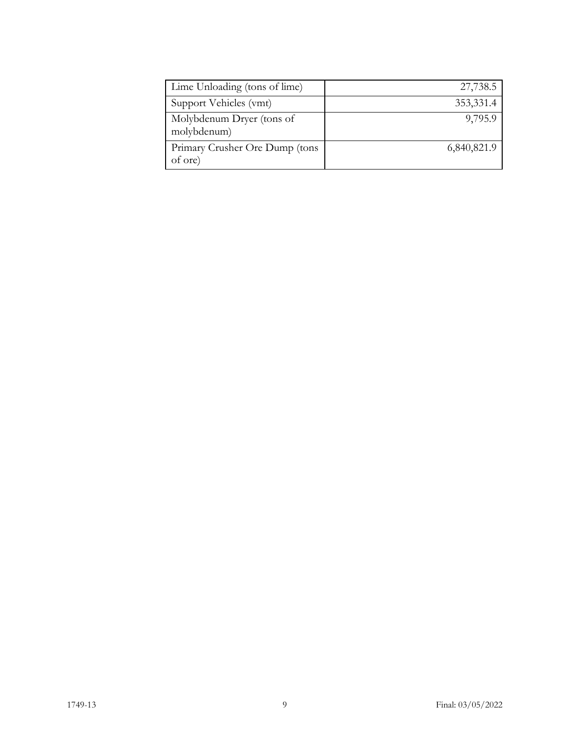| | |
|---|---|
| Lime Unloading (tons of lime) | 27,738.5 |
| Support Vehicles (vmt) | 353,331.4 |
| Molybdenum Dryer (tons of molybdenum) | 9,795.9 |
| Primary Crusher Ore Dump (tons of ore) | 6,840,821.9 |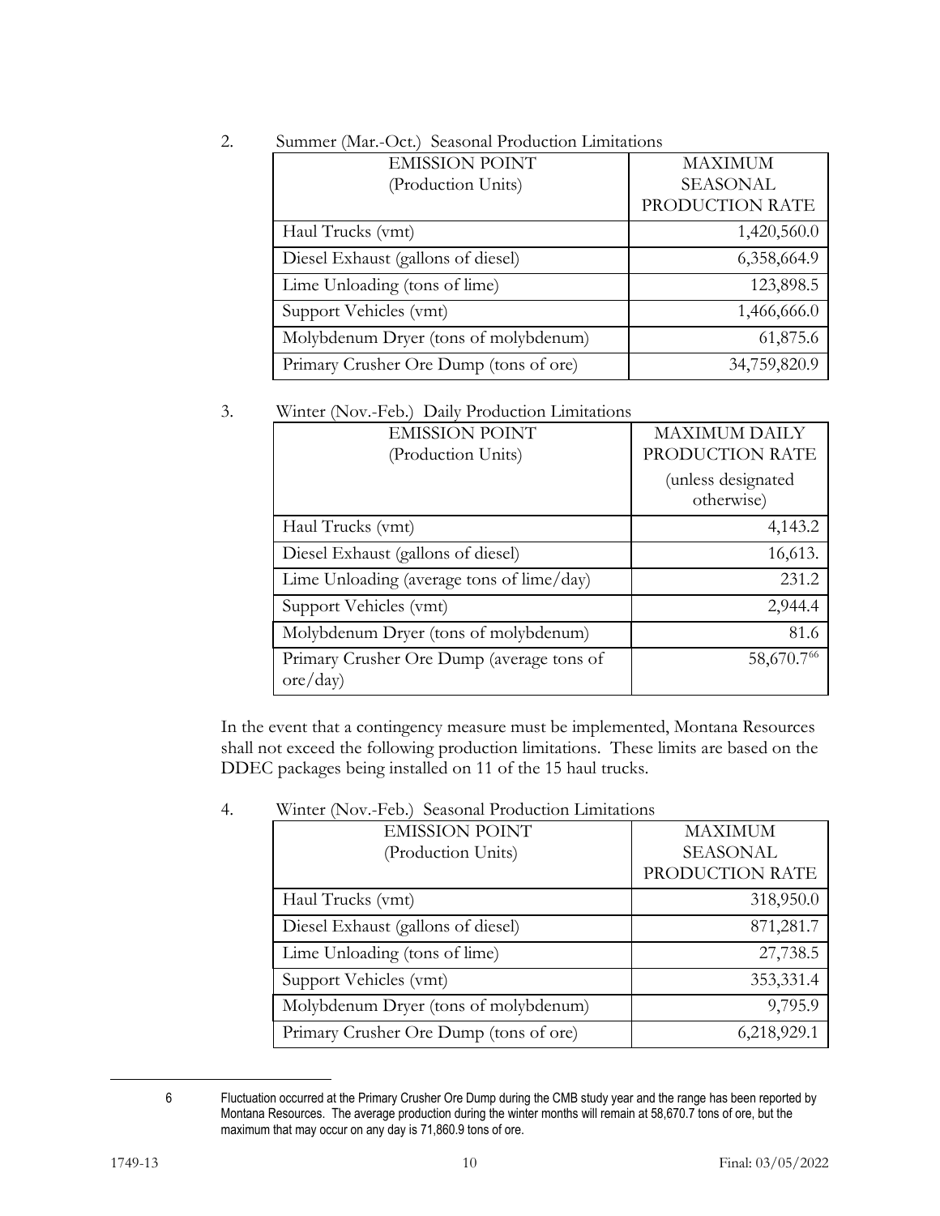2. Summer (Mar.-Oct.) Seasonal Production Limitations

| EMISSION POINT (Production Units) | MAXIMUM SEASONAL PRODUCTION RATE |
|---|---|
| Haul Trucks (vmt) | 1,420,560.0 |
| Diesel Exhaust (gallons of diesel) | 6,358,664.9 |
| Lime Unloading (tons of lime) | 123,898.5 |
| Support Vehicles (vmt) | 1,466,666.0 |
| Molybdenum Dryer (tons of molybdenum) | 61,875.6 |
| Primary Crusher Ore Dump (tons of ore) | 34,759,820.9 |

3. Winter (Nov.-Feb.) Daily Production Limitations

| EMISSION POINT (Production Units) | MAXIMUM DAILY PRODUCTION RATE (unless designated otherwise) |
|---|---|
| Haul Trucks (vmt) | 4,143.2 |
| Diesel Exhaust (gallons of diesel) | 16,613. |
| Lime Unloading (average tons of lime/day) | 231.2 |
| Support Vehicles (vmt) | 2,944.4 |
| Molybdenum Dryer (tons of molybdenum) | 81.6 |
| Primary Crusher Ore Dump (average tons of ore/day) | 58,670.7[6] |

In the event that a contingency measure must be implemented, Montana Resources shall not exceed the following production limitations. These limits are based on the DDEC packages being installed on 11 of the 15 haul trucks.

4. Winter (Nov.-Feb.) Seasonal Production Limitations

| EMISSION POINT (Production Units) | MAXIMUM SEASONAL PRODUCTION RATE |
|---|---|
| Haul Trucks (vmt) | 318,950.0 |
| Diesel Exhaust (gallons of diesel) | 871,281.7 |
| Lime Unloading (tons of lime) | 27,738.5 |
| Support Vehicles (vmt) | 353,331.4 |
| Molybdenum Dryer (tons of molybdenum) | 9,795.9 |
| Primary Crusher Ore Dump (tons of ore) | 6,218,929.1 |

---

[6] Fluctuation occurred at the Primary Crusher Ore Dump during the CMB study year and the range has been reported by Montana Resources. The average production during the winter months will remain at 58,670.7 tons of ore, but the maximum that may occur on any day is 71,860.9 tons of ore.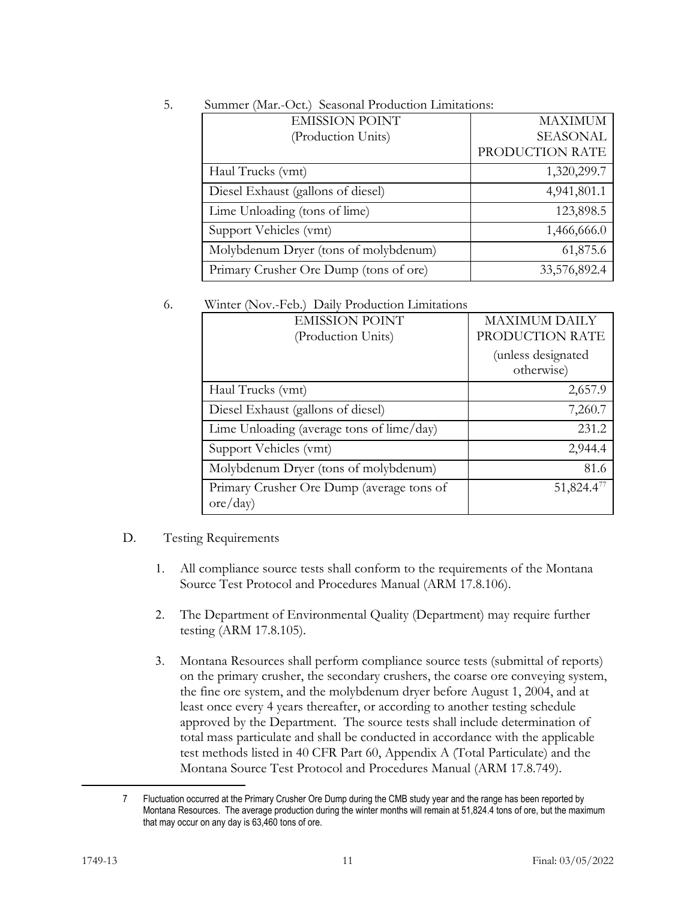5. Summer (Mar.-Oct.) Seasonal Production Limitations:

| EMISSION POINT (Production Units) | MAXIMUM SEASONAL PRODUCTION RATE |
|---|---|
| Haul Trucks (vmt) | 1,320,299.7 |
| Diesel Exhaust (gallons of diesel) | 4,941,801.1 |
| Lime Unloading (tons of lime) | 123,898.5 |
| Support Vehicles (vmt) | 1,466,666.0 |
| Molybdenum Dryer (tons of molybdenum) | 61,875.6 |
| Primary Crusher Ore Dump (tons of ore) | 33,576,892.4 |

6. Winter (Nov.-Feb.) Daily Production Limitations

| EMISSION POINT (Production Units) | MAXIMUM DAILY PRODUCTION RATE (unless designated otherwise) |
|---|---|
| Haul Trucks (vmt) | 2,657.9 |
| Diesel Exhaust (gallons of diesel) | 7,260.7 |
| Lime Unloading (average tons of lime/day) | 231.2 |
| Support Vehicles (vmt) | 2,944.4 |
| Molybdenum Dryer (tons of molybdenum) | 81.6 |
| Primary Crusher Ore Dump (average tons of ore/day) | 51,824.4[7] |

D. Testing Requirements

1. All compliance source tests shall conform to the requirements of the Montana Source Test Protocol and Procedures Manual (ARM 17.8.106).

2. The Department of Environmental Quality (Department) may require further testing (ARM 17.8.105).

3. Montana Resources shall perform compliance source tests (submittal of reports) on the primary crusher, the secondary crushers, the coarse ore conveying system, the fine ore system, and the molybdenum dryer before August 1, 2004, and at least once every 4 years thereafter, or according to another testing schedule approved by the Department. The source tests shall include determination of total mass particulate and shall be conducted in accordance with the applicable test methods listed in 40 CFR Part 60, Appendix A (Total Particulate) and the Montana Source Test Protocol and Procedures Manual (ARM 17.8.749).

---

7 Fluctuation occurred at the Primary Crusher Ore Dump during the CMB study year and the range has been reported by Montana Resources. The average production during the winter months will remain at 51,824.4 tons of ore, but the maximum that may occur on any day is 63,460 tons of ore.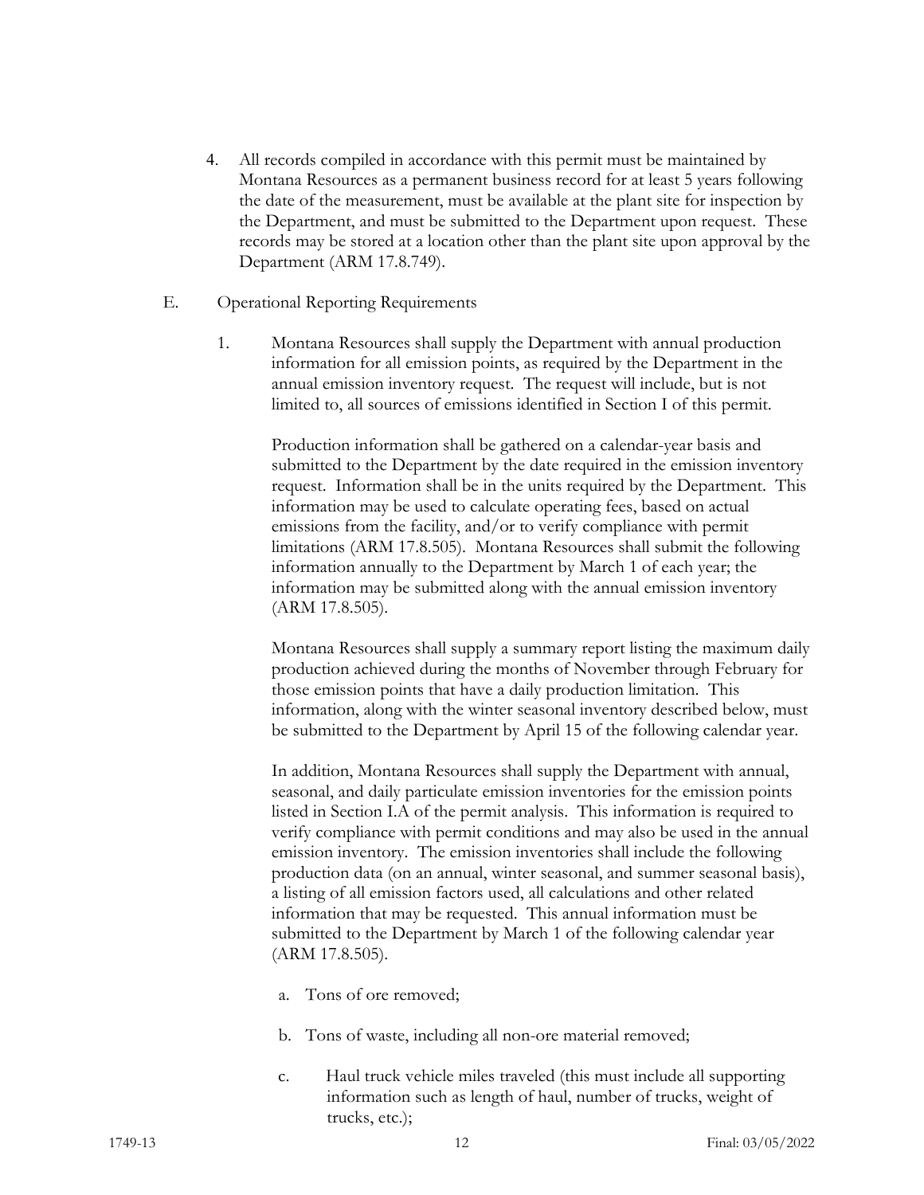4. All records compiled in accordance with this permit must be maintained by Montana Resources as a permanent business record for at least 5 years following the date of the measurement, must be available at the plant site for inspection by the Department, and must be submitted to the Department upon request. These records may be stored at a location other than the plant site upon approval by the Department (ARM 17.8.749).

E. Operational Reporting Requirements

1. Montana Resources shall supply the Department with annual production information for all emission points, as required by the Department in the annual emission inventory request. The request will include, but is not limited to, all sources of emissions identified in Section I of this permit.

   Production information shall be gathered on a calendar-year basis and submitted to the Department by the date required in the emission inventory request. Information shall be in the units required by the Department. This information may be used to calculate operating fees, based on actual emissions from the facility, and/or to verify compliance with permit limitations (ARM 17.8.505). Montana Resources shall submit the following information annually to the Department by March 1 of each year; the information may be submitted along with the annual emission inventory (ARM 17.8.505).

   Montana Resources shall supply a summary report listing the maximum daily production achieved during the months of November through February for those emission points that have a daily production limitation. This information, along with the winter seasonal inventory described below, must be submitted to the Department by April 15 of the following calendar year.

   In addition, Montana Resources shall supply the Department with annual, seasonal, and daily particulate emission inventories for the emission points listed in Section I.A of the permit analysis. This information is required to verify compliance with permit conditions and may also be used in the annual emission inventory. The emission inventories shall include the following production data (on an annual, winter seasonal, and summer seasonal basis), a listing of all emission factors used, all calculations and other related information that may be requested. This annual information must be submitted to the Department by March 1 of the following calendar year (ARM 17.8.505).

   a. Tons of ore removed;

   b. Tons of waste, including all non-ore material removed;

   c. Haul truck vehicle miles traveled (this must include all supporting information such as length of haul, number of trucks, weight of trucks, etc.);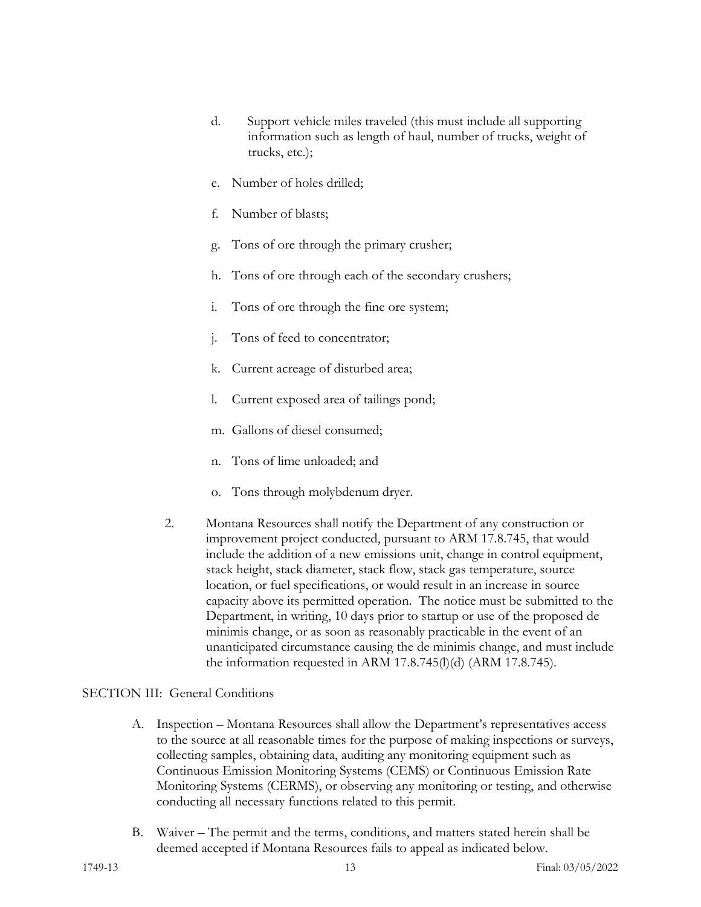d. Support vehicle miles traveled (this must include all supporting information such as length of haul, number of trucks, weight of trucks, etc.);

e. Number of holes drilled;

f. Number of blasts;

g. Tons of ore through the primary crusher;

h. Tons of ore through each of the secondary crushers;

i. Tons of ore through the fine ore system;

j. Tons of feed to concentrator;

k. Current acreage of disturbed area;

l. Current exposed area of tailings pond;

m. Gallons of diesel consumed;

n. Tons of lime unloaded; and

o. Tons through molybdenum dryer.

2. Montana Resources shall notify the Department of any construction or improvement project conducted, pursuant to ARM 17.8.745, that would include the addition of a new emissions unit, change in control equipment, stack height, stack diameter, stack flow, stack gas temperature, source location, or fuel specifications, or would result in an increase in source capacity above its permitted operation. The notice must be submitted to the Department, in writing, 10 days prior to startup or use of the proposed de minimis change, or as soon as reasonably practicable in the event of an unanticipated circumstance causing the de minimis change, and must include the information requested in ARM 17.8.745(l)(d) (ARM 17.8.745).

## SECTION III: General Conditions

A. Inspection – Montana Resources shall allow the Department's representatives access to the source at all reasonable times for the purpose of making inspections or surveys, collecting samples, obtaining data, auditing any monitoring equipment such as Continuous Emission Monitoring Systems (CEMS) or Continuous Emission Rate Monitoring Systems (CERMS), or observing any monitoring or testing, and otherwise conducting all necessary functions related to this permit.

B. Waiver – The permit and the terms, conditions, and matters stated herein shall be deemed accepted if Montana Resources fails to appeal as indicated below.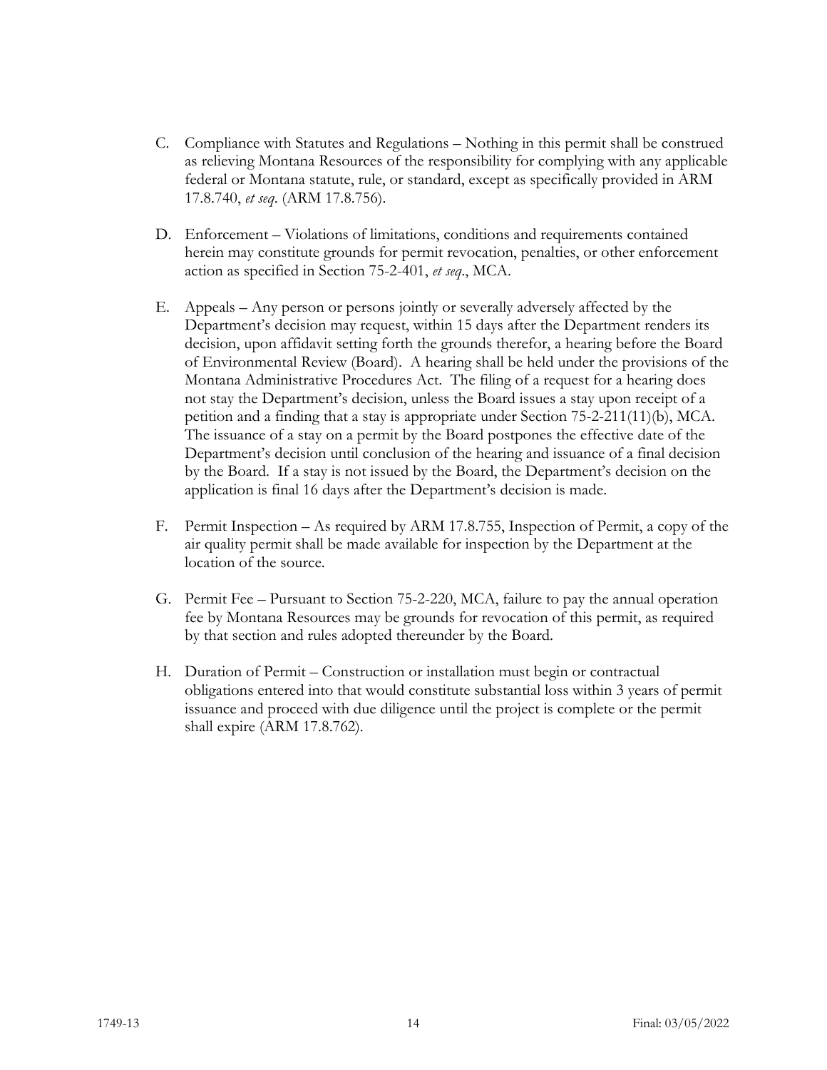C. Compliance with Statutes and Regulations – Nothing in this permit shall be construed as relieving Montana Resources of the responsibility for complying with any applicable federal or Montana statute, rule, or standard, except as specifically provided in ARM 17.8.740, *et seq*. (ARM 17.8.756).

D. Enforcement – Violations of limitations, conditions and requirements contained herein may constitute grounds for permit revocation, penalties, or other enforcement action as specified in Section 75-2-401, *et seq*., MCA.

E. Appeals – Any person or persons jointly or severally adversely affected by the Department's decision may request, within 15 days after the Department renders its decision, upon affidavit setting forth the grounds therefor, a hearing before the Board of Environmental Review (Board). A hearing shall be held under the provisions of the Montana Administrative Procedures Act. The filing of a request for a hearing does not stay the Department's decision, unless the Board issues a stay upon receipt of a petition and a finding that a stay is appropriate under Section 75-2-211(11)(b), MCA. The issuance of a stay on a permit by the Board postpones the effective date of the Department's decision until conclusion of the hearing and issuance of a final decision by the Board. If a stay is not issued by the Board, the Department's decision on the application is final 16 days after the Department's decision is made.

F. Permit Inspection – As required by ARM 17.8.755, Inspection of Permit, a copy of the air quality permit shall be made available for inspection by the Department at the location of the source.

G. Permit Fee – Pursuant to Section 75-2-220, MCA, failure to pay the annual operation fee by Montana Resources may be grounds for revocation of this permit, as required by that section and rules adopted thereunder by the Board.

H. Duration of Permit – Construction or installation must begin or contractual obligations entered into that would constitute substantial loss within 3 years of permit issuance and proceed with due diligence until the project is complete or the permit shall expire (ARM 17.8.762).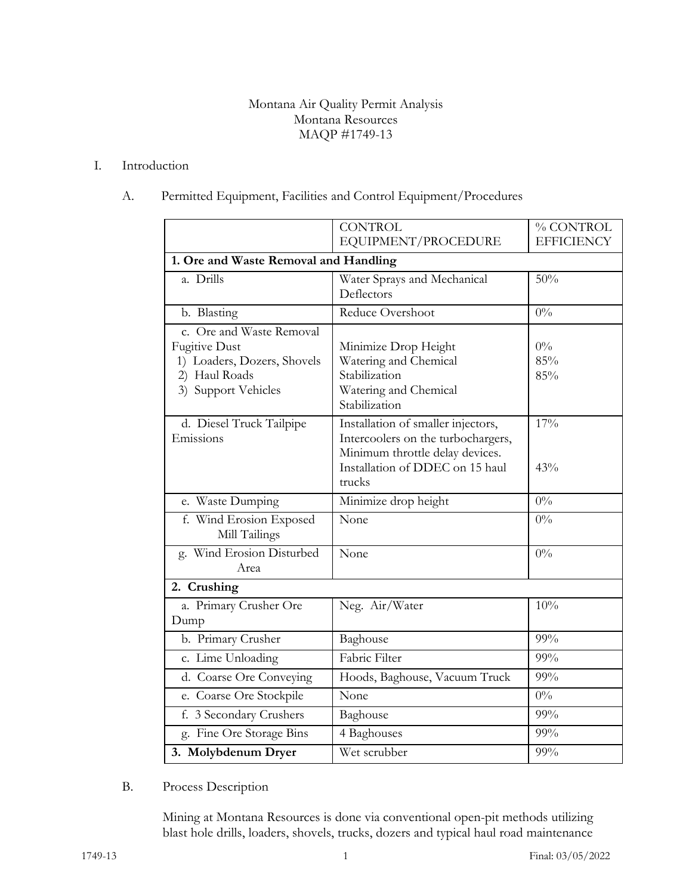Montana Air Quality Permit Analysis
Montana Resources
MAQP #1749-13

## I. Introduction

### A. Permitted Equipment, Facilities and Control Equipment/Procedures

| | CONTROL EQUIPMENT/PROCEDURE | % CONTROL EFFICIENCY |
|---|---|---|
| **1. Ore and Waste Removal and Handling** | | |
| a. Drills | Water Sprays and Mechanical Deflectors | 50% |
| b. Blasting | Reduce Overshoot | 0% |
| c. Ore and Waste Removal Fugitive Dust<br>1) Loaders, Dozers, Shovels<br>2) Haul Roads<br>3) Support Vehicles | Minimize Drop Height<br>Watering and Chemical Stabilization<br>Watering and Chemical Stabilization | 0%<br>85%<br>85% |
| d. Diesel Truck Tailpipe Emissions | Installation of smaller injectors, Intercoolers on the turbochargers, Minimum throttle delay devices.<br>Installation of DDEC on 15 haul trucks | 17%<br>43% |
| e. Waste Dumping | Minimize drop height | 0% |
| f. Wind Erosion Exposed Mill Tailings | None | 0% |
| g. Wind Erosion Disturbed Area | None | 0% |
| **2. Crushing** | | |
| a. Primary Crusher Ore Dump | Neg. Air/Water | 10% |
| b. Primary Crusher | Baghouse | 99% |
| c. Lime Unloading | Fabric Filter | 99% |
| d. Coarse Ore Conveying | Hoods, Baghouse, Vacuum Truck | 99% |
| e. Coarse Ore Stockpile | None | 0% |
| f. 3 Secondary Crushers | Baghouse | 99% |
| g. Fine Ore Storage Bins | 4 Baghouses | 99% |
| **3. Molybdenum Dryer** | Wet scrubber | 99% |

### B. Process Description

Mining at Montana Resources is done via conventional open-pit methods utilizing blast hole drills, loaders, shovels, trucks, dozers and typical haul road maintenance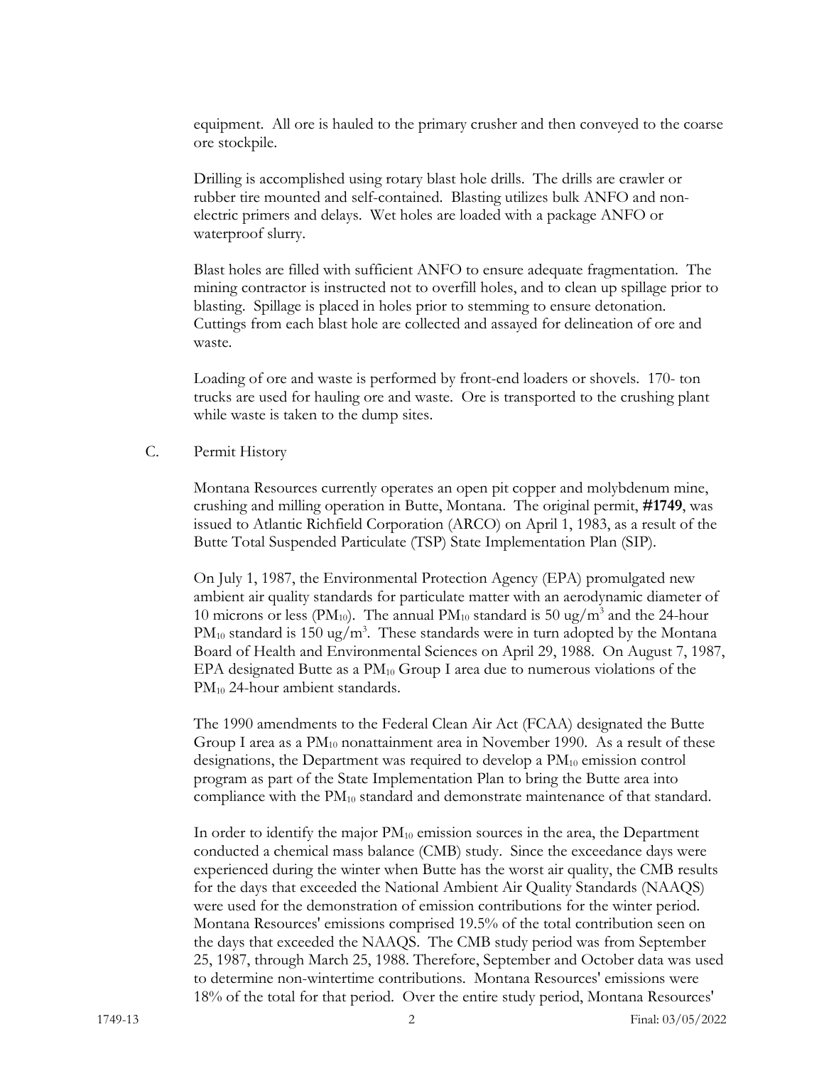equipment. All ore is hauled to the primary crusher and then conveyed to the coarse ore stockpile.

Drilling is accomplished using rotary blast hole drills. The drills are crawler or rubber tire mounted and self-contained. Blasting utilizes bulk ANFO and non-electric primers and delays. Wet holes are loaded with a package ANFO or waterproof slurry.

Blast holes are filled with sufficient ANFO to ensure adequate fragmentation. The mining contractor is instructed not to overfill holes, and to clean up spillage prior to blasting. Spillage is placed in holes prior to stemming to ensure detonation. Cuttings from each blast hole are collected and assayed for delineation of ore and waste.

Loading of ore and waste is performed by front-end loaders or shovels. 170- ton trucks are used for hauling ore and waste. Ore is transported to the crushing plant while waste is taken to the dump sites.

C. Permit History

Montana Resources currently operates an open pit copper and molybdenum mine, crushing and milling operation in Butte, Montana. The original permit, **#1749**, was issued to Atlantic Richfield Corporation (ARCO) on April 1, 1983, as a result of the Butte Total Suspended Particulate (TSP) State Implementation Plan (SIP).

On July 1, 1987, the Environmental Protection Agency (EPA) promulgated new ambient air quality standards for particulate matter with an aerodynamic diameter of 10 microns or less ($PM_{10}$). The annual $PM_{10}$ standard is 50 $ug/m^3$ and the 24-hour $PM_{10}$ standard is 150 $ug/m^3$. These standards were in turn adopted by the Montana Board of Health and Environmental Sciences on April 29, 1988. On August 7, 1987, EPA designated Butte as a $PM_{10}$ Group I area due to numerous violations of the $PM_{10}$ 24-hour ambient standards.

The 1990 amendments to the Federal Clean Air Act (FCAA) designated the Butte Group I area as a $PM_{10}$ nonattainment area in November 1990. As a result of these designations, the Department was required to develop a $PM_{10}$ emission control program as part of the State Implementation Plan to bring the Butte area into compliance with the $PM_{10}$ standard and demonstrate maintenance of that standard.

In order to identify the major $PM_{10}$ emission sources in the area, the Department conducted a chemical mass balance (CMB) study. Since the exceedance days were experienced during the winter when Butte has the worst air quality, the CMB results for the days that exceeded the National Ambient Air Quality Standards (NAAQS) were used for the demonstration of emission contributions for the winter period. Montana Resources' emissions comprised 19.5% of the total contribution seen on the days that exceeded the NAAQS. The CMB study period was from September 25, 1987, through March 25, 1988. Therefore, September and October data was used to determine non-wintertime contributions. Montana Resources' emissions were 18% of the total for that period. Over the entire study period, Montana Resources'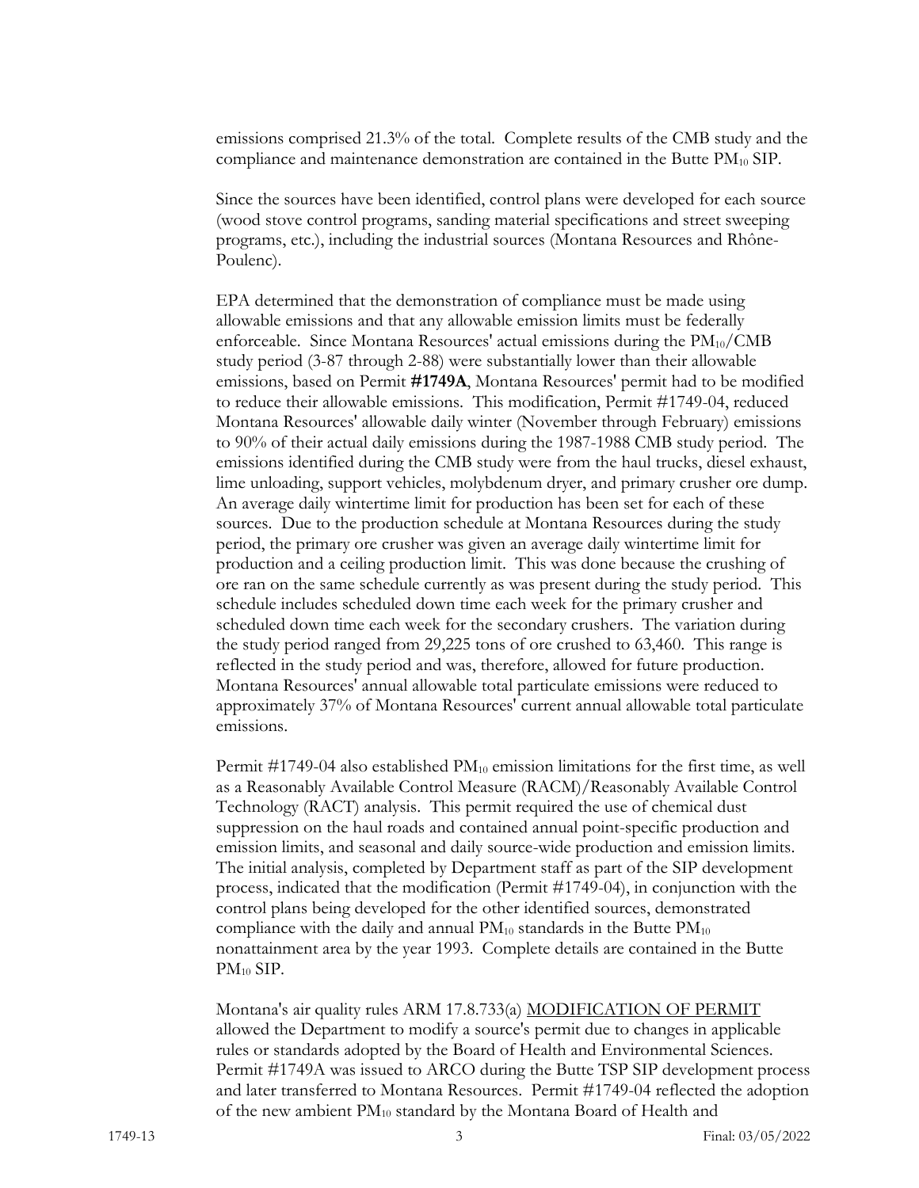emissions comprised 21.3% of the total. Complete results of the CMB study and the compliance and maintenance demonstration are contained in the Butte $PM_{10}$ SIP.

Since the sources have been identified, control plans were developed for each source (wood stove control programs, sanding material specifications and street sweeping programs, etc.), including the industrial sources (Montana Resources and Rhône-Poulenc).

EPA determined that the demonstration of compliance must be made using allowable emissions and that any allowable emission limits must be federally enforceable. Since Montana Resources' actual emissions during the $PM_{10}$/CMB study period (3-87 through 2-88) were substantially lower than their allowable emissions, based on Permit **#1749A**, Montana Resources' permit had to be modified to reduce their allowable emissions. This modification, Permit #1749-04, reduced Montana Resources' allowable daily winter (November through February) emissions to 90% of their actual daily emissions during the 1987-1988 CMB study period. The emissions identified during the CMB study were from the haul trucks, diesel exhaust, lime unloading, support vehicles, molybdenum dryer, and primary crusher ore dump. An average daily wintertime limit for production has been set for each of these sources. Due to the production schedule at Montana Resources during the study period, the primary ore crusher was given an average daily wintertime limit for production and a ceiling production limit. This was done because the crushing of ore ran on the same schedule currently as was present during the study period. This schedule includes scheduled down time each week for the primary crusher and scheduled down time each week for the secondary crushers. The variation during the study period ranged from 29,225 tons of ore crushed to 63,460. This range is reflected in the study period and was, therefore, allowed for future production. Montana Resources' annual allowable total particulate emissions were reduced to approximately 37% of Montana Resources' current annual allowable total particulate emissions.

Permit #1749-04 also established $PM_{10}$ emission limitations for the first time, as well as a Reasonably Available Control Measure (RACM)/Reasonably Available Control Technology (RACT) analysis. This permit required the use of chemical dust suppression on the haul roads and contained annual point-specific production and emission limits, and seasonal and daily source-wide production and emission limits. The initial analysis, completed by Department staff as part of the SIP development process, indicated that the modification (Permit #1749-04), in conjunction with the control plans being developed for the other identified sources, demonstrated compliance with the daily and annual $PM_{10}$ standards in the Butte $PM_{10}$ nonattainment area by the year 1993. Complete details are contained in the Butte $PM_{10}$ SIP.

Montana's air quality rules ARM 17.8.733(a) MODIFICATION OF PERMIT allowed the Department to modify a source's permit due to changes in applicable rules or standards adopted by the Board of Health and Environmental Sciences. Permit #1749A was issued to ARCO during the Butte TSP SIP development process and later transferred to Montana Resources. Permit #1749-04 reflected the adoption of the new ambient $PM_{10}$ standard by the Montana Board of Health and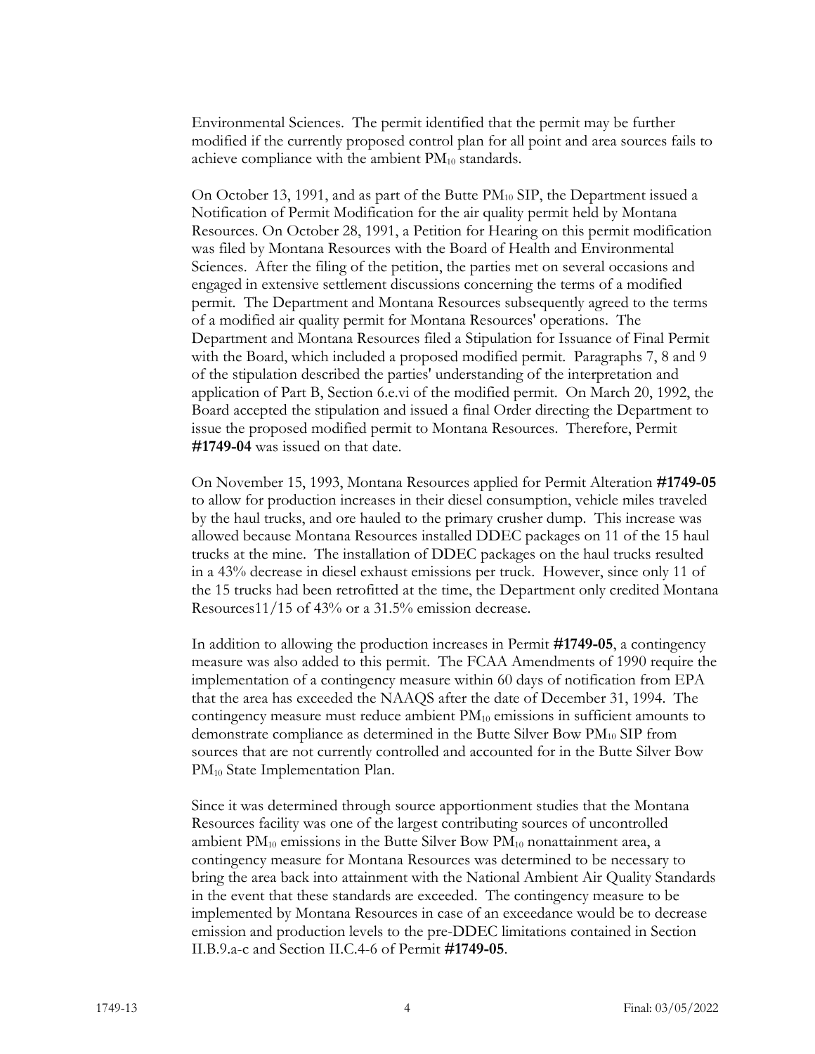Environmental Sciences. The permit identified that the permit may be further modified if the currently proposed control plan for all point and area sources fails to achieve compliance with the ambient $PM_{10}$ standards.

On October 13, 1991, and as part of the Butte $PM_{10}$ SIP, the Department issued a Notification of Permit Modification for the air quality permit held by Montana Resources. On October 28, 1991, a Petition for Hearing on this permit modification was filed by Montana Resources with the Board of Health and Environmental Sciences. After the filing of the petition, the parties met on several occasions and engaged in extensive settlement discussions concerning the terms of a modified permit. The Department and Montana Resources subsequently agreed to the terms of a modified air quality permit for Montana Resources' operations. The Department and Montana Resources filed a Stipulation for Issuance of Final Permit with the Board, which included a proposed modified permit. Paragraphs 7, 8 and 9 of the stipulation described the parties' understanding of the interpretation and application of Part B, Section 6.e.vi of the modified permit. On March 20, 1992, the Board accepted the stipulation and issued a final Order directing the Department to issue the proposed modified permit to Montana Resources. Therefore, Permit **#1749-04** was issued on that date.

On November 15, 1993, Montana Resources applied for Permit Alteration **#1749-05** to allow for production increases in their diesel consumption, vehicle miles traveled by the haul trucks, and ore hauled to the primary crusher dump. This increase was allowed because Montana Resources installed DDEC packages on 11 of the 15 haul trucks at the mine. The installation of DDEC packages on the haul trucks resulted in a 43% decrease in diesel exhaust emissions per truck. However, since only 11 of the 15 trucks had been retrofitted at the time, the Department only credited Montana Resources11/15 of 43% or a 31.5% emission decrease.

In addition to allowing the production increases in Permit **#1749-05**, a contingency measure was also added to this permit. The FCAA Amendments of 1990 require the implementation of a contingency measure within 60 days of notification from EPA that the area has exceeded the NAAQS after the date of December 31, 1994. The contingency measure must reduce ambient $PM_{10}$ emissions in sufficient amounts to demonstrate compliance as determined in the Butte Silver Bow $PM_{10}$ SIP from sources that are not currently controlled and accounted for in the Butte Silver Bow $PM_{10}$ State Implementation Plan.

Since it was determined through source apportionment studies that the Montana Resources facility was one of the largest contributing sources of uncontrolled ambient $PM_{10}$ emissions in the Butte Silver Bow $PM_{10}$ nonattainment area, a contingency measure for Montana Resources was determined to be necessary to bring the area back into attainment with the National Ambient Air Quality Standards in the event that these standards are exceeded. The contingency measure to be implemented by Montana Resources in case of an exceedance would be to decrease emission and production levels to the pre-DDEC limitations contained in Section II.B.9.a-c and Section II.C.4-6 of Permit **#1749-05**.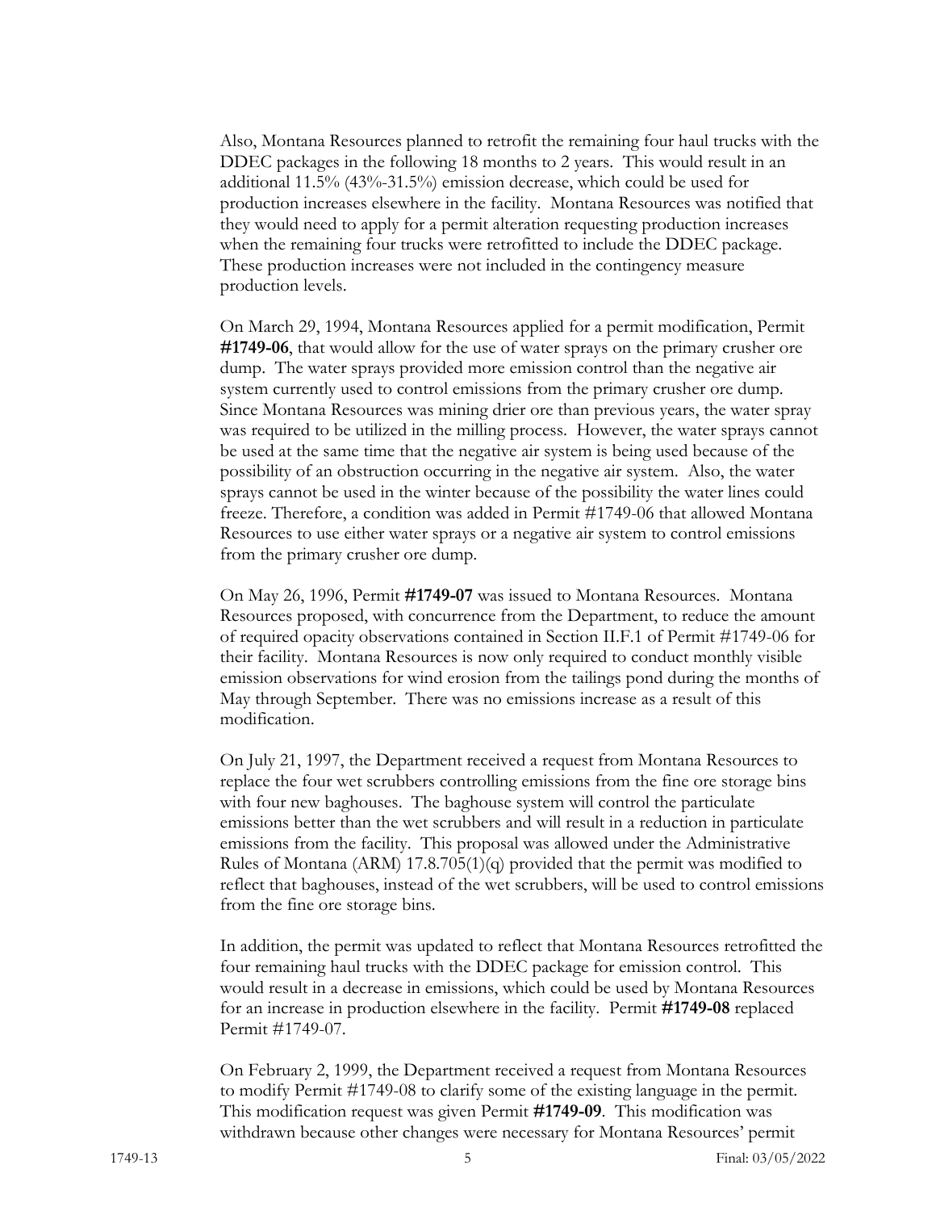Also, Montana Resources planned to retrofit the remaining four haul trucks with the DDEC packages in the following 18 months to 2 years. This would result in an additional 11.5% (43%-31.5%) emission decrease, which could be used for production increases elsewhere in the facility. Montana Resources was notified that they would need to apply for a permit alteration requesting production increases when the remaining four trucks were retrofitted to include the DDEC package. These production increases were not included in the contingency measure production levels.

On March 29, 1994, Montana Resources applied for a permit modification, Permit **#1749-06**, that would allow for the use of water sprays on the primary crusher ore dump. The water sprays provided more emission control than the negative air system currently used to control emissions from the primary crusher ore dump. Since Montana Resources was mining drier ore than previous years, the water spray was required to be utilized in the milling process. However, the water sprays cannot be used at the same time that the negative air system is being used because of the possibility of an obstruction occurring in the negative air system. Also, the water sprays cannot be used in the winter because of the possibility the water lines could freeze. Therefore, a condition was added in Permit #1749-06 that allowed Montana Resources to use either water sprays or a negative air system to control emissions from the primary crusher ore dump.

On May 26, 1996, Permit **#1749-07** was issued to Montana Resources. Montana Resources proposed, with concurrence from the Department, to reduce the amount of required opacity observations contained in Section II.F.1 of Permit #1749-06 for their facility. Montana Resources is now only required to conduct monthly visible emission observations for wind erosion from the tailings pond during the months of May through September. There was no emissions increase as a result of this modification.

On July 21, 1997, the Department received a request from Montana Resources to replace the four wet scrubbers controlling emissions from the fine ore storage bins with four new baghouses. The baghouse system will control the particulate emissions better than the wet scrubbers and will result in a reduction in particulate emissions from the facility. This proposal was allowed under the Administrative Rules of Montana (ARM) 17.8.705(1)(q) provided that the permit was modified to reflect that baghouses, instead of the wet scrubbers, will be used to control emissions from the fine ore storage bins.

In addition, the permit was updated to reflect that Montana Resources retrofitted the four remaining haul trucks with the DDEC package for emission control. This would result in a decrease in emissions, which could be used by Montana Resources for an increase in production elsewhere in the facility. Permit **#1749-08** replaced Permit #1749-07.

On February 2, 1999, the Department received a request from Montana Resources to modify Permit #1749-08 to clarify some of the existing language in the permit. This modification request was given Permit **#1749-09**. This modification was withdrawn because other changes were necessary for Montana Resources' permit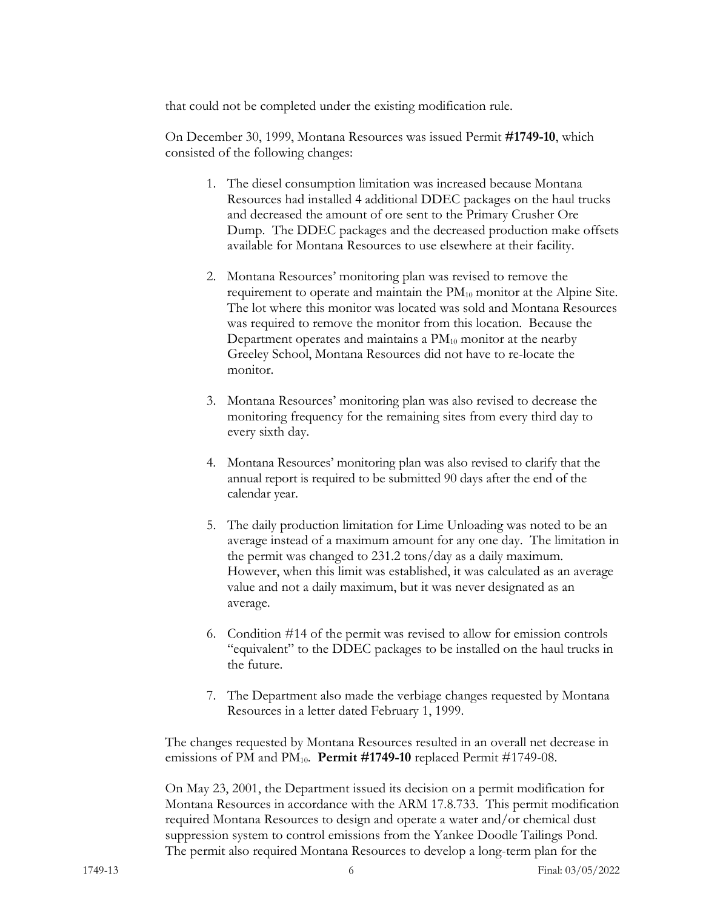that could not be completed under the existing modification rule.

On December 30, 1999, Montana Resources was issued Permit **#1749-10**, which consisted of the following changes:

1. The diesel consumption limitation was increased because Montana Resources had installed 4 additional DDEC packages on the haul trucks and decreased the amount of ore sent to the Primary Crusher Ore Dump. The DDEC packages and the decreased production make offsets available for Montana Resources to use elsewhere at their facility.

2. Montana Resources' monitoring plan was revised to remove the requirement to operate and maintain the $PM_{10}$ monitor at the Alpine Site. The lot where this monitor was located was sold and Montana Resources was required to remove the monitor from this location. Because the Department operates and maintains a $PM_{10}$ monitor at the nearby Greeley School, Montana Resources did not have to re-locate the monitor.

3. Montana Resources' monitoring plan was also revised to decrease the monitoring frequency for the remaining sites from every third day to every sixth day.

4. Montana Resources' monitoring plan was also revised to clarify that the annual report is required to be submitted 90 days after the end of the calendar year.

5. The daily production limitation for Lime Unloading was noted to be an average instead of a maximum amount for any one day. The limitation in the permit was changed to 231.2 tons/day as a daily maximum. However, when this limit was established, it was calculated as an average value and not a daily maximum, but it was never designated as an average.

6. Condition #14 of the permit was revised to allow for emission controls "equivalent" to the DDEC packages to be installed on the haul trucks in the future.

7. The Department also made the verbiage changes requested by Montana Resources in a letter dated February 1, 1999.

The changes requested by Montana Resources resulted in an overall net decrease in emissions of PM and $PM_{10}$. **Permit #1749-10** replaced Permit #1749-08.

On May 23, 2001, the Department issued its decision on a permit modification for Montana Resources in accordance with the ARM 17.8.733. This permit modification required Montana Resources to design and operate a water and/or chemical dust suppression system to control emissions from the Yankee Doodle Tailings Pond. The permit also required Montana Resources to develop a long-term plan for the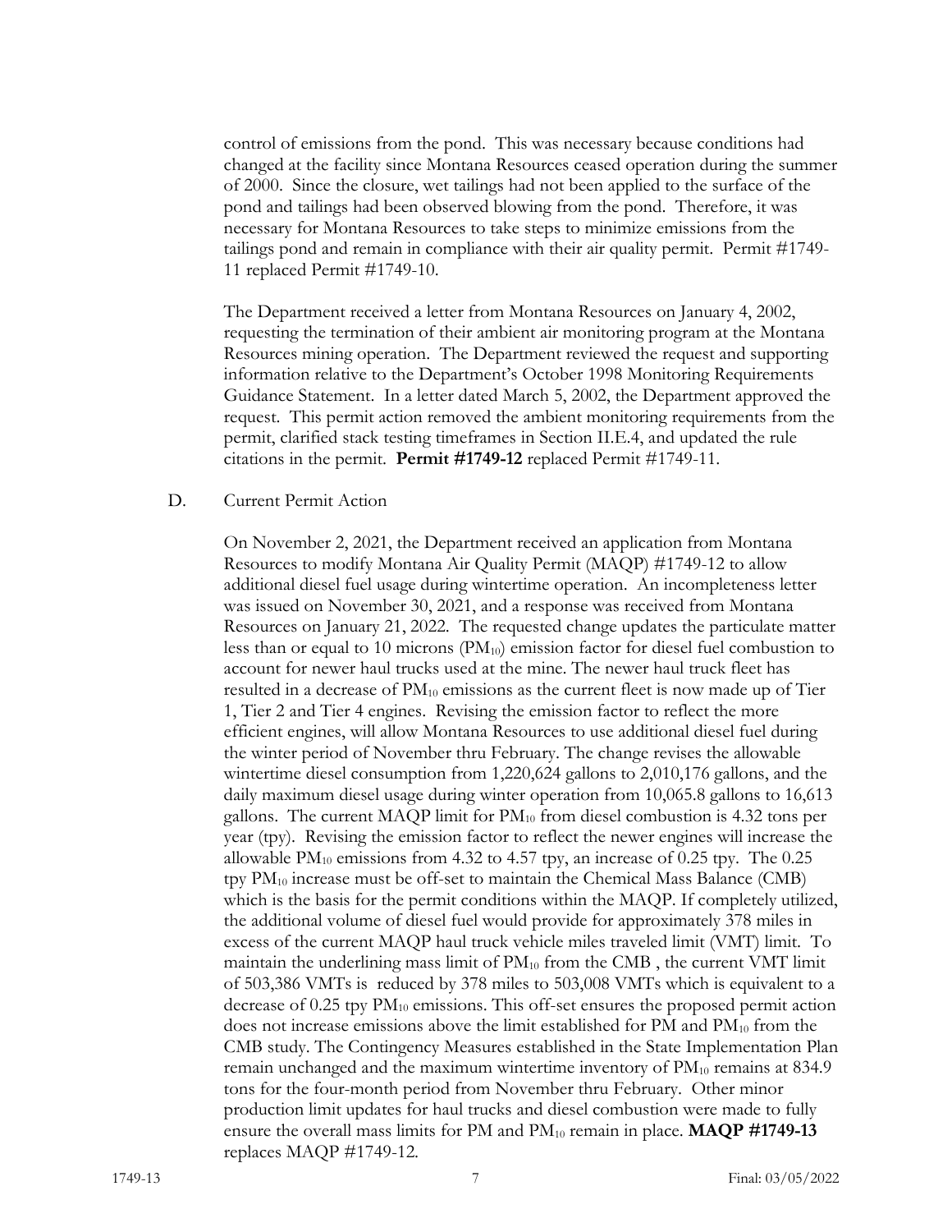control of emissions from the pond. This was necessary because conditions had changed at the facility since Montana Resources ceased operation during the summer of 2000. Since the closure, wet tailings had not been applied to the surface of the pond and tailings had been observed blowing from the pond. Therefore, it was necessary for Montana Resources to take steps to minimize emissions from the tailings pond and remain in compliance with their air quality permit. Permit #1749-11 replaced Permit #1749-10.

The Department received a letter from Montana Resources on January 4, 2002, requesting the termination of their ambient air monitoring program at the Montana Resources mining operation. The Department reviewed the request and supporting information relative to the Department's October 1998 Monitoring Requirements Guidance Statement. In a letter dated March 5, 2002, the Department approved the request. This permit action removed the ambient monitoring requirements from the permit, clarified stack testing timeframes in Section II.E.4, and updated the rule citations in the permit. **Permit #1749-12** replaced Permit #1749-11.

D. Current Permit Action

On November 2, 2021, the Department received an application from Montana Resources to modify Montana Air Quality Permit (MAQP) #1749-12 to allow additional diesel fuel usage during wintertime operation. An incompleteness letter was issued on November 30, 2021, and a response was received from Montana Resources on January 21, 2022. The requested change updates the particulate matter less than or equal to 10 microns ($PM_{10}$) emission factor for diesel fuel combustion to account for newer haul trucks used at the mine. The newer haul truck fleet has resulted in a decrease of $PM_{10}$ emissions as the current fleet is now made up of Tier 1, Tier 2 and Tier 4 engines. Revising the emission factor to reflect the more efficient engines, will allow Montana Resources to use additional diesel fuel during the winter period of November thru February. The change revises the allowable wintertime diesel consumption from 1,220,624 gallons to 2,010,176 gallons, and the daily maximum diesel usage during winter operation from 10,065.8 gallons to 16,613 gallons. The current MAQP limit for $PM_{10}$ from diesel combustion is 4.32 tons per year (tpy). Revising the emission factor to reflect the newer engines will increase the allowable $PM_{10}$ emissions from 4.32 to 4.57 tpy, an increase of 0.25 tpy. The 0.25 tpy $PM_{10}$ increase must be off-set to maintain the Chemical Mass Balance (CMB) which is the basis for the permit conditions within the MAQP. If completely utilized, the additional volume of diesel fuel would provide for approximately 378 miles in excess of the current MAQP haul truck vehicle miles traveled limit (VMT) limit. To maintain the underlining mass limit of $PM_{10}$ from the CMB , the current VMT limit of 503,386 VMTs is reduced by 378 miles to 503,008 VMTs which is equivalent to a decrease of 0.25 tpy $PM_{10}$ emissions. This off-set ensures the proposed permit action does not increase emissions above the limit established for PM and $PM_{10}$ from the CMB study. The Contingency Measures established in the State Implementation Plan remain unchanged and the maximum wintertime inventory of $PM_{10}$ remains at 834.9 tons for the four-month period from November thru February. Other minor production limit updates for haul trucks and diesel combustion were made to fully ensure the overall mass limits for PM and $PM_{10}$ remain in place. **MAQP #1749-13** replaces MAQP #1749-12.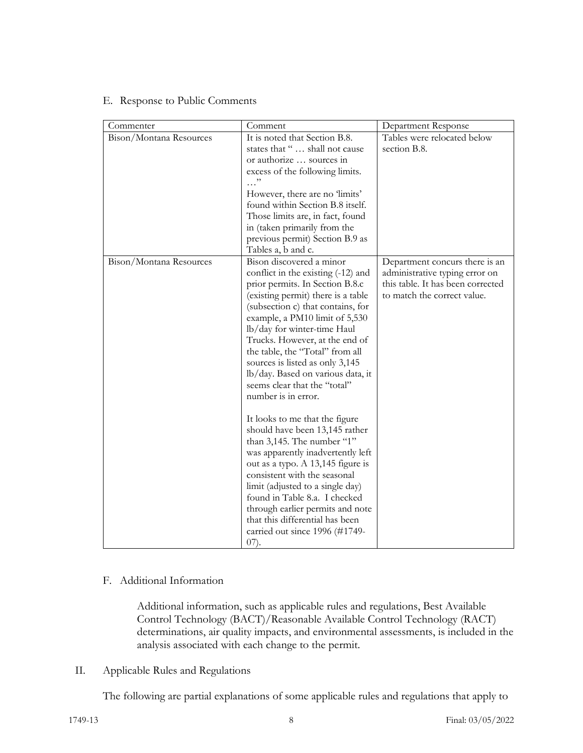## E. Response to Public Comments

| Commenter | Comment | Department Response |
|---|---|---|
| Bison/Montana Resources | It is noted that Section B.8. states that " … shall not cause or authorize … sources in excess of the following limits. …"<br>However, there are no 'limits' found within Section B.8 itself. Those limits are, in fact, found in (taken primarily from the previous permit) Section B.9 as Tables a, b and c. | Tables were relocated below section B.8. |
| Bison/Montana Resources | Bison discovered a minor conflict in the existing (-12) and prior permits. In Section B.8.c (existing permit) there is a table (subsection c) that contains, for example, a PM10 limit of 5,530 lb/day for winter-time Haul Trucks. However, at the end of the table, the "Total" from all sources is listed as only 3,145 lb/day. Based on various data, it seems clear that the "total" number is in error.<br><br>It looks to me that the figure should have been 13,145 rather than 3,145. The number "1" was apparently inadvertently left out as a typo. A 13,145 figure is consistent with the seasonal limit (adjusted to a single day) found in Table 8.a. I checked through earlier permits and note that this differential has been carried out since 1996 (#1749-07). | Department concurs there is an administrative typing error on this table. It has been corrected to match the correct value. |

## F. Additional Information

Additional information, such as applicable rules and regulations, Best Available Control Technology (BACT)/Reasonable Available Control Technology (RACT) determinations, air quality impacts, and environmental assessments, is included in the analysis associated with each change to the permit.

# II. Applicable Rules and Regulations

The following are partial explanations of some applicable rules and regulations that apply to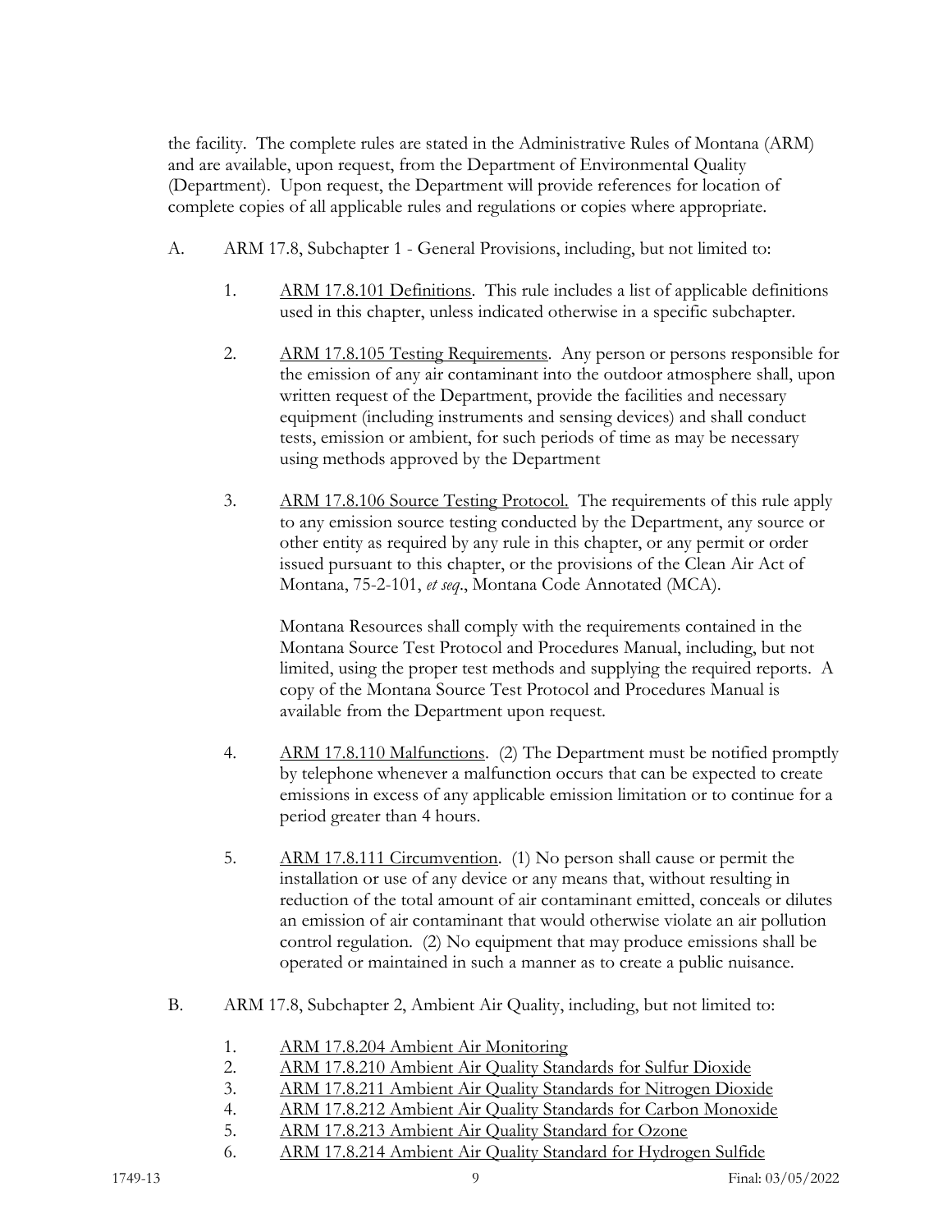the facility. The complete rules are stated in the Administrative Rules of Montana (ARM) and are available, upon request, from the Department of Environmental Quality (Department). Upon request, the Department will provide references for location of complete copies of all applicable rules and regulations or copies where appropriate.

A. ARM 17.8, Subchapter 1 - General Provisions, including, but not limited to:

1. ARM 17.8.101 Definitions. This rule includes a list of applicable definitions used in this chapter, unless indicated otherwise in a specific subchapter.

2. ARM 17.8.105 Testing Requirements. Any person or persons responsible for the emission of any air contaminant into the outdoor atmosphere shall, upon written request of the Department, provide the facilities and necessary equipment (including instruments and sensing devices) and shall conduct tests, emission or ambient, for such periods of time as may be necessary using methods approved by the Department

3. ARM 17.8.106 Source Testing Protocol. The requirements of this rule apply to any emission source testing conducted by the Department, any source or other entity as required by any rule in this chapter, or any permit or order issued pursuant to this chapter, or the provisions of the Clean Air Act of Montana, 75-2-101, *et seq*., Montana Code Annotated (MCA).

   Montana Resources shall comply with the requirements contained in the Montana Source Test Protocol and Procedures Manual, including, but not limited, using the proper test methods and supplying the required reports. A copy of the Montana Source Test Protocol and Procedures Manual is available from the Department upon request.

4. ARM 17.8.110 Malfunctions. (2) The Department must be notified promptly by telephone whenever a malfunction occurs that can be expected to create emissions in excess of any applicable emission limitation or to continue for a period greater than 4 hours.

5. ARM 17.8.111 Circumvention. (1) No person shall cause or permit the installation or use of any device or any means that, without resulting in reduction of the total amount of air contaminant emitted, conceals or dilutes an emission of air contaminant that would otherwise violate an air pollution control regulation. (2) No equipment that may produce emissions shall be operated or maintained in such a manner as to create a public nuisance.

B. ARM 17.8, Subchapter 2, Ambient Air Quality, including, but not limited to:

1. ARM 17.8.204 Ambient Air Monitoring
2. ARM 17.8.210 Ambient Air Quality Standards for Sulfur Dioxide
3. ARM 17.8.211 Ambient Air Quality Standards for Nitrogen Dioxide
4. ARM 17.8.212 Ambient Air Quality Standards for Carbon Monoxide
5. ARM 17.8.213 Ambient Air Quality Standard for Ozone
6. ARM 17.8.214 Ambient Air Quality Standard for Hydrogen Sulfide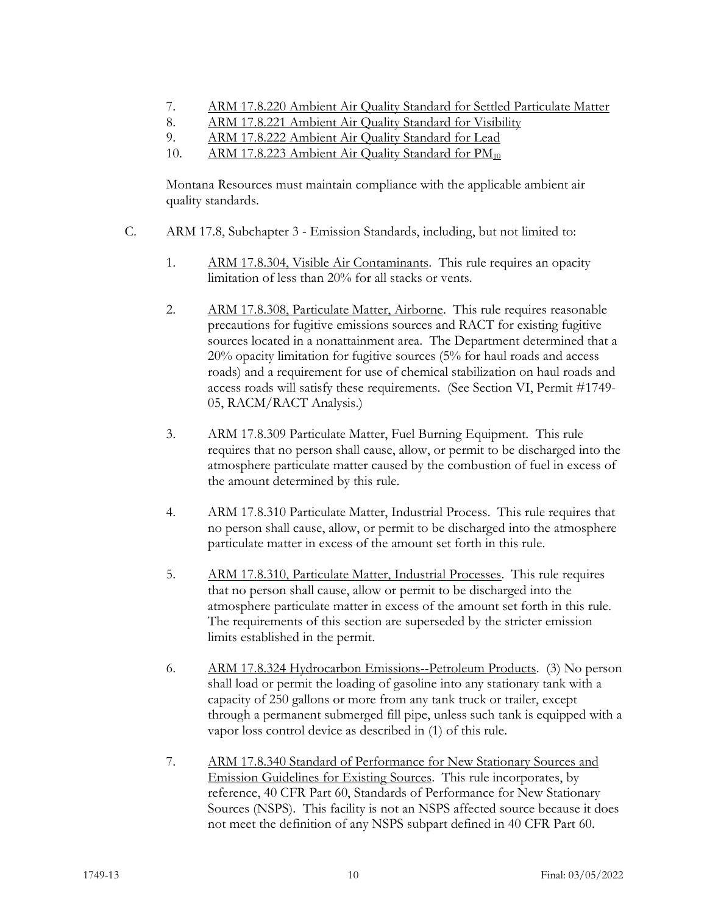7. ARM 17.8.220 Ambient Air Quality Standard for Settled Particulate Matter
8. ARM 17.8.221 Ambient Air Quality Standard for Visibility
9. ARM 17.8.222 Ambient Air Quality Standard for Lead
10. ARM 17.8.223 Ambient Air Quality Standard for $PM_{10}$

Montana Resources must maintain compliance with the applicable ambient air quality standards.

C. ARM 17.8, Subchapter 3 - Emission Standards, including, but not limited to:

1. ARM 17.8.304, Visible Air Contaminants. This rule requires an opacity limitation of less than 20% for all stacks or vents.

2. ARM 17.8.308, Particulate Matter, Airborne. This rule requires reasonable precautions for fugitive emissions sources and RACT for existing fugitive sources located in a nonattainment area. The Department determined that a 20% opacity limitation for fugitive sources (5% for haul roads and access roads) and a requirement for use of chemical stabilization on haul roads and access roads will satisfy these requirements. (See Section VI, Permit #1749-05, RACM/RACT Analysis.)

3. ARM 17.8.309 Particulate Matter, Fuel Burning Equipment. This rule requires that no person shall cause, allow, or permit to be discharged into the atmosphere particulate matter caused by the combustion of fuel in excess of the amount determined by this rule.

4. ARM 17.8.310 Particulate Matter, Industrial Process. This rule requires that no person shall cause, allow, or permit to be discharged into the atmosphere particulate matter in excess of the amount set forth in this rule.

5. ARM 17.8.310, Particulate Matter, Industrial Processes. This rule requires that no person shall cause, allow or permit to be discharged into the atmosphere particulate matter in excess of the amount set forth in this rule. The requirements of this section are superseded by the stricter emission limits established in the permit.

6. ARM 17.8.324 Hydrocarbon Emissions--Petroleum Products. (3) No person shall load or permit the loading of gasoline into any stationary tank with a capacity of 250 gallons or more from any tank truck or trailer, except through a permanent submerged fill pipe, unless such tank is equipped with a vapor loss control device as described in (1) of this rule.

7. ARM 17.8.340 Standard of Performance for New Stationary Sources and Emission Guidelines for Existing Sources. This rule incorporates, by reference, 40 CFR Part 60, Standards of Performance for New Stationary Sources (NSPS). This facility is not an NSPS affected source because it does not meet the definition of any NSPS subpart defined in 40 CFR Part 60.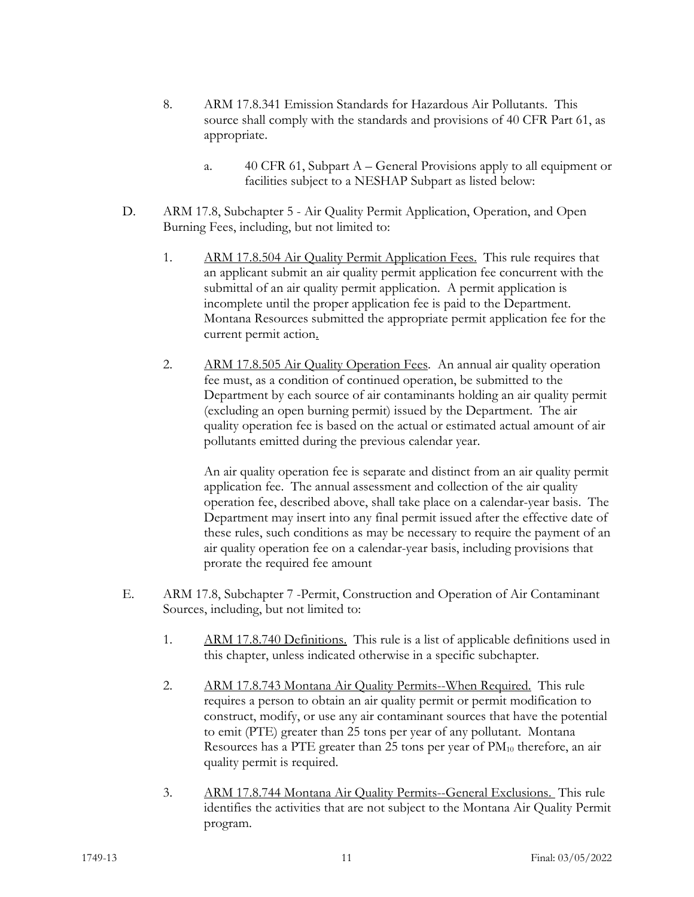8. ARM 17.8.341 Emission Standards for Hazardous Air Pollutants. This source shall comply with the standards and provisions of 40 CFR Part 61, as appropriate.

   a. 40 CFR 61, Subpart A – General Provisions apply to all equipment or facilities subject to a NESHAP Subpart as listed below:

D. ARM 17.8, Subchapter 5 - Air Quality Permit Application, Operation, and Open Burning Fees, including, but not limited to:

   1. ARM 17.8.504 Air Quality Permit Application Fees. This rule requires that an applicant submit an air quality permit application fee concurrent with the submittal of an air quality permit application. A permit application is incomplete until the proper application fee is paid to the Department. Montana Resources submitted the appropriate permit application fee for the current permit action.

   2. ARM 17.8.505 Air Quality Operation Fees. An annual air quality operation fee must, as a condition of continued operation, be submitted to the Department by each source of air contaminants holding an air quality permit (excluding an open burning permit) issued by the Department. The air quality operation fee is based on the actual or estimated actual amount of air pollutants emitted during the previous calendar year.

      An air quality operation fee is separate and distinct from an air quality permit application fee. The annual assessment and collection of the air quality operation fee, described above, shall take place on a calendar-year basis. The Department may insert into any final permit issued after the effective date of these rules, such conditions as may be necessary to require the payment of an air quality operation fee on a calendar-year basis, including provisions that prorate the required fee amount

E. ARM 17.8, Subchapter 7 -Permit, Construction and Operation of Air Contaminant Sources, including, but not limited to:

   1. ARM 17.8.740 Definitions. This rule is a list of applicable definitions used in this chapter, unless indicated otherwise in a specific subchapter.

   2. ARM 17.8.743 Montana Air Quality Permits--When Required. This rule requires a person to obtain an air quality permit or permit modification to construct, modify, or use any air contaminant sources that have the potential to emit (PTE) greater than 25 tons per year of any pollutant. Montana Resources has a PTE greater than 25 tons per year of $PM_{10}$ therefore, an air quality permit is required.

   3. ARM 17.8.744 Montana Air Quality Permits--General Exclusions. This rule identifies the activities that are not subject to the Montana Air Quality Permit program.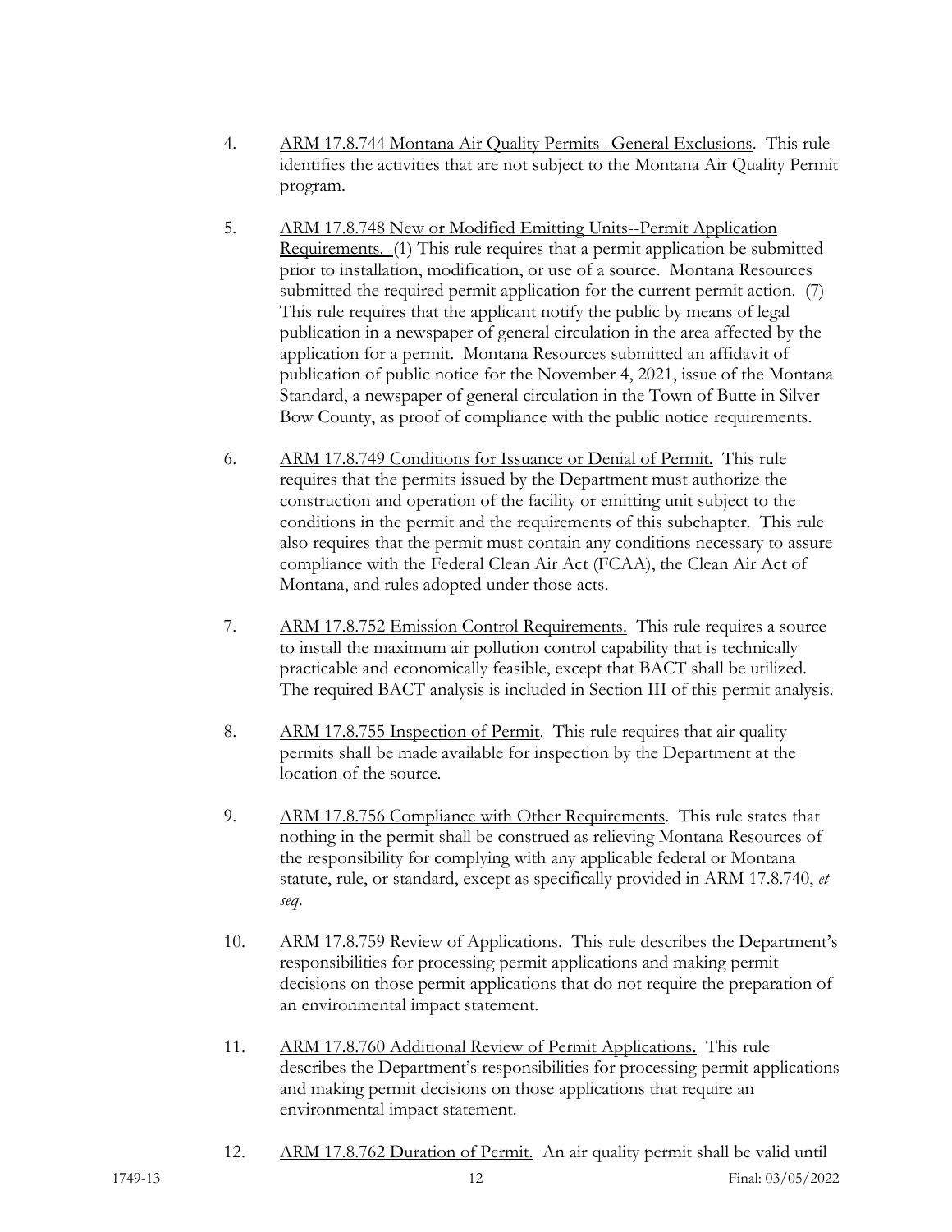4. ARM 17.8.744 Montana Air Quality Permits--General Exclusions. This rule identifies the activities that are not subject to the Montana Air Quality Permit program.

5. ARM 17.8.748 New or Modified Emitting Units--Permit Application Requirements. (1) This rule requires that a permit application be submitted prior to installation, modification, or use of a source. Montana Resources submitted the required permit application for the current permit action. (7) This rule requires that the applicant notify the public by means of legal publication in a newspaper of general circulation in the area affected by the application for a permit. Montana Resources submitted an affidavit of publication of public notice for the November 4, 2021, issue of the Montana Standard, a newspaper of general circulation in the Town of Butte in Silver Bow County, as proof of compliance with the public notice requirements.

6. ARM 17.8.749 Conditions for Issuance or Denial of Permit. This rule requires that the permits issued by the Department must authorize the construction and operation of the facility or emitting unit subject to the conditions in the permit and the requirements of this subchapter. This rule also requires that the permit must contain any conditions necessary to assure compliance with the Federal Clean Air Act (FCAA), the Clean Air Act of Montana, and rules adopted under those acts.

7. ARM 17.8.752 Emission Control Requirements. This rule requires a source to install the maximum air pollution control capability that is technically practicable and economically feasible, except that BACT shall be utilized. The required BACT analysis is included in Section III of this permit analysis.

8. ARM 17.8.755 Inspection of Permit. This rule requires that air quality permits shall be made available for inspection by the Department at the location of the source.

9. ARM 17.8.756 Compliance with Other Requirements. This rule states that nothing in the permit shall be construed as relieving Montana Resources of the responsibility for complying with any applicable federal or Montana statute, rule, or standard, except as specifically provided in ARM 17.8.740, *et seq*.

10. ARM 17.8.759 Review of Applications. This rule describes the Department's responsibilities for processing permit applications and making permit decisions on those permit applications that do not require the preparation of an environmental impact statement.

11. ARM 17.8.760 Additional Review of Permit Applications. This rule describes the Department's responsibilities for processing permit applications and making permit decisions on those applications that require an environmental impact statement.

12. ARM 17.8.762 Duration of Permit. An air quality permit shall be valid until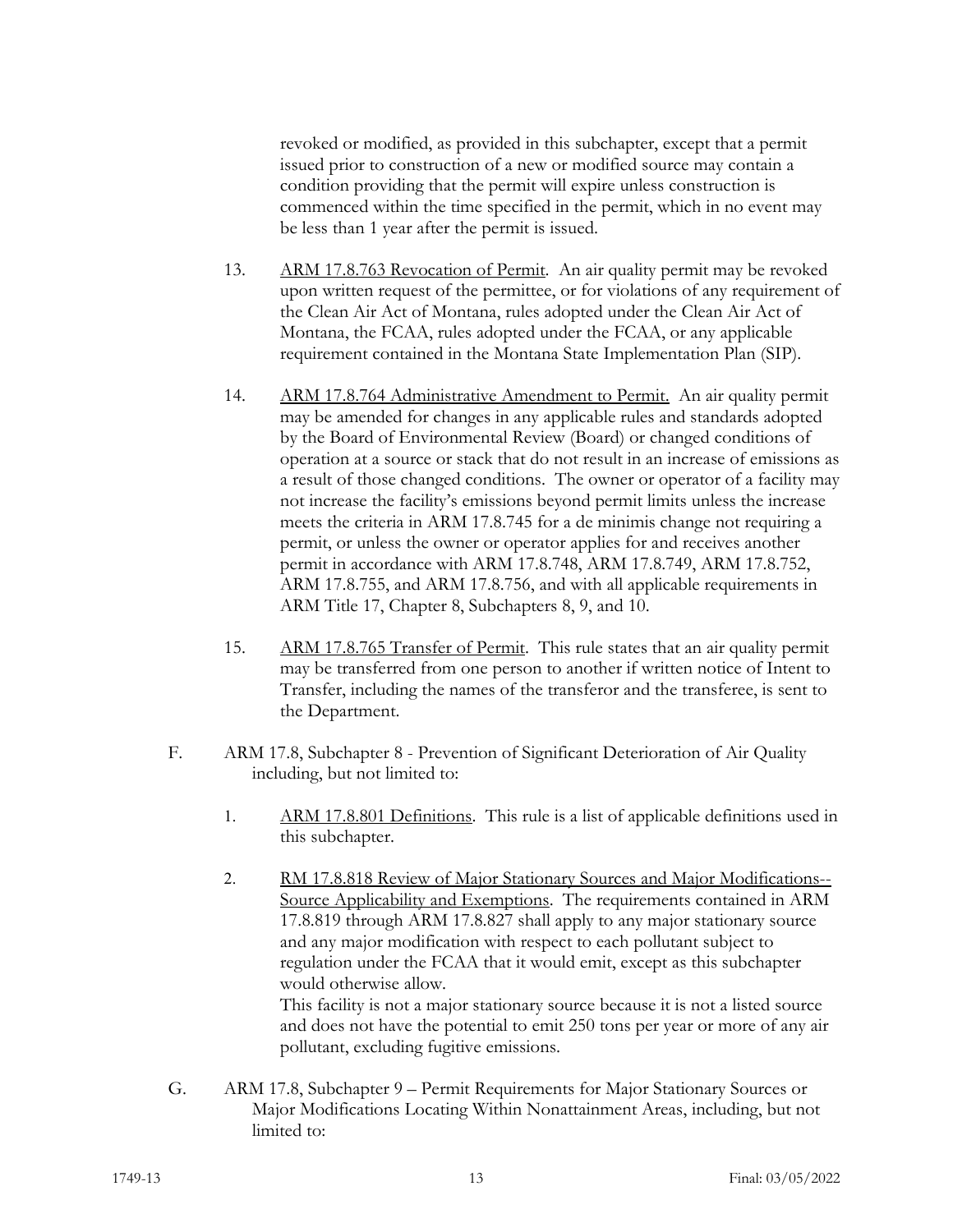revoked or modified, as provided in this subchapter, except that a permit issued prior to construction of a new or modified source may contain a condition providing that the permit will expire unless construction is commenced within the time specified in the permit, which in no event may be less than 1 year after the permit is issued.

13. ARM 17.8.763 Revocation of Permit. An air quality permit may be revoked upon written request of the permittee, or for violations of any requirement of the Clean Air Act of Montana, rules adopted under the Clean Air Act of Montana, the FCAA, rules adopted under the FCAA, or any applicable requirement contained in the Montana State Implementation Plan (SIP).

14. ARM 17.8.764 Administrative Amendment to Permit. An air quality permit may be amended for changes in any applicable rules and standards adopted by the Board of Environmental Review (Board) or changed conditions of operation at a source or stack that do not result in an increase of emissions as a result of those changed conditions. The owner or operator of a facility may not increase the facility's emissions beyond permit limits unless the increase meets the criteria in ARM 17.8.745 for a de minimis change not requiring a permit, or unless the owner or operator applies for and receives another permit in accordance with ARM 17.8.748, ARM 17.8.749, ARM 17.8.752, ARM 17.8.755, and ARM 17.8.756, and with all applicable requirements in ARM Title 17, Chapter 8, Subchapters 8, 9, and 10.

15. ARM 17.8.765 Transfer of Permit. This rule states that an air quality permit may be transferred from one person to another if written notice of Intent to Transfer, including the names of the transferor and the transferee, is sent to the Department.

F. ARM 17.8, Subchapter 8 - Prevention of Significant Deterioration of Air Quality including, but not limited to:

1. ARM 17.8.801 Definitions. This rule is a list of applicable definitions used in this subchapter.

2. RM 17.8.818 Review of Major Stationary Sources and Major Modifications--Source Applicability and Exemptions. The requirements contained in ARM 17.8.819 through ARM 17.8.827 shall apply to any major stationary source and any major modification with respect to each pollutant subject to regulation under the FCAA that it would emit, except as this subchapter would otherwise allow.
This facility is not a major stationary source because it is not a listed source and does not have the potential to emit 250 tons per year or more of any air pollutant, excluding fugitive emissions.

G. ARM 17.8, Subchapter 9 – Permit Requirements for Major Stationary Sources or Major Modifications Locating Within Nonattainment Areas, including, but not limited to: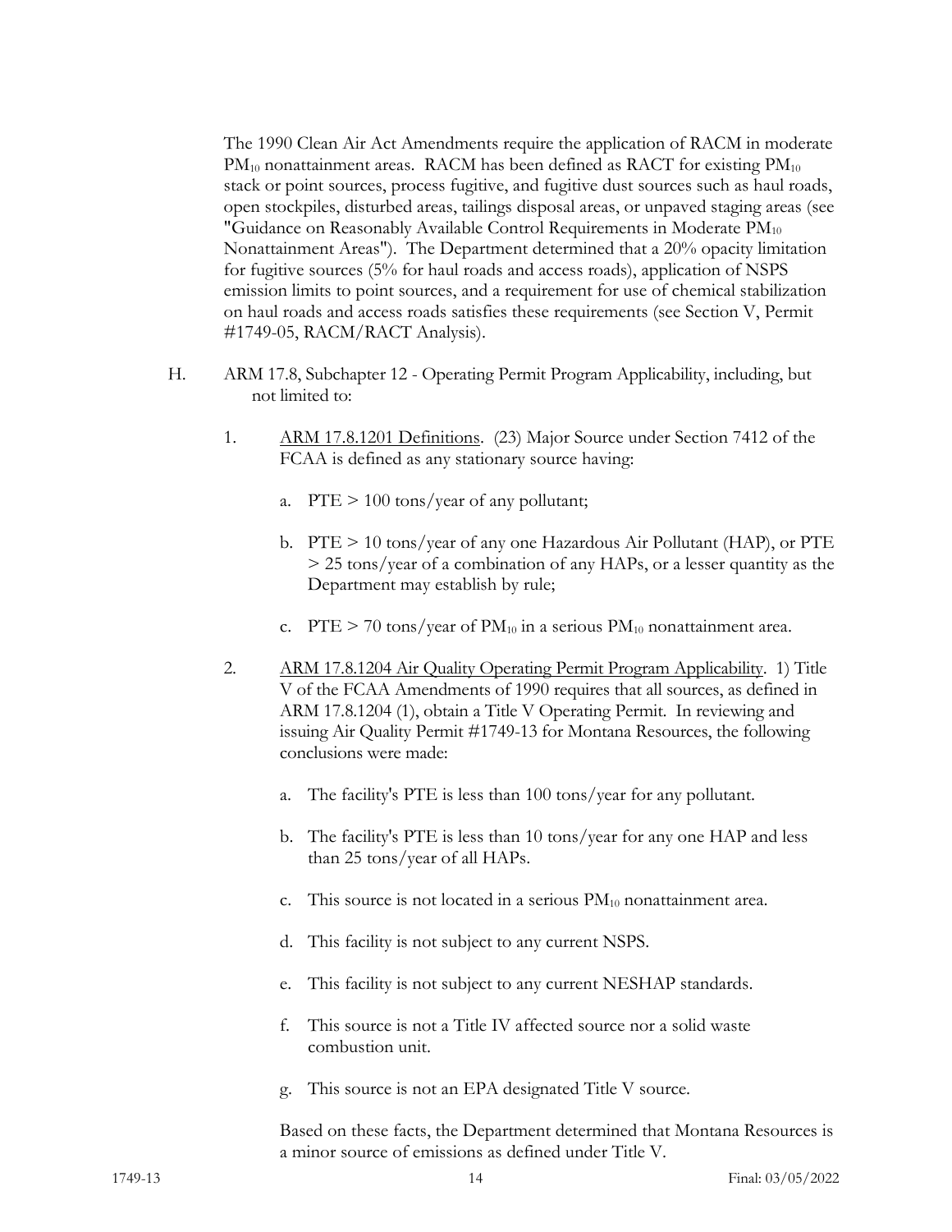The 1990 Clean Air Act Amendments require the application of RACM in moderate $PM_{10}$ nonattainment areas. RACM has been defined as RACT for existing $PM_{10}$ stack or point sources, process fugitive, and fugitive dust sources such as haul roads, open stockpiles, disturbed areas, tailings disposal areas, or unpaved staging areas (see "Guidance on Reasonably Available Control Requirements in Moderate $PM_{10}$ Nonattainment Areas"). The Department determined that a 20% opacity limitation for fugitive sources (5% for haul roads and access roads), application of NSPS emission limits to point sources, and a requirement for use of chemical stabilization on haul roads and access roads satisfies these requirements (see Section V, Permit #1749-05, RACM/RACT Analysis).

H. ARM 17.8, Subchapter 12 - Operating Permit Program Applicability, including, but not limited to:

1. <u>ARM 17.8.1201 Definitions</u>. (23) Major Source under Section 7412 of the FCAA is defined as any stationary source having:

   a. PTE > 100 tons/year of any pollutant;

   b. PTE > 10 tons/year of any one Hazardous Air Pollutant (HAP), or PTE > 25 tons/year of a combination of any HAPs, or a lesser quantity as the Department may establish by rule;

   c. PTE > 70 tons/year of $PM_{10}$ in a serious $PM_{10}$ nonattainment area.

2. <u>ARM 17.8.1204 Air Quality Operating Permit Program Applicability</u>. 1) Title V of the FCAA Amendments of 1990 requires that all sources, as defined in ARM 17.8.1204 (1), obtain a Title V Operating Permit. In reviewing and issuing Air Quality Permit #1749-13 for Montana Resources, the following conclusions were made:

   a. The facility's PTE is less than 100 tons/year for any pollutant.

   b. The facility's PTE is less than 10 tons/year for any one HAP and less than 25 tons/year of all HAPs.

   c. This source is not located in a serious $PM_{10}$ nonattainment area.

   d. This facility is not subject to any current NSPS.

   e. This facility is not subject to any current NESHAP standards.

   f. This source is not a Title IV affected source nor a solid waste combustion unit.

   g. This source is not an EPA designated Title V source.

   Based on these facts, the Department determined that Montana Resources is a minor source of emissions as defined under Title V.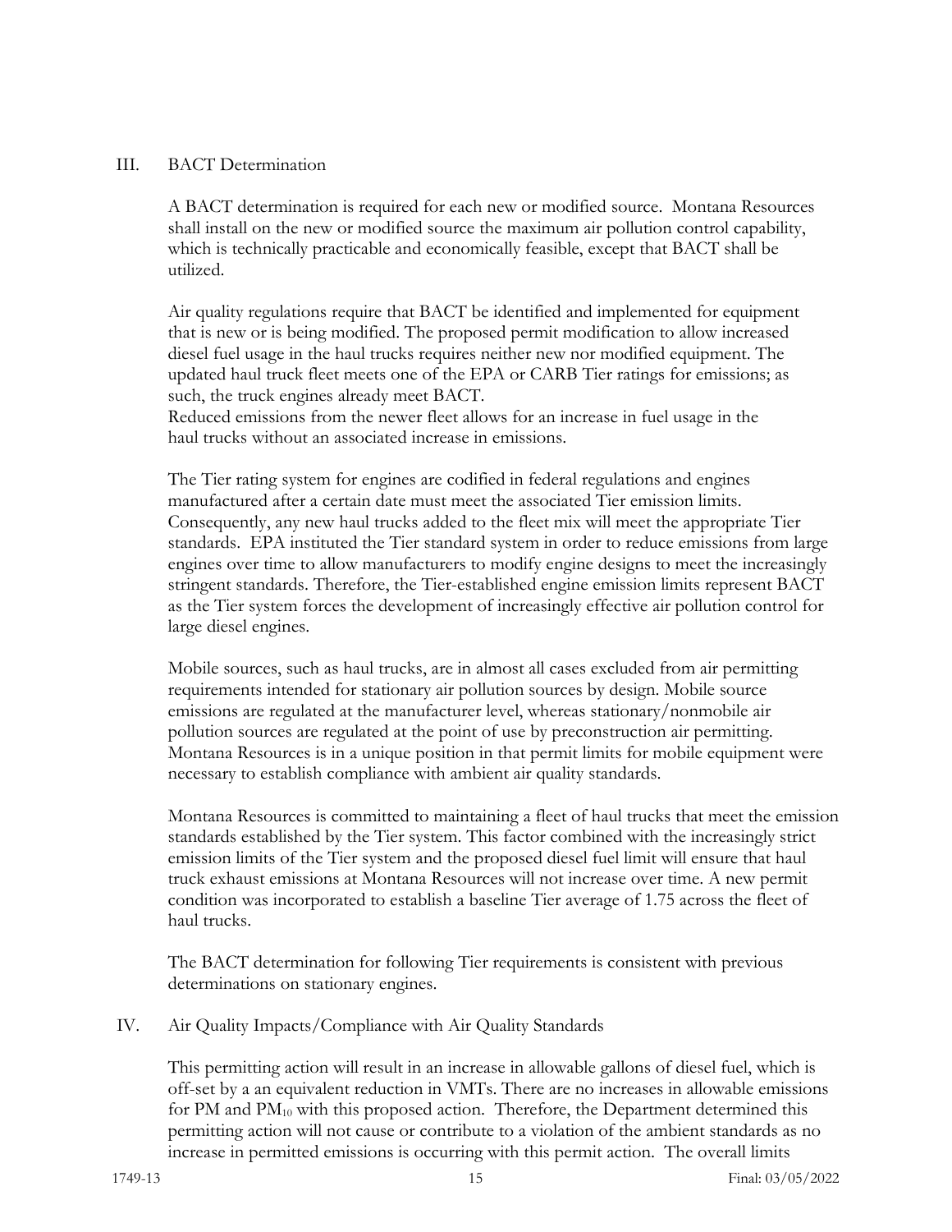## III. BACT Determination

A BACT determination is required for each new or modified source. Montana Resources shall install on the new or modified source the maximum air pollution control capability, which is technically practicable and economically feasible, except that BACT shall be utilized.

Air quality regulations require that BACT be identified and implemented for equipment that is new or is being modified. The proposed permit modification to allow increased diesel fuel usage in the haul trucks requires neither new nor modified equipment. The updated haul truck fleet meets one of the EPA or CARB Tier ratings for emissions; as such, the truck engines already meet BACT.
Reduced emissions from the newer fleet allows for an increase in fuel usage in the haul trucks without an associated increase in emissions.

The Tier rating system for engines are codified in federal regulations and engines manufactured after a certain date must meet the associated Tier emission limits. Consequently, any new haul trucks added to the fleet mix will meet the appropriate Tier standards. EPA instituted the Tier standard system in order to reduce emissions from large engines over time to allow manufacturers to modify engine designs to meet the increasingly stringent standards. Therefore, the Tier-established engine emission limits represent BACT as the Tier system forces the development of increasingly effective air pollution control for large diesel engines.

Mobile sources, such as haul trucks, are in almost all cases excluded from air permitting requirements intended for stationary air pollution sources by design. Mobile source emissions are regulated at the manufacturer level, whereas stationary/nonmobile air pollution sources are regulated at the point of use by preconstruction air permitting. Montana Resources is in a unique position in that permit limits for mobile equipment were necessary to establish compliance with ambient air quality standards.

Montana Resources is committed to maintaining a fleet of haul trucks that meet the emission standards established by the Tier system. This factor combined with the increasingly strict emission limits of the Tier system and the proposed diesel fuel limit will ensure that haul truck exhaust emissions at Montana Resources will not increase over time. A new permit condition was incorporated to establish a baseline Tier average of 1.75 across the fleet of haul trucks.

The BACT determination for following Tier requirements is consistent with previous determinations on stationary engines.

## IV. Air Quality Impacts/Compliance with Air Quality Standards

This permitting action will result in an increase in allowable gallons of diesel fuel, which is off-set by a an equivalent reduction in VMTs. There are no increases in allowable emissions for PM and $PM_{10}$ with this proposed action. Therefore, the Department determined this permitting action will not cause or contribute to a violation of the ambient standards as no increase in permitted emissions is occurring with this permit action. The overall limits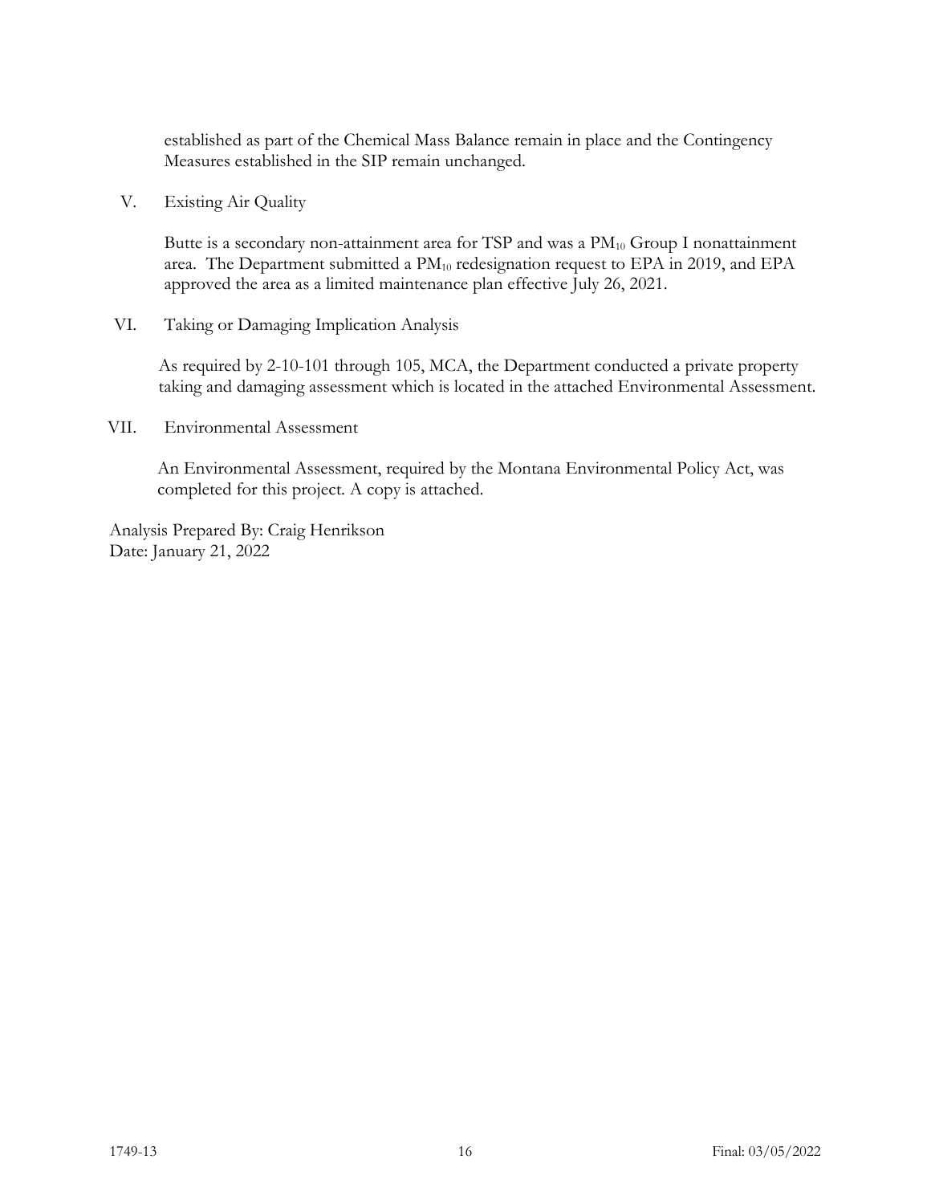established as part of the Chemical Mass Balance remain in place and the Contingency Measures established in the SIP remain unchanged.

## V. Existing Air Quality

Butte is a secondary non-attainment area for TSP and was a $PM_{10}$ Group I nonattainment area. The Department submitted a $PM_{10}$ redesignation request to EPA in 2019, and EPA approved the area as a limited maintenance plan effective July 26, 2021.

## VI. Taking or Damaging Implication Analysis

As required by 2-10-101 through 105, MCA, the Department conducted a private property taking and damaging assessment which is located in the attached Environmental Assessment.

## VII. Environmental Assessment

An Environmental Assessment, required by the Montana Environmental Policy Act, was completed for this project. A copy is attached.

Analysis Prepared By: Craig Henrikson
Date: January 21, 2022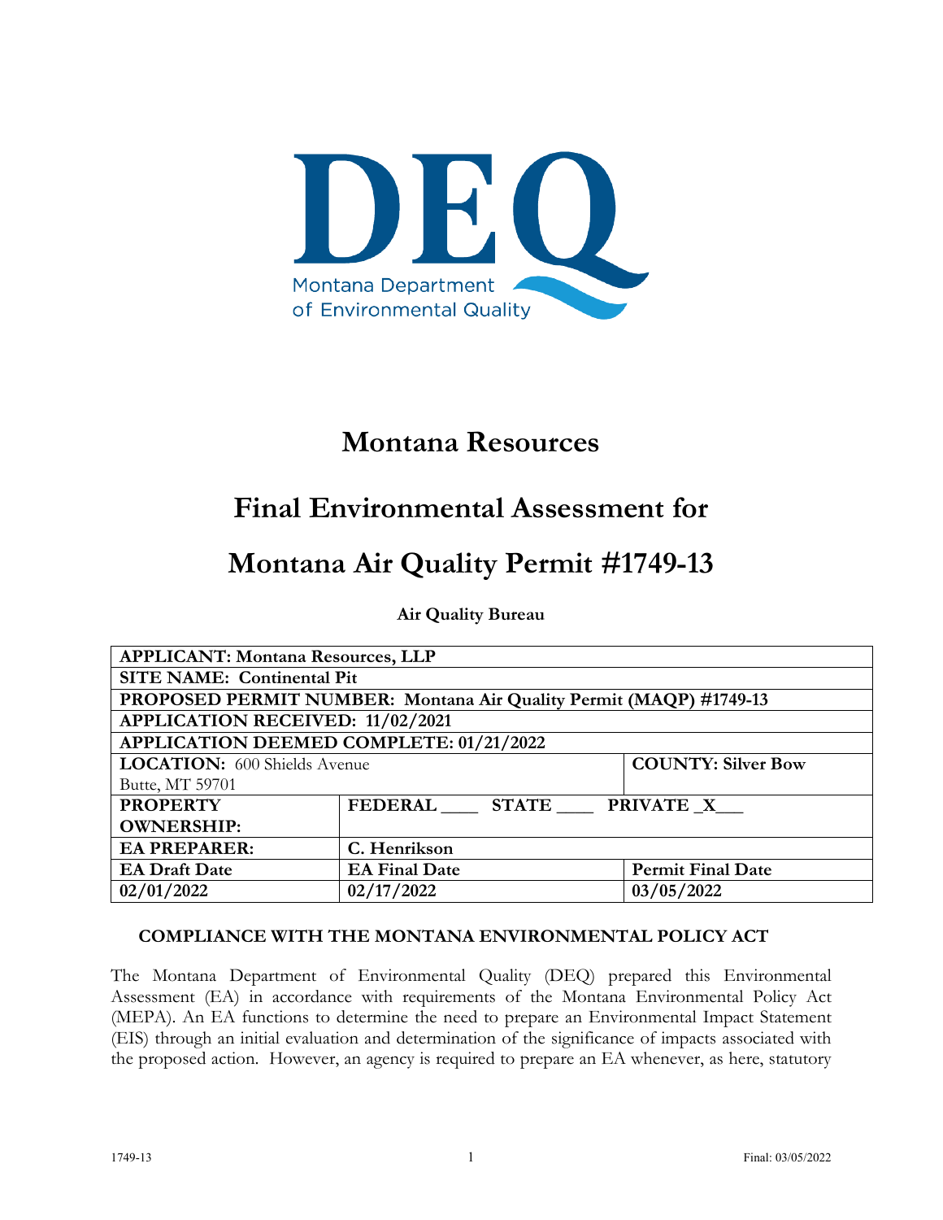# Montana Resources

# Final Environmental Assessment for

# Montana Air Quality Permit #1749-13

**Air Quality Bureau**

| **APPLICANT: Montana Resources, LLP** | | |
|---|---|---|
| **SITE NAME: Continental Pit** | | |
| **PROPOSED PERMIT NUMBER: Montana Air Quality Permit (MAQP) #1749-13** | | |
| **APPLICATION RECEIVED: 11/02/2021** | | |
| **APPLICATION DEEMED COMPLETE: 01/21/2022** | | |
| **LOCATION:** 600 Shields Avenue Butte, MT 59701 | | **COUNTY: Silver Bow** |
| **PROPERTY OWNERSHIP:** | **FEDERAL \_\_\_\_ STATE \_\_\_\_ PRIVATE \_X\_\_\_** | |
| **EA PREPARER:** | **C. Henrikson** | |
| **EA Draft Date** | **EA Final Date** | **Permit Final Date** |
| **02/01/2022** | **02/17/2022** | **03/05/2022** |

**COMPLIANCE WITH THE MONTANA ENVIRONMENTAL POLICY ACT**

The Montana Department of Environmental Quality (DEQ) prepared this Environmental Assessment (EA) in accordance with requirements of the Montana Environmental Policy Act (MEPA). An EA functions to determine the need to prepare an Environmental Impact Statement (EIS) through an initial evaluation and determination of the significance of impacts associated with the proposed action. However, an agency is required to prepare an EA whenever, as here, statutory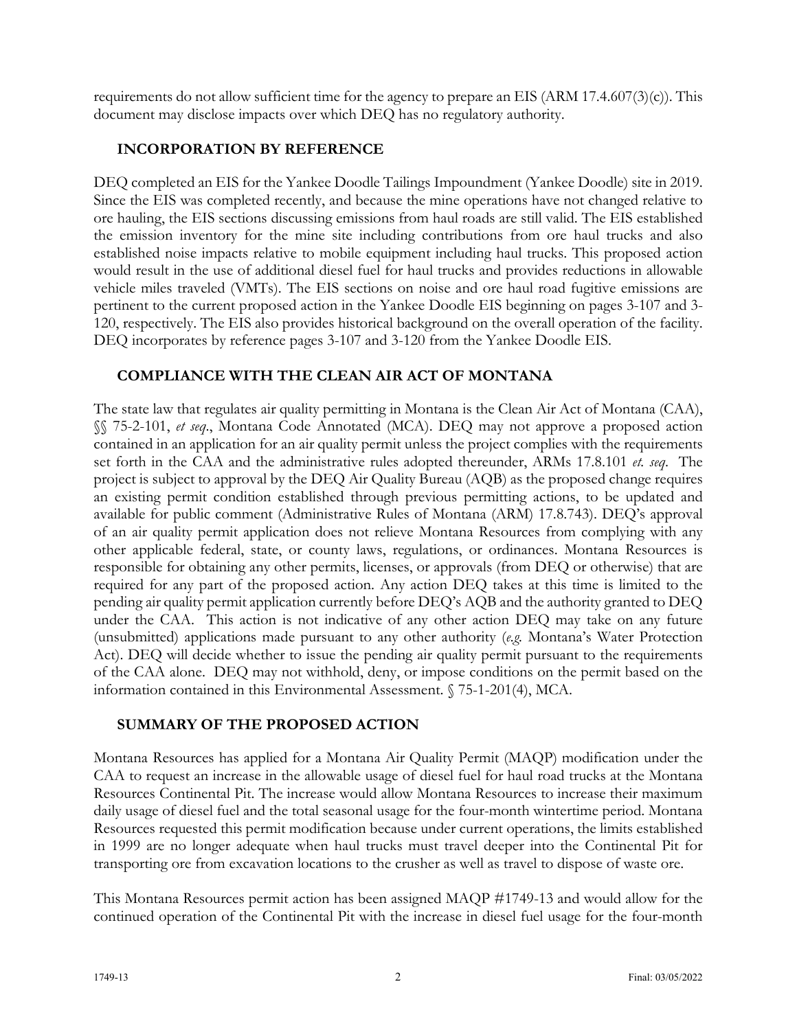requirements do not allow sufficient time for the agency to prepare an EIS (ARM 17.4.607(3)(c)). This document may disclose impacts over which DEQ has no regulatory authority.

## INCORPORATION BY REFERENCE

DEQ completed an EIS for the Yankee Doodle Tailings Impoundment (Yankee Doodle) site in 2019. Since the EIS was completed recently, and because the mine operations have not changed relative to ore hauling, the EIS sections discussing emissions from haul roads are still valid. The EIS established the emission inventory for the mine site including contributions from ore haul trucks and also established noise impacts relative to mobile equipment including haul trucks. This proposed action would result in the use of additional diesel fuel for haul trucks and provides reductions in allowable vehicle miles traveled (VMTs). The EIS sections on noise and ore haul road fugitive emissions are pertinent to the current proposed action in the Yankee Doodle EIS beginning on pages 3-107 and 3-120, respectively. The EIS also provides historical background on the overall operation of the facility. DEQ incorporates by reference pages 3-107 and 3-120 from the Yankee Doodle EIS.

## COMPLIANCE WITH THE CLEAN AIR ACT OF MONTANA

The state law that regulates air quality permitting in Montana is the Clean Air Act of Montana (CAA), §§ 75-2-101, *et seq*., Montana Code Annotated (MCA). DEQ may not approve a proposed action contained in an application for an air quality permit unless the project complies with the requirements set forth in the CAA and the administrative rules adopted thereunder, ARMs 17.8.101 *et. seq*. The project is subject to approval by the DEQ Air Quality Bureau (AQB) as the proposed change requires an existing permit condition established through previous permitting actions, to be updated and available for public comment (Administrative Rules of Montana (ARM) 17.8.743). DEQ's approval of an air quality permit application does not relieve Montana Resources from complying with any other applicable federal, state, or county laws, regulations, or ordinances. Montana Resources is responsible for obtaining any other permits, licenses, or approvals (from DEQ or otherwise) that are required for any part of the proposed action. Any action DEQ takes at this time is limited to the pending air quality permit application currently before DEQ's AQB and the authority granted to DEQ under the CAA. This action is not indicative of any other action DEQ may take on any future (unsubmitted) applications made pursuant to any other authority (*e.g.* Montana's Water Protection Act). DEQ will decide whether to issue the pending air quality permit pursuant to the requirements of the CAA alone. DEQ may not withhold, deny, or impose conditions on the permit based on the information contained in this Environmental Assessment. § 75-1-201(4), MCA.

## SUMMARY OF THE PROPOSED ACTION

Montana Resources has applied for a Montana Air Quality Permit (MAQP) modification under the CAA to request an increase in the allowable usage of diesel fuel for haul road trucks at the Montana Resources Continental Pit. The increase would allow Montana Resources to increase their maximum daily usage of diesel fuel and the total seasonal usage for the four-month wintertime period. Montana Resources requested this permit modification because under current operations, the limits established in 1999 are no longer adequate when haul trucks must travel deeper into the Continental Pit for transporting ore from excavation locations to the crusher as well as travel to dispose of waste ore.

This Montana Resources permit action has been assigned MAQP #1749-13 and would allow for the continued operation of the Continental Pit with the increase in diesel fuel usage for the four-month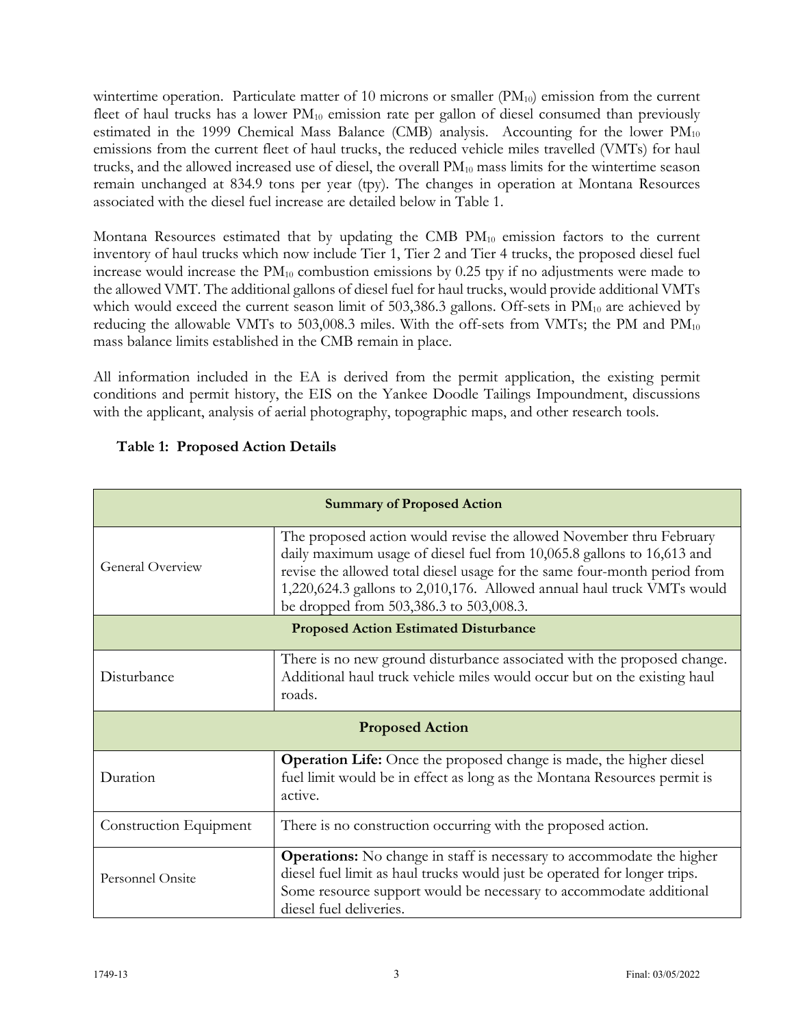wintertime operation. Particulate matter of 10 microns or smaller ($PM_{10}$) emission from the current fleet of haul trucks has a lower $PM_{10}$ emission rate per gallon of diesel consumed than previously estimated in the 1999 Chemical Mass Balance (CMB) analysis. Accounting for the lower $PM_{10}$ emissions from the current fleet of haul trucks, the reduced vehicle miles travelled (VMTs) for haul trucks, and the allowed increased use of diesel, the overall $PM_{10}$ mass limits for the wintertime season remain unchanged at 834.9 tons per year (tpy). The changes in operation at Montana Resources associated with the diesel fuel increase are detailed below in Table 1.

Montana Resources estimated that by updating the CMB $PM_{10}$ emission factors to the current inventory of haul trucks which now include Tier 1, Tier 2 and Tier 4 trucks, the proposed diesel fuel increase would increase the $PM_{10}$ combustion emissions by 0.25 tpy if no adjustments were made to the allowed VMT. The additional gallons of diesel fuel for haul trucks, would provide additional VMTs which would exceed the current season limit of 503,386.3 gallons. Off-sets in $PM_{10}$ are achieved by reducing the allowable VMTs to 503,008.3 miles. With the off-sets from VMTs; the PM and $PM_{10}$ mass balance limits established in the CMB remain in place.

All information included in the EA is derived from the permit application, the existing permit conditions and permit history, the EIS on the Yankee Doodle Tailings Impoundment, discussions with the applicant, analysis of aerial photography, topographic maps, and other research tools.

**Table 1: Proposed Action Details**

| **Summary of Proposed Action** | |
|---|---|
| General Overview | The proposed action would revise the allowed November thru February daily maximum usage of diesel fuel from 10,065.8 gallons to 16,613 and revise the allowed total diesel usage for the same four-month period from 1,220,624.3 gallons to 2,010,176. Allowed annual haul truck VMTs would be dropped from 503,386.3 to 503,008.3. |
| **Proposed Action Estimated Disturbance** | |
| Disturbance | There is no new ground disturbance associated with the proposed change. Additional haul truck vehicle miles would occur but on the existing haul roads. |
| **Proposed Action** | |
| Duration | **Operation Life:** Once the proposed change is made, the higher diesel fuel limit would be in effect as long as the Montana Resources permit is active. |
| Construction Equipment | There is no construction occurring with the proposed action. |
| Personnel Onsite | **Operations:** No change in staff is necessary to accommodate the higher diesel fuel limit as haul trucks would just be operated for longer trips. Some resource support would be necessary to accommodate additional diesel fuel deliveries. |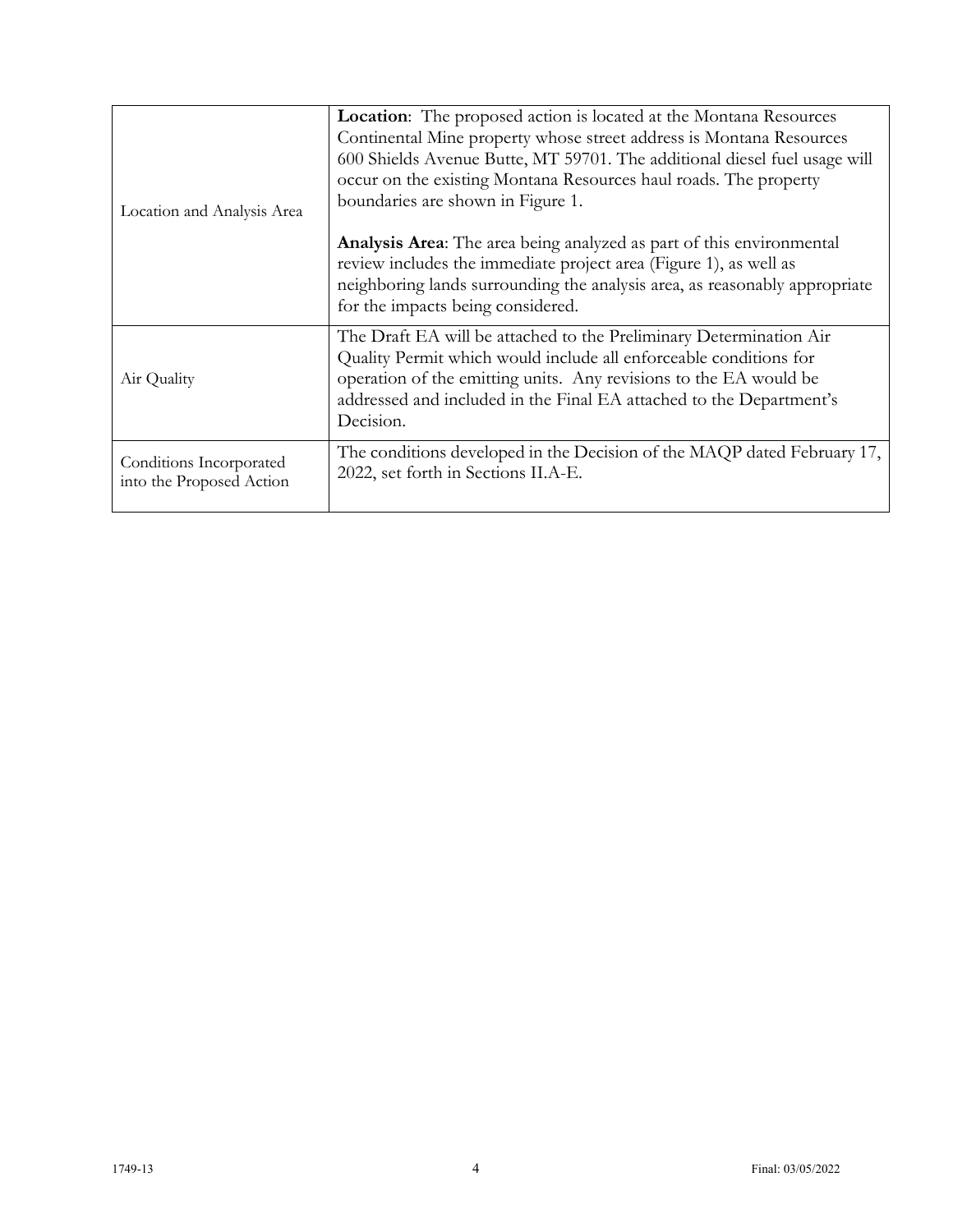| | |
|---|---|
| Location and Analysis Area | **Location**: The proposed action is located at the Montana Resources Continental Mine property whose street address is Montana Resources 600 Shields Avenue Butte, MT 59701. The additional diesel fuel usage will occur on the existing Montana Resources haul roads. The property boundaries are shown in Figure 1.<br><br>**Analysis Area**: The area being analyzed as part of this environmental review includes the immediate project area (Figure 1), as well as neighboring lands surrounding the analysis area, as reasonably appropriate for the impacts being considered. |
| Air Quality | The Draft EA will be attached to the Preliminary Determination Air Quality Permit which would include all enforceable conditions for operation of the emitting units. Any revisions to the EA would be addressed and included in the Final EA attached to the Department's Decision. |
| Conditions Incorporated into the Proposed Action | The conditions developed in the Decision of the MAQP dated February 17, 2022, set forth in Sections II.A-E. |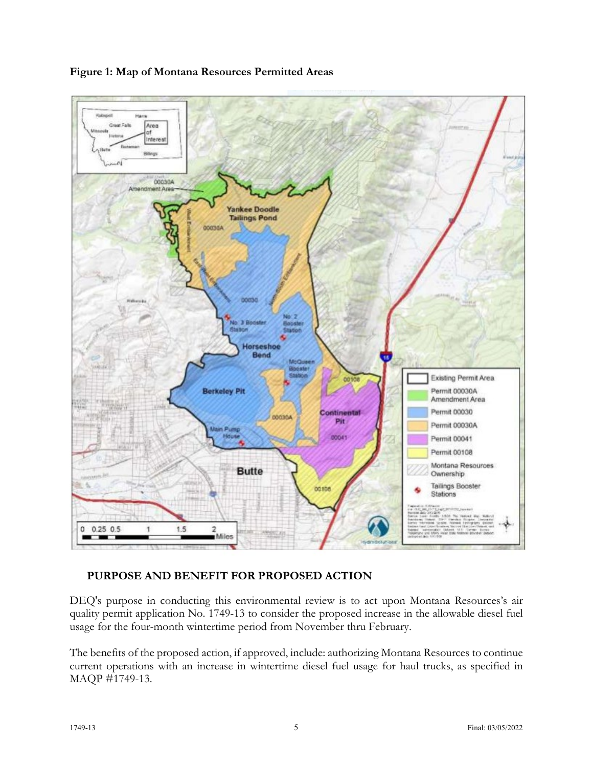**Figure 1: Map of Montana Resources Permitted Areas**

## PURPOSE AND BENEFIT FOR PROPOSED ACTION

DEQ's purpose in conducting this environmental review is to act upon Montana Resources's air quality permit application No. 1749-13 to consider the proposed increase in the allowable diesel fuel usage for the four-month wintertime period from November thru February.

The benefits of the proposed action, if approved, include: authorizing Montana Resources to continue current operations with an increase in wintertime diesel fuel usage for haul trucks, as specified in MAQP #1749-13.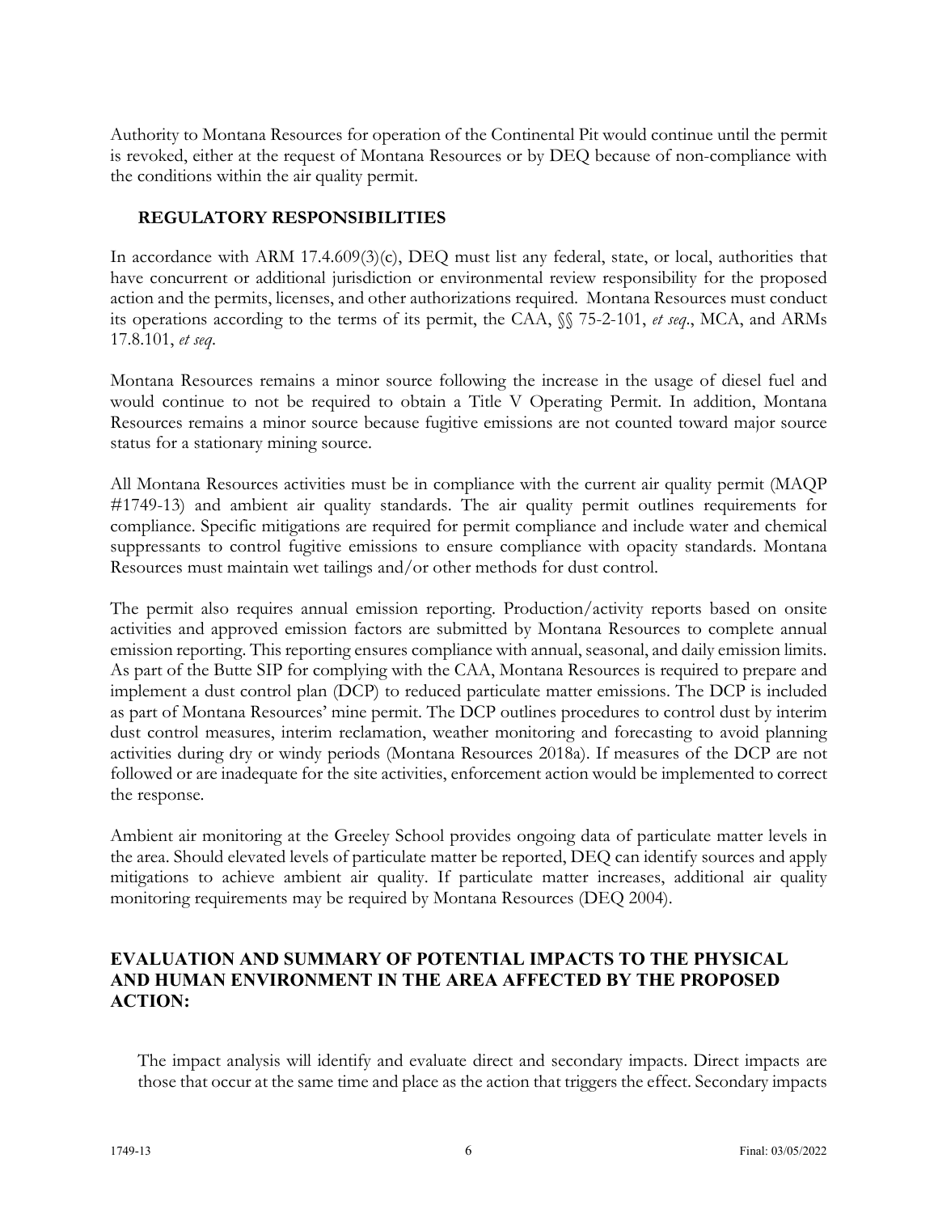Authority to Montana Resources for operation of the Continental Pit would continue until the permit is revoked, either at the request of Montana Resources or by DEQ because of non-compliance with the conditions within the air quality permit.

### REGULATORY RESPONSIBILITIES

In accordance with ARM 17.4.609(3)(c), DEQ must list any federal, state, or local, authorities that have concurrent or additional jurisdiction or environmental review responsibility for the proposed action and the permits, licenses, and other authorizations required. Montana Resources must conduct its operations according to the terms of its permit, the CAA, §§ 75-2-101, *et seq*., MCA, and ARMs 17.8.101, *et seq*.

Montana Resources remains a minor source following the increase in the usage of diesel fuel and would continue to not be required to obtain a Title V Operating Permit. In addition, Montana Resources remains a minor source because fugitive emissions are not counted toward major source status for a stationary mining source.

All Montana Resources activities must be in compliance with the current air quality permit (MAQP #1749-13) and ambient air quality standards. The air quality permit outlines requirements for compliance. Specific mitigations are required for permit compliance and include water and chemical suppressants to control fugitive emissions to ensure compliance with opacity standards. Montana Resources must maintain wet tailings and/or other methods for dust control.

The permit also requires annual emission reporting. Production/activity reports based on onsite activities and approved emission factors are submitted by Montana Resources to complete annual emission reporting. This reporting ensures compliance with annual, seasonal, and daily emission limits. As part of the Butte SIP for complying with the CAA, Montana Resources is required to prepare and implement a dust control plan (DCP) to reduced particulate matter emissions. The DCP is included as part of Montana Resources' mine permit. The DCP outlines procedures to control dust by interim dust control measures, interim reclamation, weather monitoring and forecasting to avoid planning activities during dry or windy periods (Montana Resources 2018a). If measures of the DCP are not followed or are inadequate for the site activities, enforcement action would be implemented to correct the response.

Ambient air monitoring at the Greeley School provides ongoing data of particulate matter levels in the area. Should elevated levels of particulate matter be reported, DEQ can identify sources and apply mitigations to achieve ambient air quality. If particulate matter increases, additional air quality monitoring requirements may be required by Montana Resources (DEQ 2004).

## EVALUATION AND SUMMARY OF POTENTIAL IMPACTS TO THE PHYSICAL AND HUMAN ENVIRONMENT IN THE AREA AFFECTED BY THE PROPOSED ACTION:

The impact analysis will identify and evaluate direct and secondary impacts. Direct impacts are those that occur at the same time and place as the action that triggers the effect. Secondary impacts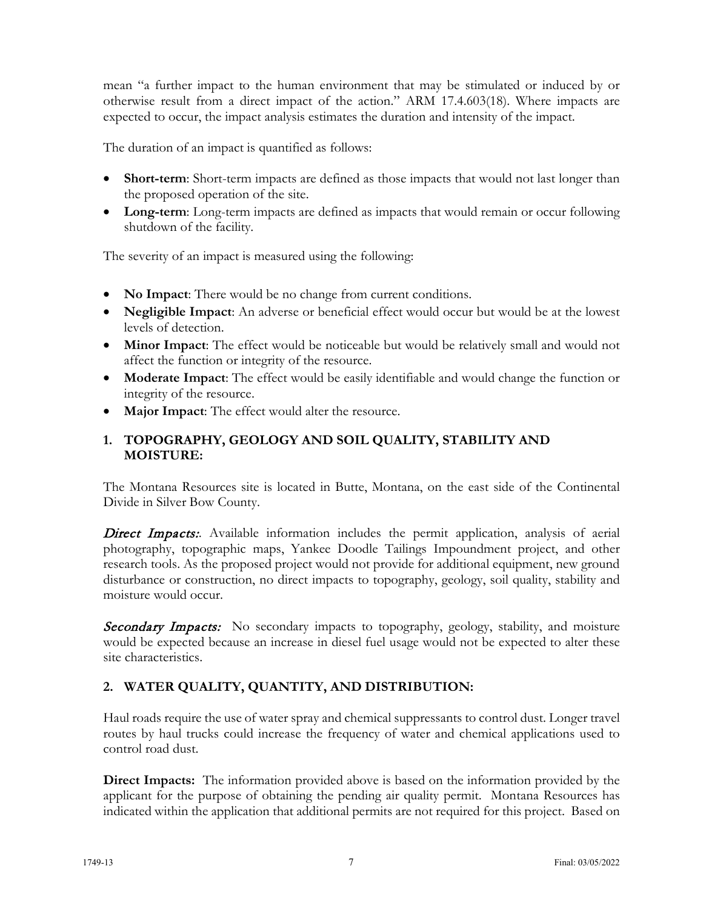mean "a further impact to the human environment that may be stimulated or induced by or otherwise result from a direct impact of the action." ARM 17.4.603(18). Where impacts are expected to occur, the impact analysis estimates the duration and intensity of the impact.

The duration of an impact is quantified as follows:

- **Short-term**: Short-term impacts are defined as those impacts that would not last longer than the proposed operation of the site.
- **Long-term**: Long-term impacts are defined as impacts that would remain or occur following shutdown of the facility.

The severity of an impact is measured using the following:

- **No Impact**: There would be no change from current conditions.
- **Negligible Impact**: An adverse or beneficial effect would occur but would be at the lowest levels of detection.
- **Minor Impact**: The effect would be noticeable but would be relatively small and would not affect the function or integrity of the resource.
- **Moderate Impact**: The effect would be easily identifiable and would change the function or integrity of the resource.
- **Major Impact**: The effect would alter the resource.

## 1. TOPOGRAPHY, GEOLOGY AND SOIL QUALITY, STABILITY AND MOISTURE:

The Montana Resources site is located in Butte, Montana, on the east side of the Continental Divide in Silver Bow County.

***Direct Impacts:***. Available information includes the permit application, analysis of aerial photography, topographic maps, Yankee Doodle Tailings Impoundment project, and other research tools. As the proposed project would not provide for additional equipment, new ground disturbance or construction, no direct impacts to topography, geology, soil quality, stability and moisture would occur.

***Secondary Impacts:*** No secondary impacts to topography, geology, stability, and moisture would be expected because an increase in diesel fuel usage would not be expected to alter these site characteristics.

## 2. WATER QUALITY, QUANTITY, AND DISTRIBUTION:

Haul roads require the use of water spray and chemical suppressants to control dust. Longer travel routes by haul trucks could increase the frequency of water and chemical applications used to control road dust.

**Direct Impacts:** The information provided above is based on the information provided by the applicant for the purpose of obtaining the pending air quality permit. Montana Resources has indicated within the application that additional permits are not required for this project. Based on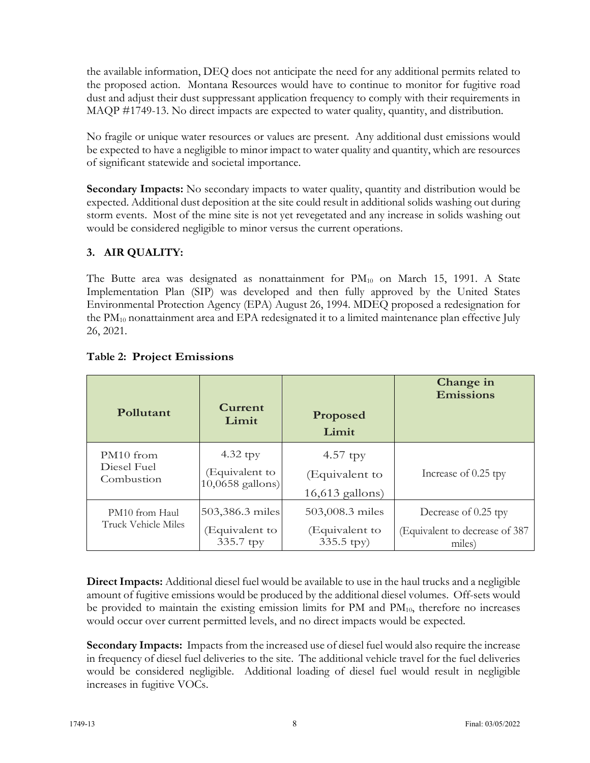the available information, DEQ does not anticipate the need for any additional permits related to the proposed action. Montana Resources would have to continue to monitor for fugitive road dust and adjust their dust suppressant application frequency to comply with their requirements in MAQP #1749-13. No direct impacts are expected to water quality, quantity, and distribution.

No fragile or unique water resources or values are present. Any additional dust emissions would be expected to have a negligible to minor impact to water quality and quantity, which are resources of significant statewide and societal importance.

**Secondary Impacts:** No secondary impacts to water quality, quantity and distribution would be expected. Additional dust deposition at the site could result in additional solids washing out during storm events. Most of the mine site is not yet revegetated and any increase in solids washing out would be considered negligible to minor versus the current operations.

### 3. AIR QUALITY:

The Butte area was designated as nonattainment for $PM_{10}$ on March 15, 1991. A State Implementation Plan (SIP) was developed and then fully approved by the United States Environmental Protection Agency (EPA) August 26, 1994. MDEQ proposed a redesignation for the $PM_{10}$ nonattainment area and EPA redesignated it to a limited maintenance plan effective July 26, 2021.

**Table 2: Project Emissions**

| Pollutant | Current Limit | Proposed Limit | Change in Emissions |
|---|---|---|---|
| PM10 from Diesel Fuel Combustion | 4.32 tpy (Equivalent to 10,0658 gallons) | 4.57 tpy (Equivalent to 16,613 gallons) | Increase of 0.25 tpy |
| PM10 from Haul Truck Vehicle Miles | 503,386.3 miles (Equivalent to 335.7 tpy | 503,008.3 miles (Equivalent to 335.5 tpy) | Decrease of 0.25 tpy (Equivalent to decrease of 387 miles) |

**Direct Impacts:** Additional diesel fuel would be available to use in the haul trucks and a negligible amount of fugitive emissions would be produced by the additional diesel volumes. Off-sets would be provided to maintain the existing emission limits for PM and $PM_{10}$, therefore no increases would occur over current permitted levels, and no direct impacts would be expected.

**Secondary Impacts:** Impacts from the increased use of diesel fuel would also require the increase in frequency of diesel fuel deliveries to the site. The additional vehicle travel for the fuel deliveries would be considered negligible. Additional loading of diesel fuel would result in negligible increases in fugitive VOCs.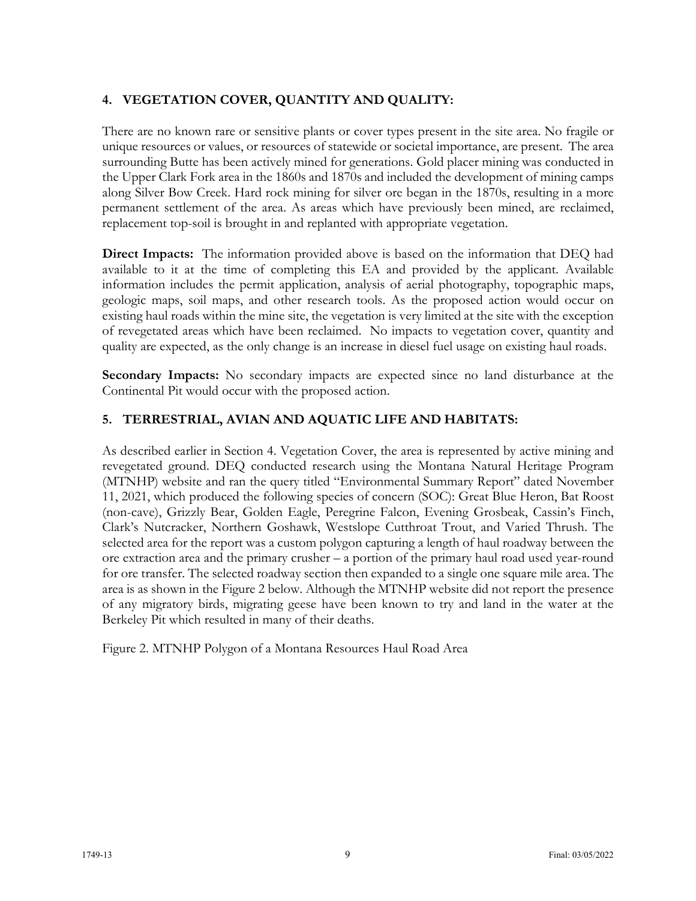## 4. VEGETATION COVER, QUANTITY AND QUALITY:

There are no known rare or sensitive plants or cover types present in the site area. No fragile or unique resources or values, or resources of statewide or societal importance, are present. The area surrounding Butte has been actively mined for generations. Gold placer mining was conducted in the Upper Clark Fork area in the 1860s and 1870s and included the development of mining camps along Silver Bow Creek. Hard rock mining for silver ore began in the 1870s, resulting in a more permanent settlement of the area. As areas which have previously been mined, are reclaimed, replacement top-soil is brought in and replanted with appropriate vegetation.

**Direct Impacts:** The information provided above is based on the information that DEQ had available to it at the time of completing this EA and provided by the applicant. Available information includes the permit application, analysis of aerial photography, topographic maps, geologic maps, soil maps, and other research tools. As the proposed action would occur on existing haul roads within the mine site, the vegetation is very limited at the site with the exception of revegetated areas which have been reclaimed. No impacts to vegetation cover, quantity and quality are expected, as the only change is an increase in diesel fuel usage on existing haul roads.

**Secondary Impacts:** No secondary impacts are expected since no land disturbance at the Continental Pit would occur with the proposed action.

## 5. TERRESTRIAL, AVIAN AND AQUATIC LIFE AND HABITATS:

As described earlier in Section 4. Vegetation Cover, the area is represented by active mining and revegetated ground. DEQ conducted research using the Montana Natural Heritage Program (MTNHP) website and ran the query titled "Environmental Summary Report" dated November 11, 2021, which produced the following species of concern (SOC): Great Blue Heron, Bat Roost (non-cave), Grizzly Bear, Golden Eagle, Peregrine Falcon, Evening Grosbeak, Cassin's Finch, Clark's Nutcracker, Northern Goshawk, Westslope Cutthroat Trout, and Varied Thrush. The selected area for the report was a custom polygon capturing a length of haul roadway between the ore extraction area and the primary crusher – a portion of the primary haul road used year-round for ore transfer. The selected roadway section then expanded to a single one square mile area. The area is as shown in the Figure 2 below. Although the MTNHP website did not report the presence of any migratory birds, migrating geese have been known to try and land in the water at the Berkeley Pit which resulted in many of their deaths.

Figure 2. MTNHP Polygon of a Montana Resources Haul Road Area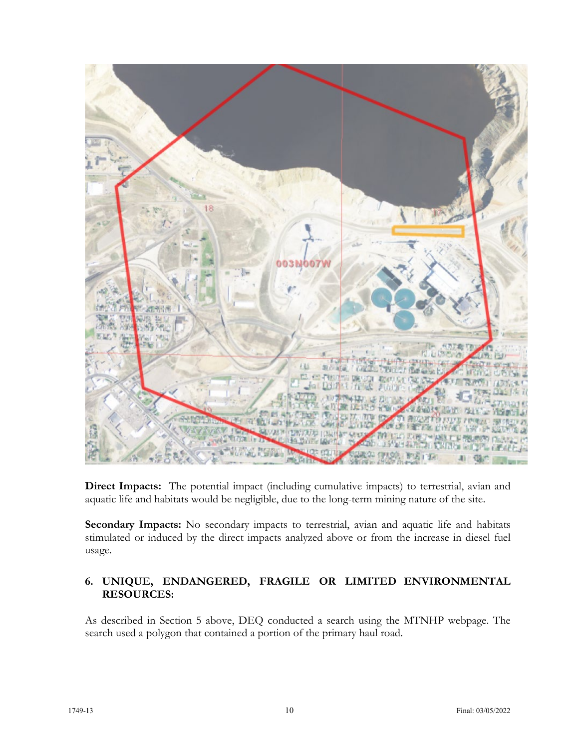**Direct Impacts:** The potential impact (including cumulative impacts) to terrestrial, avian and aquatic life and habitats would be negligible, due to the long-term mining nature of the site.

**Secondary Impacts:** No secondary impacts to terrestrial, avian and aquatic life and habitats stimulated or induced by the direct impacts analyzed above or from the increase in diesel fuel usage.

## 6. UNIQUE, ENDANGERED, FRAGILE OR LIMITED ENVIRONMENTAL RESOURCES:

As described in Section 5 above, DEQ conducted a search using the MTNHP webpage. The search used a polygon that contained a portion of the primary haul road.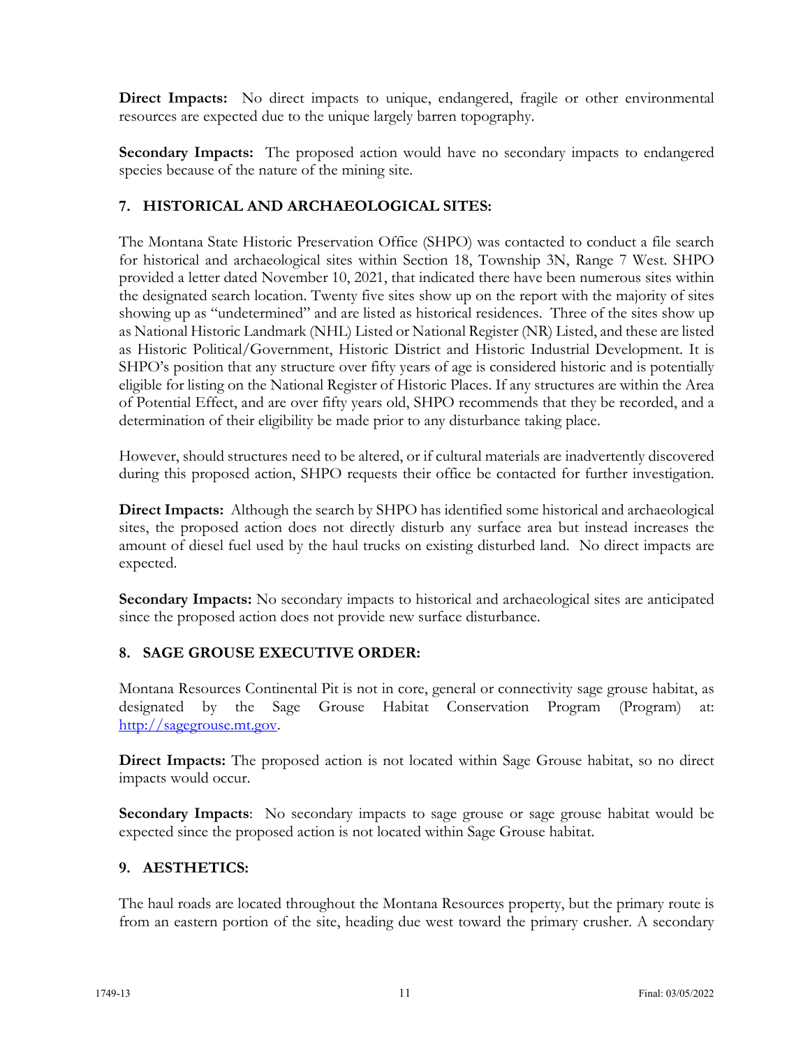**Direct Impacts:** No direct impacts to unique, endangered, fragile or other environmental resources are expected due to the unique largely barren topography.

**Secondary Impacts:** The proposed action would have no secondary impacts to endangered species because of the nature of the mining site.

## 7. HISTORICAL AND ARCHAEOLOGICAL SITES:

The Montana State Historic Preservation Office (SHPO) was contacted to conduct a file search for historical and archaeological sites within Section 18, Township 3N, Range 7 West. SHPO provided a letter dated November 10, 2021, that indicated there have been numerous sites within the designated search location. Twenty five sites show up on the report with the majority of sites showing up as "undetermined" and are listed as historical residences. Three of the sites show up as National Historic Landmark (NHL) Listed or National Register (NR) Listed, and these are listed as Historic Political/Government, Historic District and Historic Industrial Development. It is SHPO's position that any structure over fifty years of age is considered historic and is potentially eligible for listing on the National Register of Historic Places. If any structures are within the Area of Potential Effect, and are over fifty years old, SHPO recommends that they be recorded, and a determination of their eligibility be made prior to any disturbance taking place.

However, should structures need to be altered, or if cultural materials are inadvertently discovered during this proposed action, SHPO requests their office be contacted for further investigation.

**Direct Impacts:** Although the search by SHPO has identified some historical and archaeological sites, the proposed action does not directly disturb any surface area but instead increases the amount of diesel fuel used by the haul trucks on existing disturbed land. No direct impacts are expected.

**Secondary Impacts:** No secondary impacts to historical and archaeological sites are anticipated since the proposed action does not provide new surface disturbance.

## 8. SAGE GROUSE EXECUTIVE ORDER:

Montana Resources Continental Pit is not in core, general or connectivity sage grouse habitat, as designated by the Sage Grouse Habitat Conservation Program (Program) at: http://sagegrouse.mt.gov.

**Direct Impacts:** The proposed action is not located within Sage Grouse habitat, so no direct impacts would occur.

**Secondary Impacts**: No secondary impacts to sage grouse or sage grouse habitat would be expected since the proposed action is not located within Sage Grouse habitat.

## 9. AESTHETICS:

The haul roads are located throughout the Montana Resources property, but the primary route is from an eastern portion of the site, heading due west toward the primary crusher. A secondary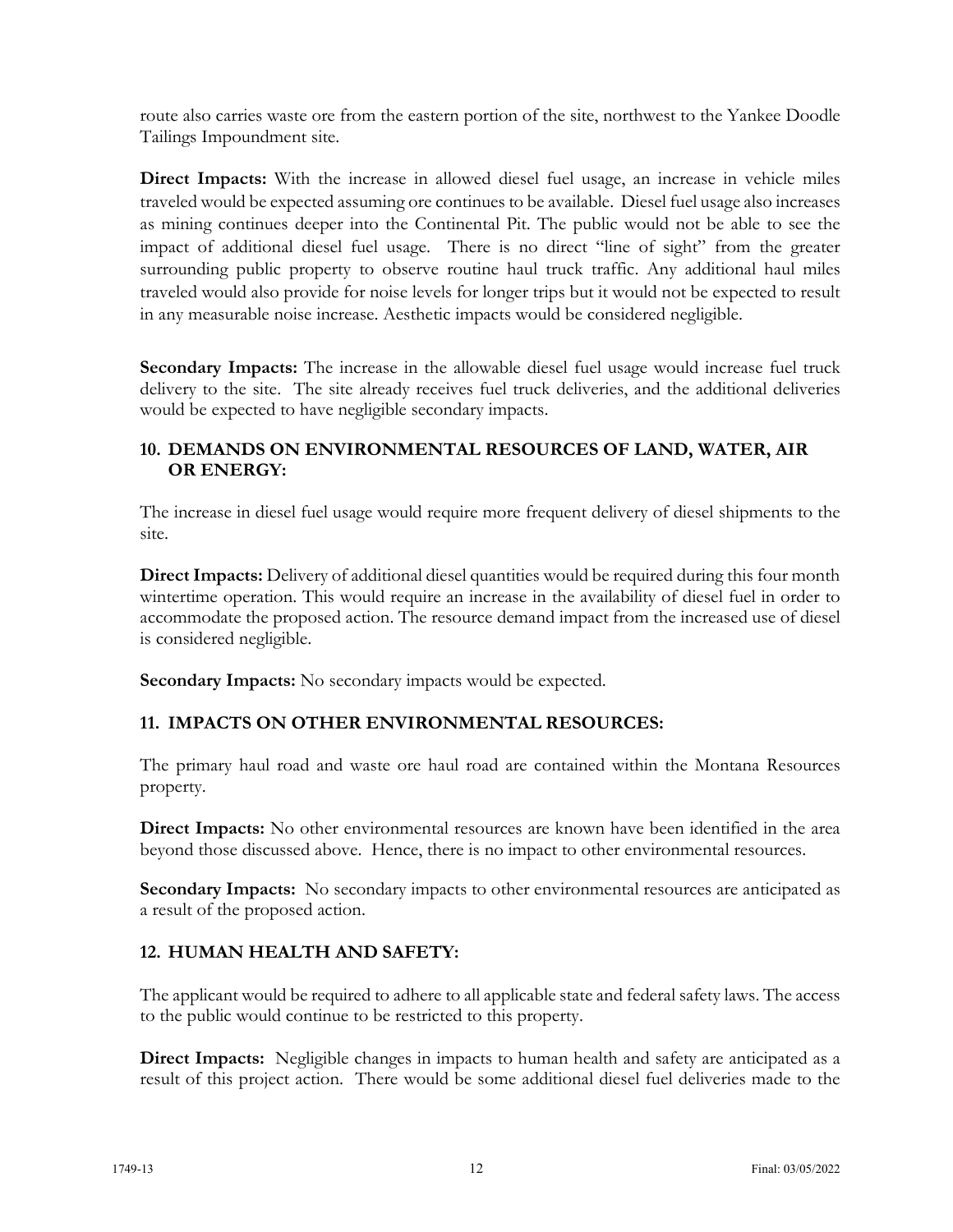route also carries waste ore from the eastern portion of the site, northwest to the Yankee Doodle Tailings Impoundment site.

**Direct Impacts:** With the increase in allowed diesel fuel usage, an increase in vehicle miles traveled would be expected assuming ore continues to be available. Diesel fuel usage also increases as mining continues deeper into the Continental Pit. The public would not be able to see the impact of additional diesel fuel usage. There is no direct "line of sight" from the greater surrounding public property to observe routine haul truck traffic. Any additional haul miles traveled would also provide for noise levels for longer trips but it would not be expected to result in any measurable noise increase. Aesthetic impacts would be considered negligible.

**Secondary Impacts:** The increase in the allowable diesel fuel usage would increase fuel truck delivery to the site. The site already receives fuel truck deliveries, and the additional deliveries would be expected to have negligible secondary impacts.

### 10. DEMANDS ON ENVIRONMENTAL RESOURCES OF LAND, WATER, AIR OR ENERGY:

The increase in diesel fuel usage would require more frequent delivery of diesel shipments to the site.

**Direct Impacts:** Delivery of additional diesel quantities would be required during this four month wintertime operation. This would require an increase in the availability of diesel fuel in order to accommodate the proposed action. The resource demand impact from the increased use of diesel is considered negligible.

**Secondary Impacts:** No secondary impacts would be expected.

### 11. IMPACTS ON OTHER ENVIRONMENTAL RESOURCES:

The primary haul road and waste ore haul road are contained within the Montana Resources property.

**Direct Impacts:** No other environmental resources are known have been identified in the area beyond those discussed above. Hence, there is no impact to other environmental resources.

**Secondary Impacts:** No secondary impacts to other environmental resources are anticipated as a result of the proposed action.

### 12. HUMAN HEALTH AND SAFETY:

The applicant would be required to adhere to all applicable state and federal safety laws. The access to the public would continue to be restricted to this property.

**Direct Impacts:** Negligible changes in impacts to human health and safety are anticipated as a result of this project action. There would be some additional diesel fuel deliveries made to the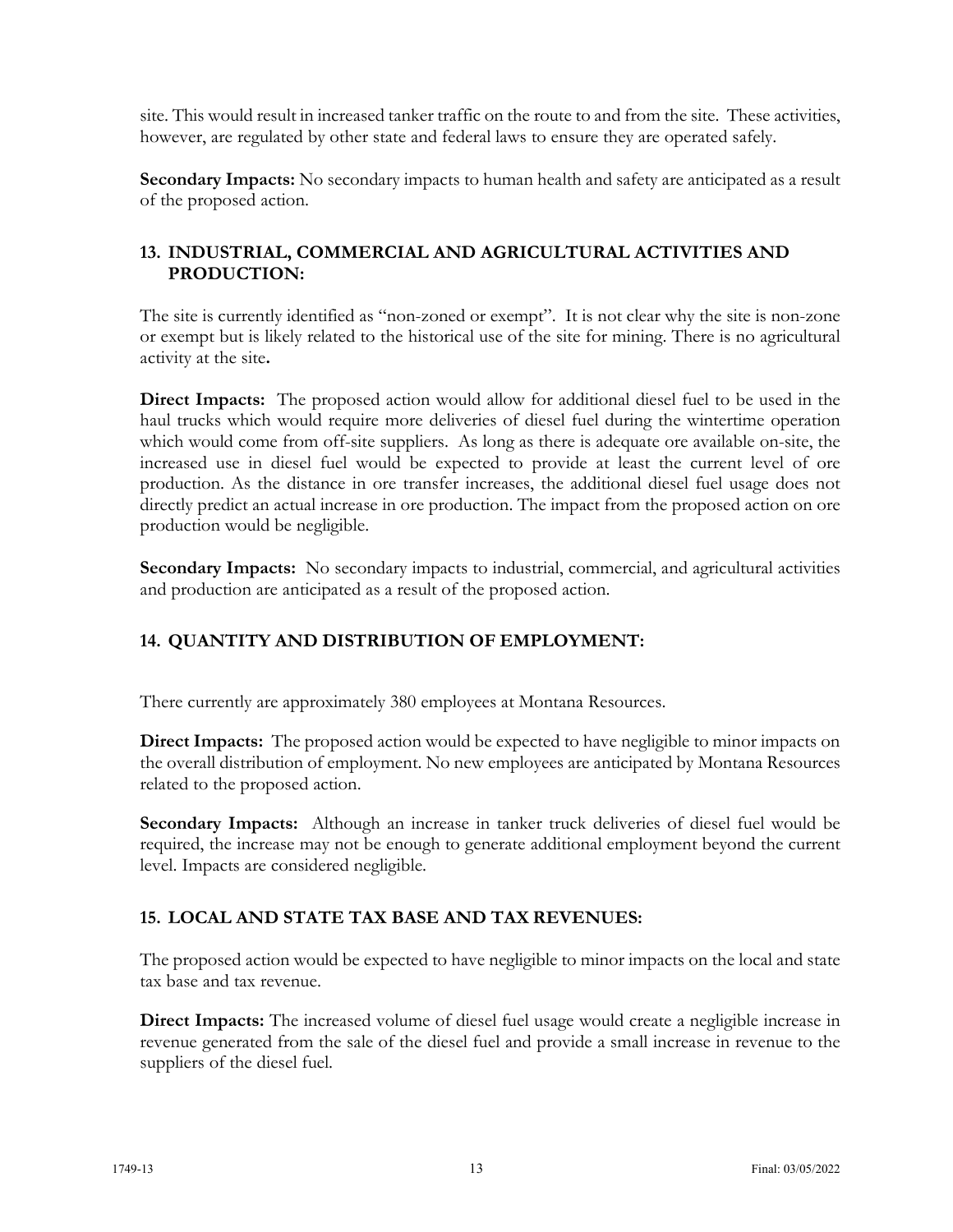site. This would result in increased tanker traffic on the route to and from the site. These activities, however, are regulated by other state and federal laws to ensure they are operated safely.

**Secondary Impacts:** No secondary impacts to human health and safety are anticipated as a result of the proposed action.

## 13. INDUSTRIAL, COMMERCIAL AND AGRICULTURAL ACTIVITIES AND PRODUCTION:

The site is currently identified as "non-zoned or exempt". It is not clear why the site is non-zone or exempt but is likely related to the historical use of the site for mining. There is no agricultural activity at the site**.**

**Direct Impacts:** The proposed action would allow for additional diesel fuel to be used in the haul trucks which would require more deliveries of diesel fuel during the wintertime operation which would come from off-site suppliers. As long as there is adequate ore available on-site, the increased use in diesel fuel would be expected to provide at least the current level of ore production. As the distance in ore transfer increases, the additional diesel fuel usage does not directly predict an actual increase in ore production. The impact from the proposed action on ore production would be negligible.

**Secondary Impacts:** No secondary impacts to industrial, commercial, and agricultural activities and production are anticipated as a result of the proposed action.

## 14. QUANTITY AND DISTRIBUTION OF EMPLOYMENT:

There currently are approximately 380 employees at Montana Resources.

**Direct Impacts:** The proposed action would be expected to have negligible to minor impacts on the overall distribution of employment. No new employees are anticipated by Montana Resources related to the proposed action.

**Secondary Impacts:** Although an increase in tanker truck deliveries of diesel fuel would be required, the increase may not be enough to generate additional employment beyond the current level. Impacts are considered negligible.

## 15. LOCAL AND STATE TAX BASE AND TAX REVENUES:

The proposed action would be expected to have negligible to minor impacts on the local and state tax base and tax revenue.

**Direct Impacts:** The increased volume of diesel fuel usage would create a negligible increase in revenue generated from the sale of the diesel fuel and provide a small increase in revenue to the suppliers of the diesel fuel.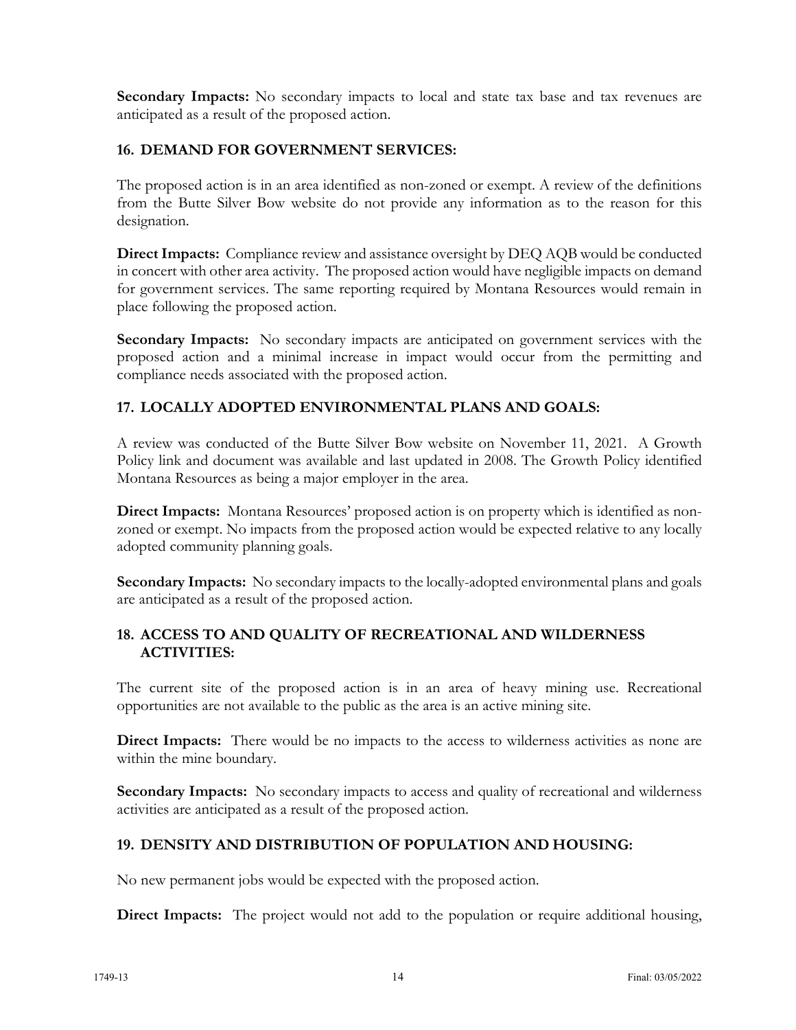**Secondary Impacts:** No secondary impacts to local and state tax base and tax revenues are anticipated as a result of the proposed action.

## 16. DEMAND FOR GOVERNMENT SERVICES:

The proposed action is in an area identified as non-zoned or exempt. A review of the definitions from the Butte Silver Bow website do not provide any information as to the reason for this designation.

**Direct Impacts:** Compliance review and assistance oversight by DEQ AQB would be conducted in concert with other area activity. The proposed action would have negligible impacts on demand for government services. The same reporting required by Montana Resources would remain in place following the proposed action.

**Secondary Impacts:** No secondary impacts are anticipated on government services with the proposed action and a minimal increase in impact would occur from the permitting and compliance needs associated with the proposed action.

## 17. LOCALLY ADOPTED ENVIRONMENTAL PLANS AND GOALS:

A review was conducted of the Butte Silver Bow website on November 11, 2021. A Growth Policy link and document was available and last updated in 2008. The Growth Policy identified Montana Resources as being a major employer in the area.

**Direct Impacts:** Montana Resources' proposed action is on property which is identified as non-zoned or exempt. No impacts from the proposed action would be expected relative to any locally adopted community planning goals.

**Secondary Impacts:** No secondary impacts to the locally-adopted environmental plans and goals are anticipated as a result of the proposed action.

## 18. ACCESS TO AND QUALITY OF RECREATIONAL AND WILDERNESS ACTIVITIES:

The current site of the proposed action is in an area of heavy mining use. Recreational opportunities are not available to the public as the area is an active mining site.

**Direct Impacts:** There would be no impacts to the access to wilderness activities as none are within the mine boundary.

**Secondary Impacts:** No secondary impacts to access and quality of recreational and wilderness activities are anticipated as a result of the proposed action.

## 19. DENSITY AND DISTRIBUTION OF POPULATION AND HOUSING:

No new permanent jobs would be expected with the proposed action.

**Direct Impacts:** The project would not add to the population or require additional housing,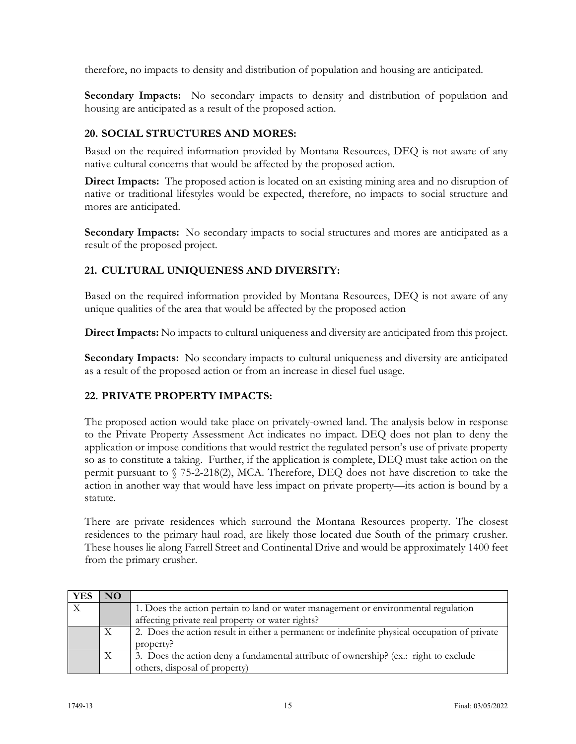therefore, no impacts to density and distribution of population and housing are anticipated.

**Secondary Impacts:** No secondary impacts to density and distribution of population and housing are anticipated as a result of the proposed action.

### 20. SOCIAL STRUCTURES AND MORES:

Based on the required information provided by Montana Resources, DEQ is not aware of any native cultural concerns that would be affected by the proposed action.

**Direct Impacts:** The proposed action is located on an existing mining area and no disruption of native or traditional lifestyles would be expected, therefore, no impacts to social structure and mores are anticipated.

**Secondary Impacts:** No secondary impacts to social structures and mores are anticipated as a result of the proposed project.

### 21. CULTURAL UNIQUENESS AND DIVERSITY:

Based on the required information provided by Montana Resources, DEQ is not aware of any unique qualities of the area that would be affected by the proposed action

**Direct Impacts:** No impacts to cultural uniqueness and diversity are anticipated from this project.

**Secondary Impacts:** No secondary impacts to cultural uniqueness and diversity are anticipated as a result of the proposed action or from an increase in diesel fuel usage.

### 22. PRIVATE PROPERTY IMPACTS:

The proposed action would take place on privately-owned land. The analysis below in response to the Private Property Assessment Act indicates no impact. DEQ does not plan to deny the application or impose conditions that would restrict the regulated person's use of private property so as to constitute a taking. Further, if the application is complete, DEQ must take action on the permit pursuant to § 75-2-218(2), MCA. Therefore, DEQ does not have discretion to take the action in another way that would have less impact on private property—its action is bound by a statute.

There are private residences which surround the Montana Resources property. The closest residences to the primary haul road, are likely those located due South of the primary crusher. These houses lie along Farrell Street and Continental Drive and would be approximately 1400 feet from the primary crusher.

| YES | NO | |
|---|---|---|
| X | | 1. Does the action pertain to land or water management or environmental regulation affecting private real property or water rights? |
| | X | 2. Does the action result in either a permanent or indefinite physical occupation of private property? |
| | X | 3. Does the action deny a fundamental attribute of ownership? (ex.: right to exclude others, disposal of property) |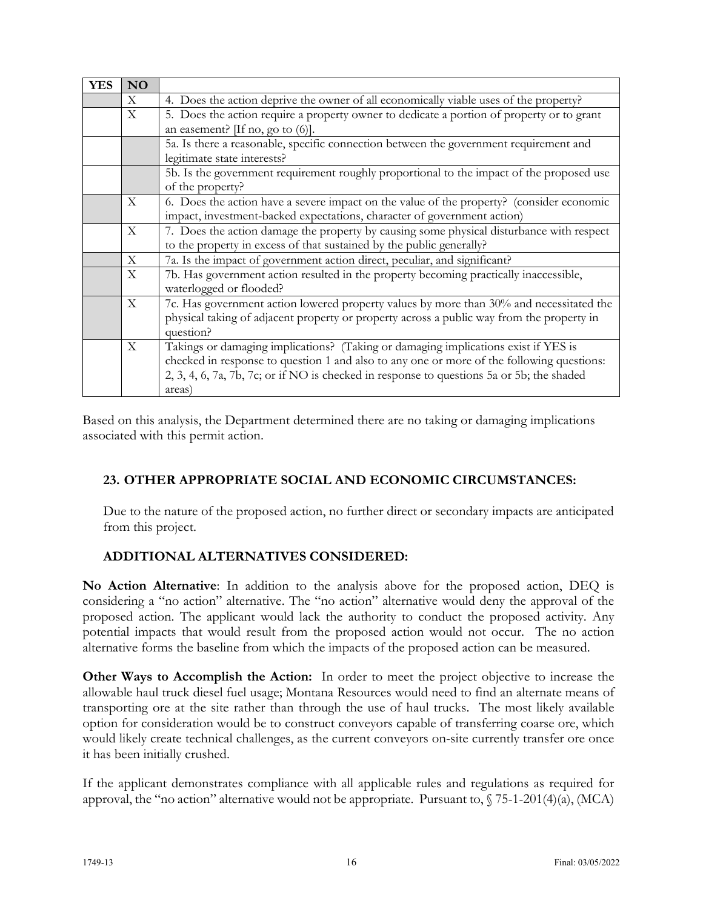| YES | NO | |
|---|---|---|
| | X | 4. Does the action deprive the owner of all economically viable uses of the property? |
| | X | 5. Does the action require a property owner to dedicate a portion of property or to grant an easement? [If no, go to (6)]. |
| | | 5a. Is there a reasonable, specific connection between the government requirement and legitimate state interests? |
| | | 5b. Is the government requirement roughly proportional to the impact of the proposed use of the property? |
| | X | 6. Does the action have a severe impact on the value of the property? (consider economic impact, investment-backed expectations, character of government action) |
| | X | 7. Does the action damage the property by causing some physical disturbance with respect to the property in excess of that sustained by the public generally? |
| | X | 7a. Is the impact of government action direct, peculiar, and significant? |
| | X | 7b. Has government action resulted in the property becoming practically inaccessible, waterlogged or flooded? |
| | X | 7c. Has government action lowered property values by more than 30% and necessitated the physical taking of adjacent property or property across a public way from the property in question? |
| | X | Takings or damaging implications? (Taking or damaging implications exist if YES is checked in response to question 1 and also to any one or more of the following questions: 2, 3, 4, 6, 7a, 7b, 7c; or if NO is checked in response to questions 5a or 5b; the shaded areas) |

Based on this analysis, the Department determined there are no taking or damaging implications associated with this permit action.

## 23. OTHER APPROPRIATE SOCIAL AND ECONOMIC CIRCUMSTANCES:

Due to the nature of the proposed action, no further direct or secondary impacts are anticipated from this project.

## ADDITIONAL ALTERNATIVES CONSIDERED:

**No Action Alternative**: In addition to the analysis above for the proposed action, DEQ is considering a "no action" alternative. The "no action" alternative would deny the approval of the proposed action. The applicant would lack the authority to conduct the proposed activity. Any potential impacts that would result from the proposed action would not occur. The no action alternative forms the baseline from which the impacts of the proposed action can be measured.

**Other Ways to Accomplish the Action:** In order to meet the project objective to increase the allowable haul truck diesel fuel usage; Montana Resources would need to find an alternate means of transporting ore at the site rather than through the use of haul trucks. The most likely available option for consideration would be to construct conveyors capable of transferring coarse ore, which would likely create technical challenges, as the current conveyors on-site currently transfer ore once it has been initially crushed.

If the applicant demonstrates compliance with all applicable rules and regulations as required for approval, the "no action" alternative would not be appropriate. Pursuant to, § 75-1-201(4)(a), (MCA)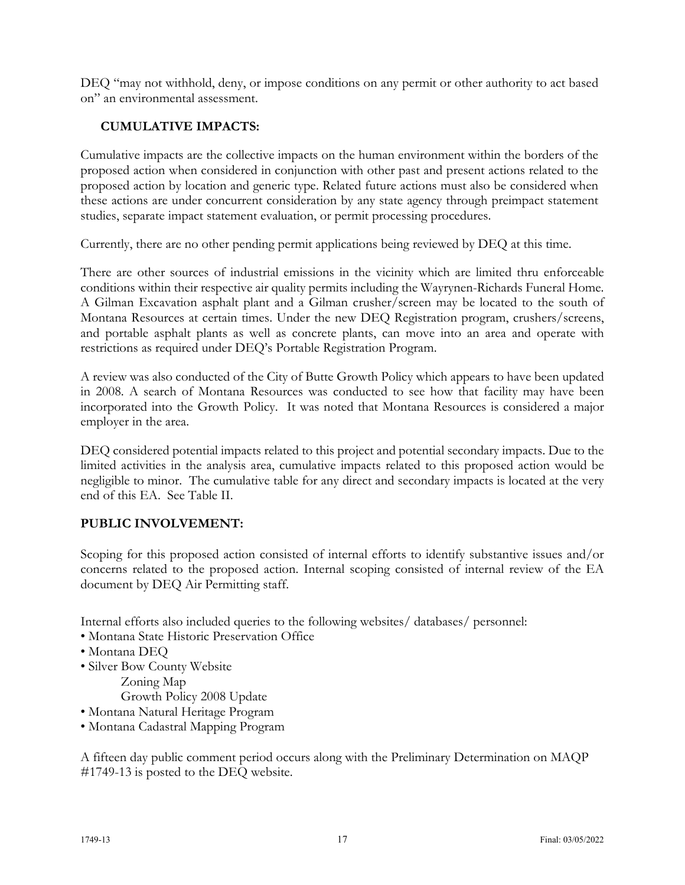DEQ "may not withhold, deny, or impose conditions on any permit or other authority to act based on" an environmental assessment.

## CUMULATIVE IMPACTS:

Cumulative impacts are the collective impacts on the human environment within the borders of the proposed action when considered in conjunction with other past and present actions related to the proposed action by location and generic type. Related future actions must also be considered when these actions are under concurrent consideration by any state agency through preimpact statement studies, separate impact statement evaluation, or permit processing procedures.

Currently, there are no other pending permit applications being reviewed by DEQ at this time.

There are other sources of industrial emissions in the vicinity which are limited thru enforceable conditions within their respective air quality permits including the Wayrynen-Richards Funeral Home. A Gilman Excavation asphalt plant and a Gilman crusher/screen may be located to the south of Montana Resources at certain times. Under the new DEQ Registration program, crushers/screens, and portable asphalt plants as well as concrete plants, can move into an area and operate with restrictions as required under DEQ's Portable Registration Program.

A review was also conducted of the City of Butte Growth Policy which appears to have been updated in 2008. A search of Montana Resources was conducted to see how that facility may have been incorporated into the Growth Policy. It was noted that Montana Resources is considered a major employer in the area.

DEQ considered potential impacts related to this project and potential secondary impacts. Due to the limited activities in the analysis area, cumulative impacts related to this proposed action would be negligible to minor. The cumulative table for any direct and secondary impacts is located at the very end of this EA. See Table II.

## PUBLIC INVOLVEMENT:

Scoping for this proposed action consisted of internal efforts to identify substantive issues and/or concerns related to the proposed action. Internal scoping consisted of internal review of the EA document by DEQ Air Permitting staff.

Internal efforts also included queries to the following websites/ databases/ personnel:

- Montana State Historic Preservation Office
- Montana DEQ
- Silver Bow County Website
  - Zoning Map
  - Growth Policy 2008 Update
- Montana Natural Heritage Program
- Montana Cadastral Mapping Program

A fifteen day public comment period occurs along with the Preliminary Determination on MAQP #1749-13 is posted to the DEQ website.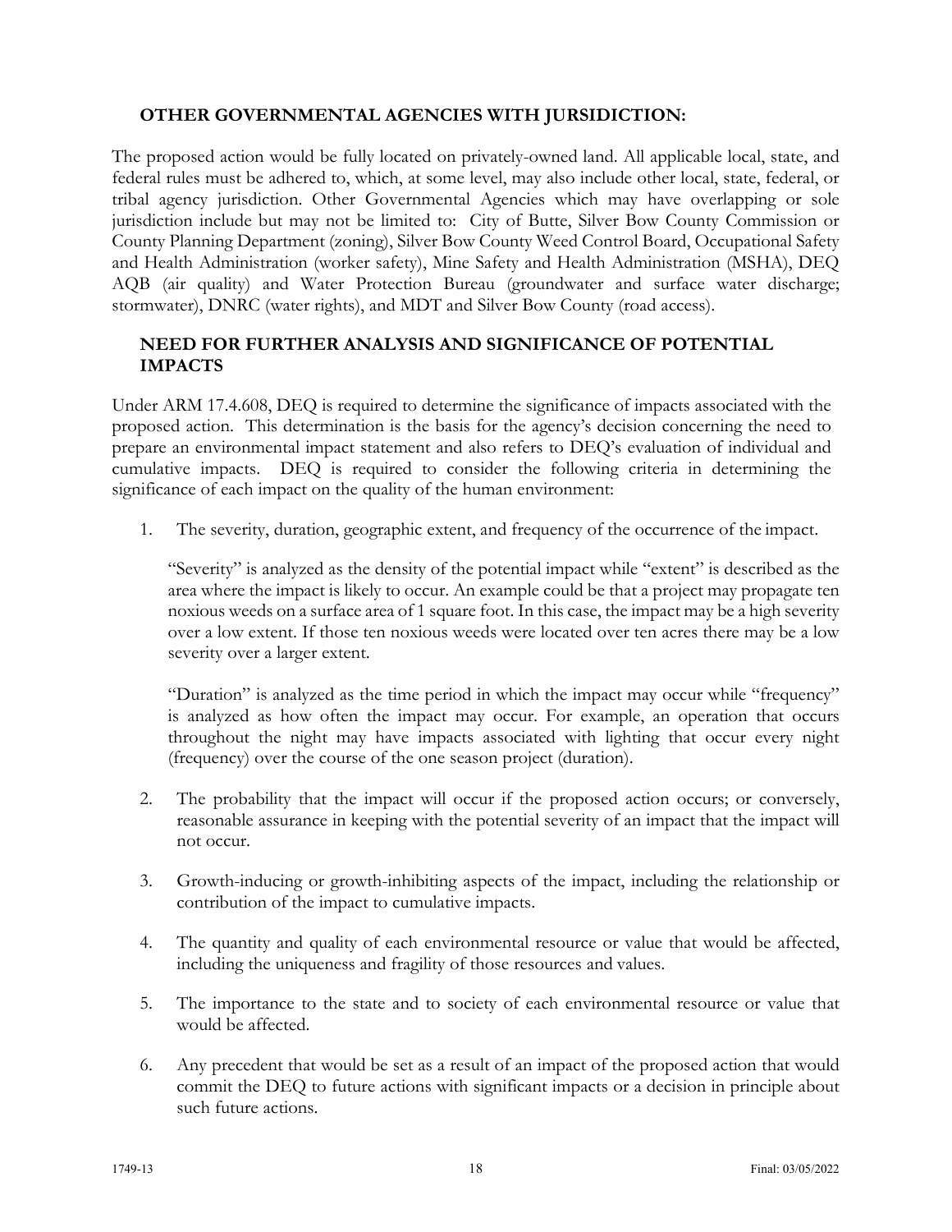## OTHER GOVERNMENTAL AGENCIES WITH JURSIDICTION:

The proposed action would be fully located on privately-owned land. All applicable local, state, and federal rules must be adhered to, which, at some level, may also include other local, state, federal, or tribal agency jurisdiction. Other Governmental Agencies which may have overlapping or sole jurisdiction include but may not be limited to: City of Butte, Silver Bow County Commission or County Planning Department (zoning), Silver Bow County Weed Control Board, Occupational Safety and Health Administration (worker safety), Mine Safety and Health Administration (MSHA), DEQ AQB (air quality) and Water Protection Bureau (groundwater and surface water discharge; stormwater), DNRC (water rights), and MDT and Silver Bow County (road access).

## NEED FOR FURTHER ANALYSIS AND SIGNIFICANCE OF POTENTIAL IMPACTS

Under ARM 17.4.608, DEQ is required to determine the significance of impacts associated with the proposed action. This determination is the basis for the agency's decision concerning the need to prepare an environmental impact statement and also refers to DEQ's evaluation of individual and cumulative impacts. DEQ is required to consider the following criteria in determining the significance of each impact on the quality of the human environment:

1. The severity, duration, geographic extent, and frequency of the occurrence of the impact.

   "Severity" is analyzed as the density of the potential impact while "extent" is described as the area where the impact is likely to occur. An example could be that a project may propagate ten noxious weeds on a surface area of 1 square foot. In this case, the impact may be a high severity over a low extent. If those ten noxious weeds were located over ten acres there may be a low severity over a larger extent.

   "Duration" is analyzed as the time period in which the impact may occur while "frequency" is analyzed as how often the impact may occur. For example, an operation that occurs throughout the night may have impacts associated with lighting that occur every night (frequency) over the course of the one season project (duration).

2. The probability that the impact will occur if the proposed action occurs; or conversely, reasonable assurance in keeping with the potential severity of an impact that the impact will not occur.

3. Growth-inducing or growth-inhibiting aspects of the impact, including the relationship or contribution of the impact to cumulative impacts.

4. The quantity and quality of each environmental resource or value that would be affected, including the uniqueness and fragility of those resources and values.

5. The importance to the state and to society of each environmental resource or value that would be affected.

6. Any precedent that would be set as a result of an impact of the proposed action that would commit the DEQ to future actions with significant impacts or a decision in principle about such future actions.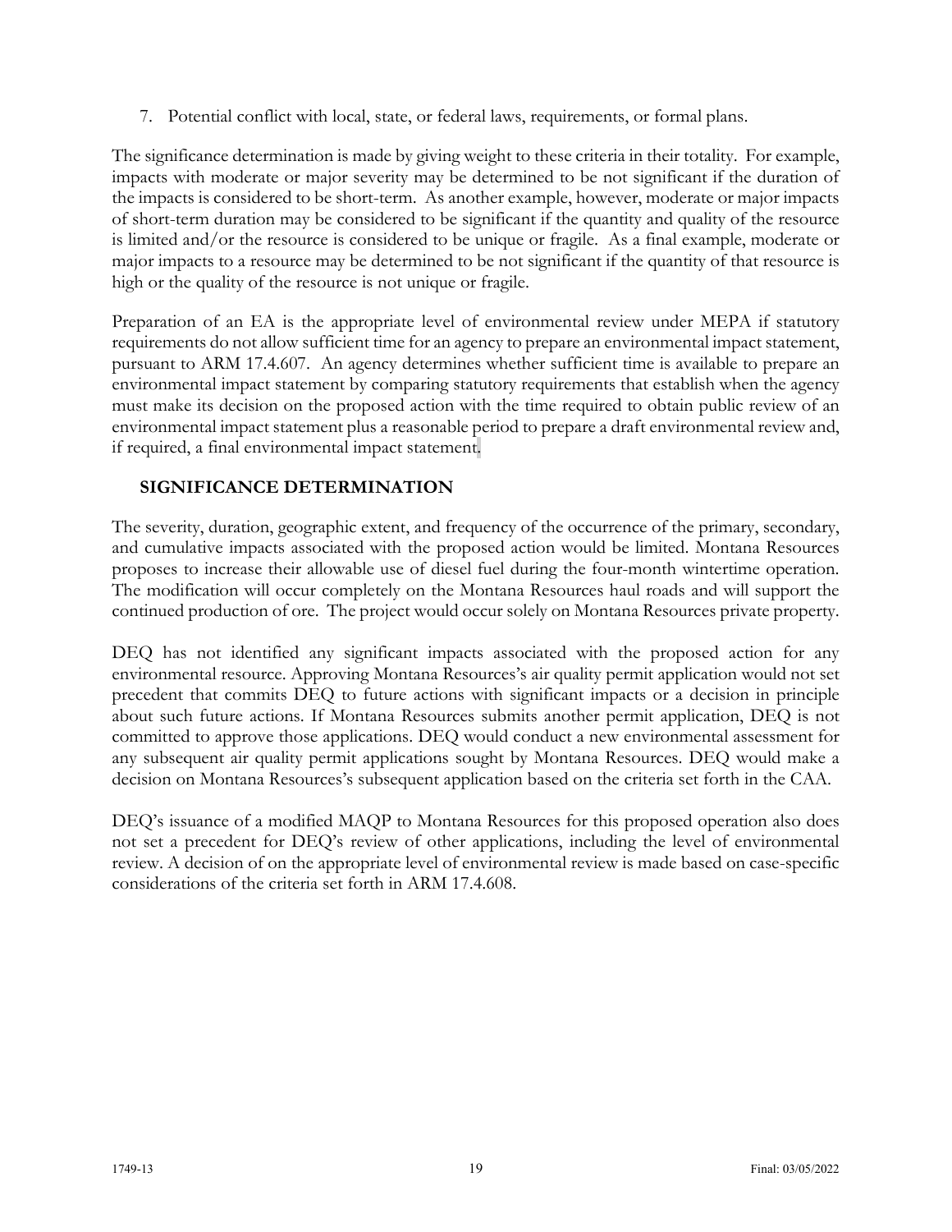7. Potential conflict with local, state, or federal laws, requirements, or formal plans.

The significance determination is made by giving weight to these criteria in their totality. For example, impacts with moderate or major severity may be determined to be not significant if the duration of the impacts is considered to be short-term. As another example, however, moderate or major impacts of short-term duration may be considered to be significant if the quantity and quality of the resource is limited and/or the resource is considered to be unique or fragile. As a final example, moderate or major impacts to a resource may be determined to be not significant if the quantity of that resource is high or the quality of the resource is not unique or fragile.

Preparation of an EA is the appropriate level of environmental review under MEPA if statutory requirements do not allow sufficient time for an agency to prepare an environmental impact statement, pursuant to ARM 17.4.607. An agency determines whether sufficient time is available to prepare an environmental impact statement by comparing statutory requirements that establish when the agency must make its decision on the proposed action with the time required to obtain public review of an environmental impact statement plus a reasonable period to prepare a draft environmental review and, if required, a final environmental impact statement.

## SIGNIFICANCE DETERMINATION

The severity, duration, geographic extent, and frequency of the occurrence of the primary, secondary, and cumulative impacts associated with the proposed action would be limited. Montana Resources proposes to increase their allowable use of diesel fuel during the four-month wintertime operation. The modification will occur completely on the Montana Resources haul roads and will support the continued production of ore. The project would occur solely on Montana Resources private property.

DEQ has not identified any significant impacts associated with the proposed action for any environmental resource. Approving Montana Resources's air quality permit application would not set precedent that commits DEQ to future actions with significant impacts or a decision in principle about such future actions. If Montana Resources submits another permit application, DEQ is not committed to approve those applications. DEQ would conduct a new environmental assessment for any subsequent air quality permit applications sought by Montana Resources. DEQ would make a decision on Montana Resources's subsequent application based on the criteria set forth in the CAA.

DEQ's issuance of a modified MAQP to Montana Resources for this proposed operation also does not set a precedent for DEQ's review of other applications, including the level of environmental review. A decision of on the appropriate level of environmental review is made based on case-specific considerations of the criteria set forth in ARM 17.4.608.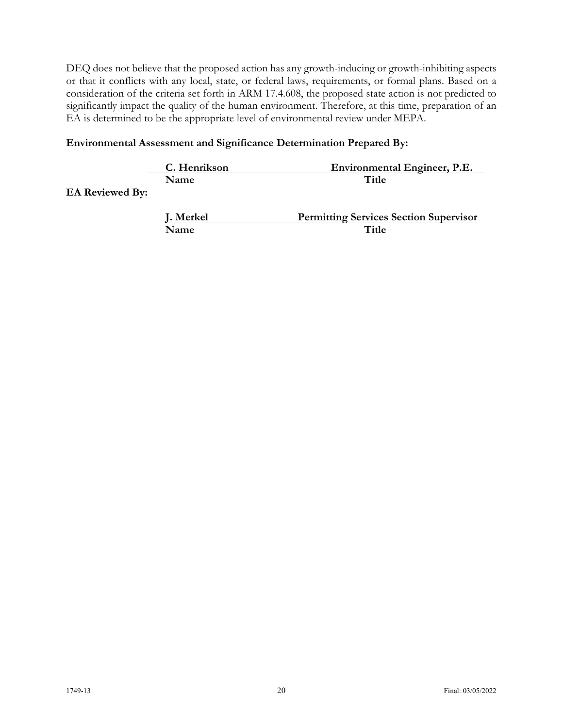DEQ does not believe that the proposed action has any growth-inducing or growth-inhibiting aspects or that it conflicts with any local, state, or federal laws, requirements, or formal plans. Based on a consideration of the criteria set forth in ARM 17.4.608, the proposed state action is not predicted to significantly impact the quality of the human environment. Therefore, at this time, preparation of an EA is determined to be the appropriate level of environmental review under MEPA.

**Environmental Assessment and Significance Determination Prepared By:**

| | | |
|---|---|---|
| | **C. Henrikson** | **Environmental Engineer, P.E.** |
| | **Name** | **Title** |
| **EA Reviewed By:** | | |
| | **J. Merkel** | **Permitting Services Section Supervisor** |
| | **Name** | **Title** |

1749-13 Final: 03/05/2022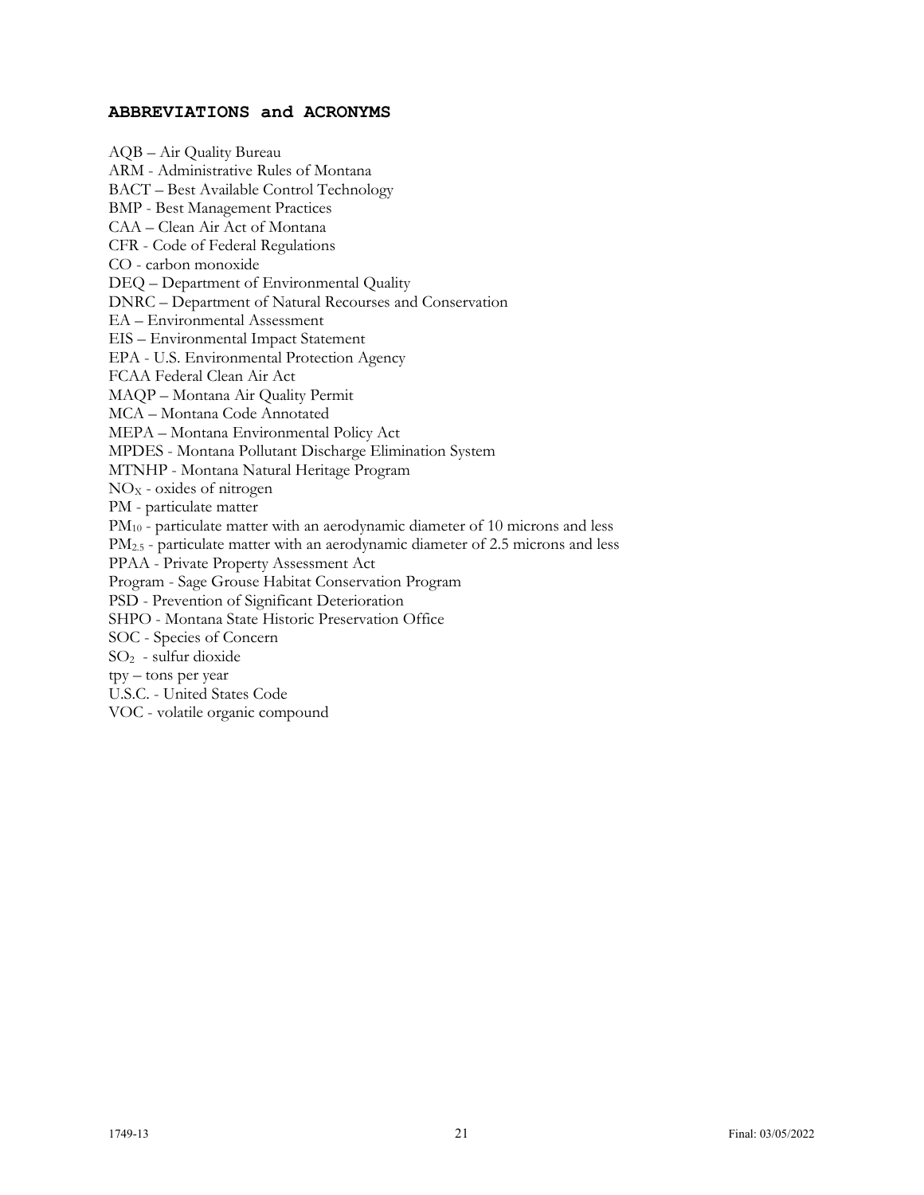## ABBREVIATIONS and ACRONYMS

AQB – Air Quality Bureau
ARM - Administrative Rules of Montana
BACT – Best Available Control Technology
BMP - Best Management Practices
CAA – Clean Air Act of Montana
CFR - Code of Federal Regulations
CO - carbon monoxide
DEQ – Department of Environmental Quality
DNRC – Department of Natural Recourses and Conservation
EA – Environmental Assessment
EIS – Environmental Impact Statement
EPA - U.S. Environmental Protection Agency
FCAA Federal Clean Air Act
MAQP – Montana Air Quality Permit
MCA – Montana Code Annotated
MEPA – Montana Environmental Policy Act
MPDES - Montana Pollutant Discharge Elimination System
MTNHP - Montana Natural Heritage Program
$NO_X$ - oxides of nitrogen
PM - particulate matter
$PM_{10}$ - particulate matter with an aerodynamic diameter of 10 microns and less
$PM_{2.5}$ - particulate matter with an aerodynamic diameter of 2.5 microns and less
PPAA - Private Property Assessment Act
Program - Sage Grouse Habitat Conservation Program
PSD - Prevention of Significant Deterioration
SHPO - Montana State Historic Preservation Office
SOC - Species of Concern
$SO_2$ - sulfur dioxide
tpy – tons per year
U.S.C. - United States Code
VOC - volatile organic compound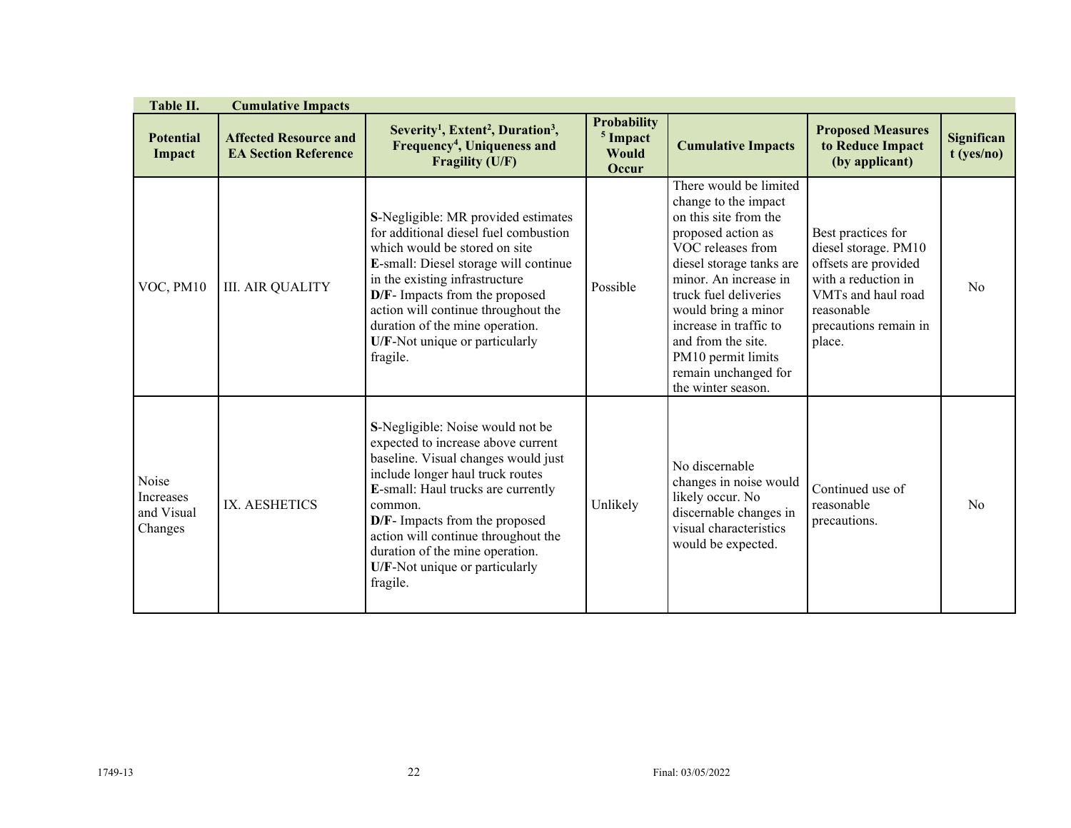**Table II. Cumulative Impacts**

| Potential Impact | Affected Resource and EA Section Reference | Severity[1], Extent[2], Duration[3], Frequency[4], Uniqueness and Fragility (U/F) | Probability [5] Impact Would Occur | Cumulative Impacts | Proposed Measures to Reduce Impact (by applicant) | Significant (yes/no) |
|---|---|---|---|---|---|---|
| VOC, PM10 | III. AIR QUALITY | **S**-Negligible: MR provided estimates for additional diesel fuel combustion which would be stored on site **E**-small: Diesel storage will continue in the existing infrastructure **D/F**- Impacts from the proposed action will continue throughout the duration of the mine operation. **U/F**-Not unique or particularly fragile. | Possible | There would be limited change to the impact on this site from the proposed action as VOC releases from diesel storage tanks are minor. An increase in truck fuel deliveries would bring a minor increase in traffic to and from the site. PM10 permit limits remain unchanged for the winter season. | Best practices for diesel storage. PM10 offsets are provided with a reduction in VMTs and haul road reasonable precautions remain in place. | No |
| Noise Increases and Visual Changes | IX. AESHETICS | **S**-Negligible: Noise would not be expected to increase above current baseline. Visual changes would just include longer haul truck routes **E**-small: Haul trucks are currently common. **D/F**- Impacts from the proposed action will continue throughout the duration of the mine operation. **U/F**-Not unique or particularly fragile. | Unlikely | No discernable changes in noise would likely occur. No discernable changes in visual characteristics would be expected. | Continued use of reasonable precautions. | No |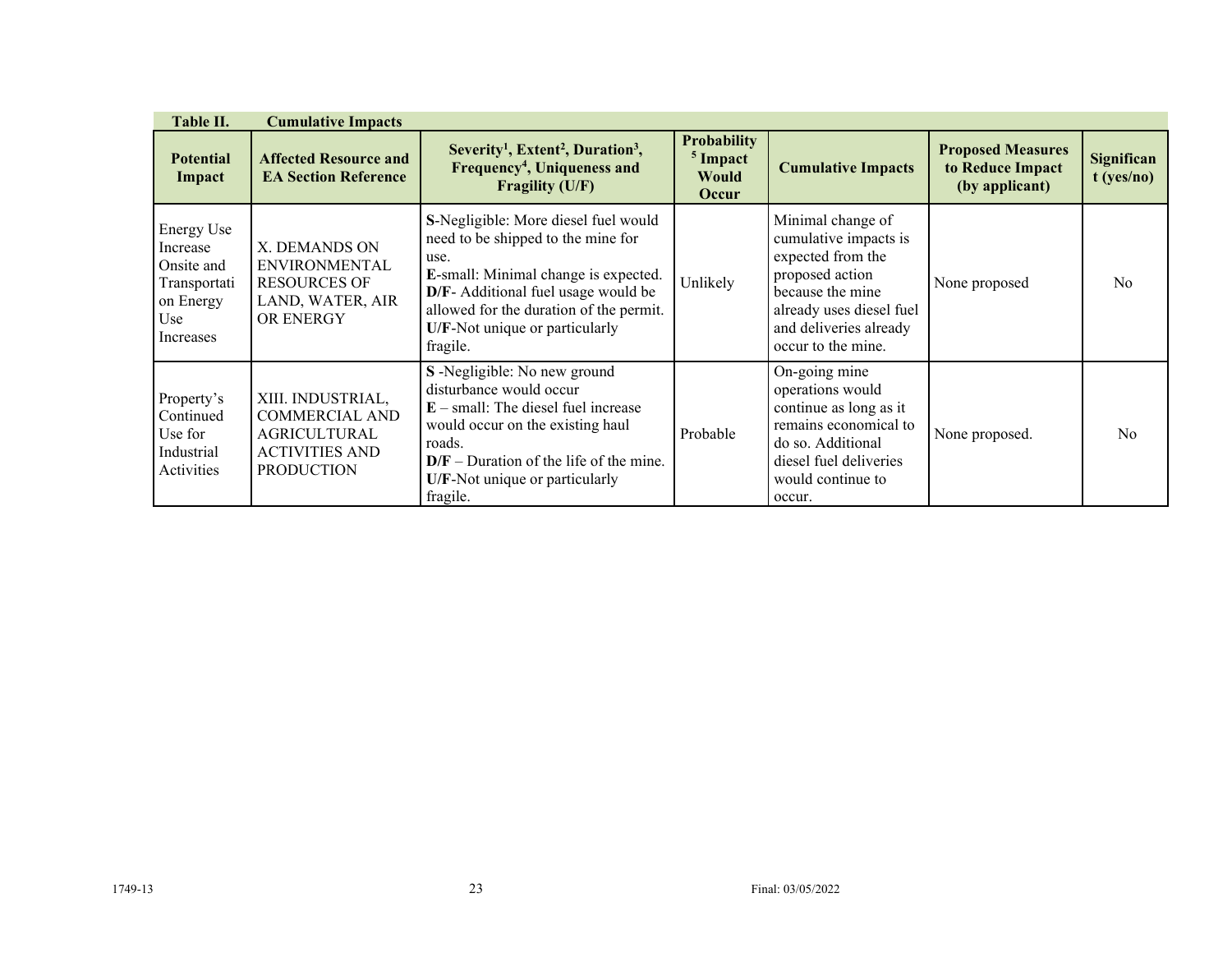**Table II. Cumulative Impacts**

| Potential Impact | Affected Resource and EA Section Reference | Severity[1], Extent[2], Duration[3], Frequency[4], Uniqueness and Fragility (U/F) | Probability [5] Impact Would Occur | Cumulative Impacts | Proposed Measures to Reduce Impact (by applicant) | Significant (yes/no) |
|---|---|---|---|---|---|---|
| Energy Use Increase Onsite and Transportation Energy Use Increases | X. DEMANDS ON ENVIRONMENTAL RESOURCES OF LAND, WATER, AIR OR ENERGY | **S**-Negligible: More diesel fuel would need to be shipped to the mine for use. **E**-small: Minimal change is expected. **D/F**- Additional fuel usage would be allowed for the duration of the permit. **U/F**-Not unique or particularly fragile. | Unlikely | Minimal change of cumulative impacts is expected from the proposed action because the mine already uses diesel fuel and deliveries already occur to the mine. | None proposed | No |
| Property's Continued Use for Industrial Activities | XIII. INDUSTRIAL, COMMERCIAL AND AGRICULTURAL ACTIVITIES AND PRODUCTION | **S** -Negligible: No new ground disturbance would occur **E** – small: The diesel fuel increase would occur on the existing haul roads. **D/F** – Duration of the life of the mine. **U/F**-Not unique or particularly fragile. | Probable | On-going mine operations would continue as long as it remains economical to do so. Additional diesel fuel deliveries would continue to occur. | None proposed. | No |

1749-13 Final: 03/05/2022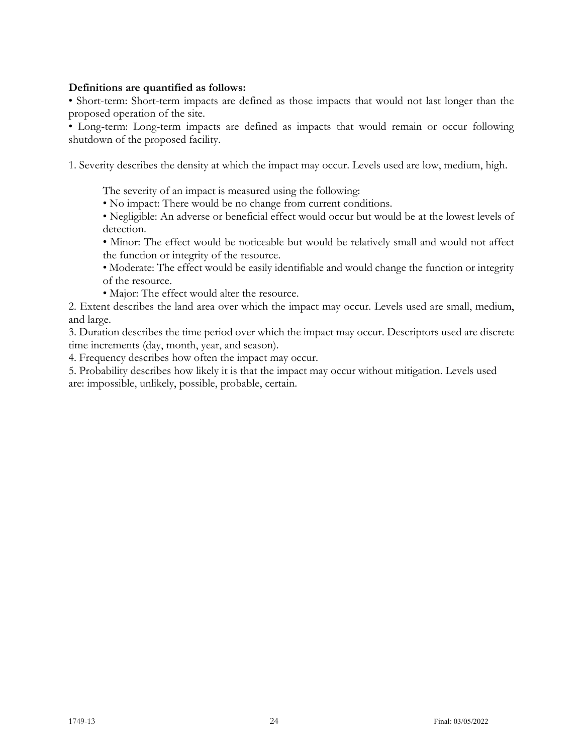**Definitions are quantified as follows:**

- Short-term: Short-term impacts are defined as those impacts that would not last longer than the proposed operation of the site.
- Long-term: Long-term impacts are defined as impacts that would remain or occur following shutdown of the proposed facility.

1. Severity describes the density at which the impact may occur. Levels used are low, medium, high.

   The severity of an impact is measured using the following:

   - No impact: There would be no change from current conditions.
   - Negligible: An adverse or beneficial effect would occur but would be at the lowest levels of detection.
   - Minor: The effect would be noticeable but would be relatively small and would not affect the function or integrity of the resource.
   - Moderate: The effect would be easily identifiable and would change the function or integrity of the resource.
   - Major: The effect would alter the resource.

2. Extent describes the land area over which the impact may occur. Levels used are small, medium, and large.
3. Duration describes the time period over which the impact may occur. Descriptors used are discrete time increments (day, month, year, and season).
4. Frequency describes how often the impact may occur.
5. Probability describes how likely it is that the impact may occur without mitigation. Levels used are: impossible, unlikely, possible, probable, certain.